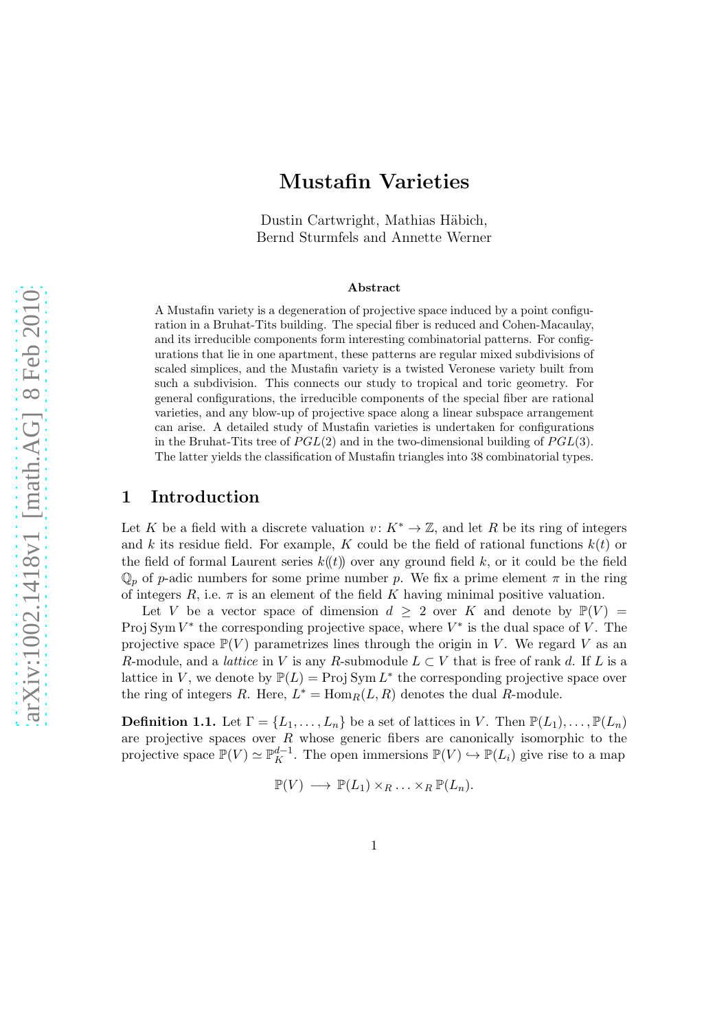# Mustafin Varieties

Dustin Cartwright, Mathias Häbich,
Bernd Sturmfels and Annette Werner

### Abstract

A Mustafin variety is a degeneration of projective space induced by a point configuration in a Bruhat-Tits building. The special fiber is reduced and Cohen-Macaulay, and its irreducible components form interesting combinatorial patterns. For configurations that lie in one apartment, these patterns are regular mixed subdivisions of scaled simplices, and the Mustafin variety is a twisted Veronese variety built from such a subdivision. This connects our study to tropical and toric geometry. For general configurations, the irreducible components of the special fiber are rational varieties, and any blow-up of projective space along a linear subspace arrangement can arise. A detailed study of Mustafin varieties is undertaken for configurations in the Bruhat-Tits tree of $PGL(2)$ and in the two-dimensional building of $PGL(3)$. The latter yields the classification of Mustafin triangles into 38 combinatorial types.

## 1 Introduction

Let $K$ be a field with a discrete valuation $v\colon K^* \to \mathbb{Z}$, and let $R$ be its ring of integers and $k$ its residue field. For example, $K$ could be the field of rational functions $k(t)$ or the field of formal Laurent series $k(\!(t)\!)$ over any ground field $k$, or it could be the field $\mathbb{Q}_p$ of $p$-adic numbers for some prime number $p$. We fix a prime element $\pi$ in the ring of integers $R$, i.e. $\pi$ is an element of the field $K$ having minimal positive valuation.

Let $V$ be a vector space of dimension $d \geq 2$ over $K$ and denote by $\mathbb{P}(V) = \operatorname{Proj} \operatorname{Sym} V^*$ the corresponding projective space, where $V^*$ is the dual space of $V$. The projective space $\mathbb{P}(V)$ parametrizes lines through the origin in $V$. We regard $V$ as an $R$-module, and a *lattice* in $V$ is any $R$-submodule $L \subset V$ that is free of rank $d$. If $L$ is a lattice in $V$, we denote by $\mathbb{P}(L) = \operatorname{Proj} \operatorname{Sym} L^*$ the corresponding projective space over the ring of integers $R$. Here, $L^* = \operatorname{Hom}_R(L, R)$ denotes the dual $R$-module.

**Definition 1.1.** Let $\Gamma = \{L_1, \ldots, L_n\}$ be a set of lattices in $V$. Then $\mathbb{P}(L_1), \ldots, \mathbb{P}(L_n)$ are projective spaces over $R$ whose generic fibers are canonically isomorphic to the projective space $\mathbb{P}(V) \simeq \mathbb{P}^{d-1}_K$. The open immersions $\mathbb{P}(V) \hookrightarrow \mathbb{P}(L_i)$ give rise to a map

$$\mathbb{P}(V) \longrightarrow \mathbb{P}(L_1) \times_R \ldots \times_R \mathbb{P}(L_n).$$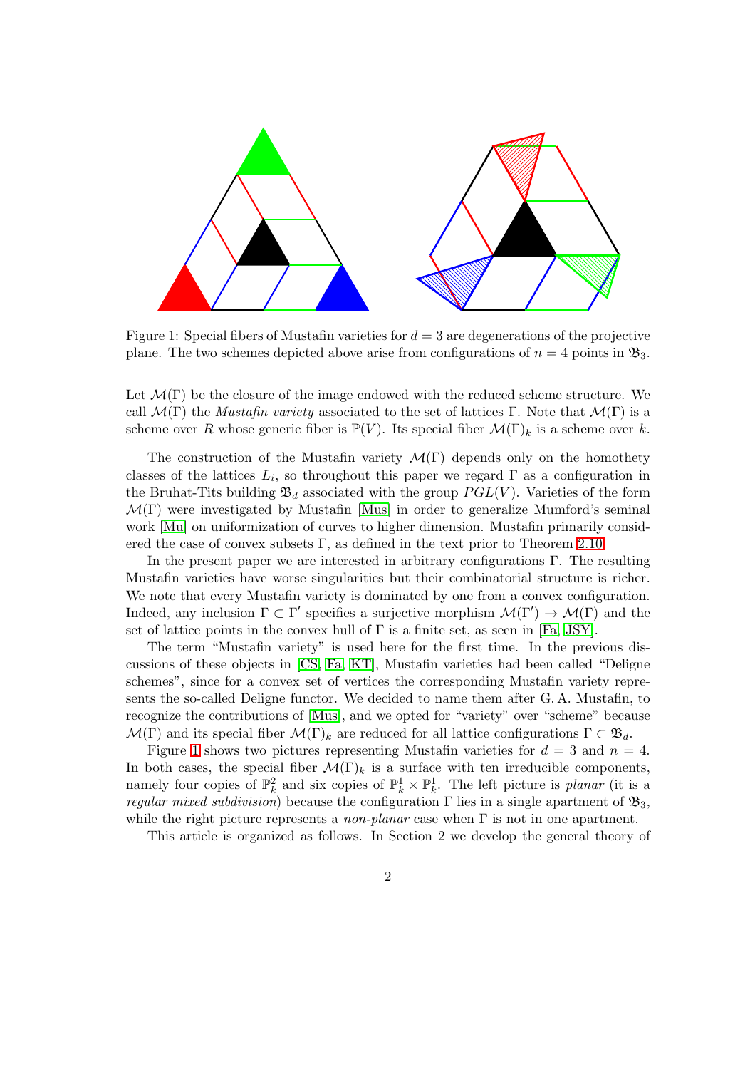Figure 1: Special fibers of Mustafin varieties for $d = 3$ are degenerations of the projective plane. The two schemes depicted above arise from configurations of $n = 4$ points in $\mathfrak{B}_3$.

Let $\mathcal{M}(\Gamma)$ be the closure of the image endowed with the reduced scheme structure. We call $\mathcal{M}(\Gamma)$ the *Mustafin variety* associated to the set of lattices $\Gamma$. Note that $\mathcal{M}(\Gamma)$ is a scheme over $R$ whose generic fiber is $\mathbb{P}(V)$. Its special fiber $\mathcal{M}(\Gamma)_k$ is a scheme over $k$.

The construction of the Mustafin variety $\mathcal{M}(\Gamma)$ depends only on the homothety classes of the lattices $L_i$, so throughout this paper we regard $\Gamma$ as a configuration in the Bruhat-Tits building $\mathfrak{B}_d$ associated with the group $PGL(V)$. Varieties of the form $\mathcal{M}(\Gamma)$ were investigated by Mustafin [Mus] in order to generalize Mumford's seminal work [Mu] on uniformization of curves to higher dimension. Mustafin primarily considered the case of convex subsets $\Gamma$, as defined in the text prior to Theorem 2.10.

In the present paper we are interested in arbitrary configurations $\Gamma$. The resulting Mustafin varieties have worse singularities but their combinatorial structure is richer. We note that every Mustafin variety is dominated by one from a convex configuration. Indeed, any inclusion $\Gamma \subset \Gamma'$ specifies a surjective morphism $\mathcal{M}(\Gamma') \to \mathcal{M}(\Gamma)$ and the set of lattice points in the convex hull of $\Gamma$ is a finite set, as seen in [Fa, JSY].

The term "Mustafin variety" is used here for the first time. In the previous discussions of these objects in [CS, Fa, KT], Mustafin varieties had been called "Deligne schemes", since for a convex set of vertices the corresponding Mustafin variety represents the so-called Deligne functor. We decided to name them after G. A. Mustafin, to recognize the contributions of [Mus], and we opted for "variety" over "scheme" because $\mathcal{M}(\Gamma)$ and its special fiber $\mathcal{M}(\Gamma)_k$ are reduced for all lattice configurations $\Gamma \subset \mathfrak{B}_d$.

Figure 1 shows two pictures representing Mustafin varieties for $d = 3$ and $n = 4$. In both cases, the special fiber $\mathcal{M}(\Gamma)_k$ is a surface with ten irreducible components, namely four copies of $\mathbb{P}^2_k$ and six copies of $\mathbb{P}^1_k \times \mathbb{P}^1_k$. The left picture is *planar* (it is a *regular mixed subdivision*) because the configuration $\Gamma$ lies in a single apartment of $\mathfrak{B}_3$, while the right picture represents a *non-planar* case when $\Gamma$ is not in one apartment.

This article is organized as follows. In Section 2 we develop the general theory of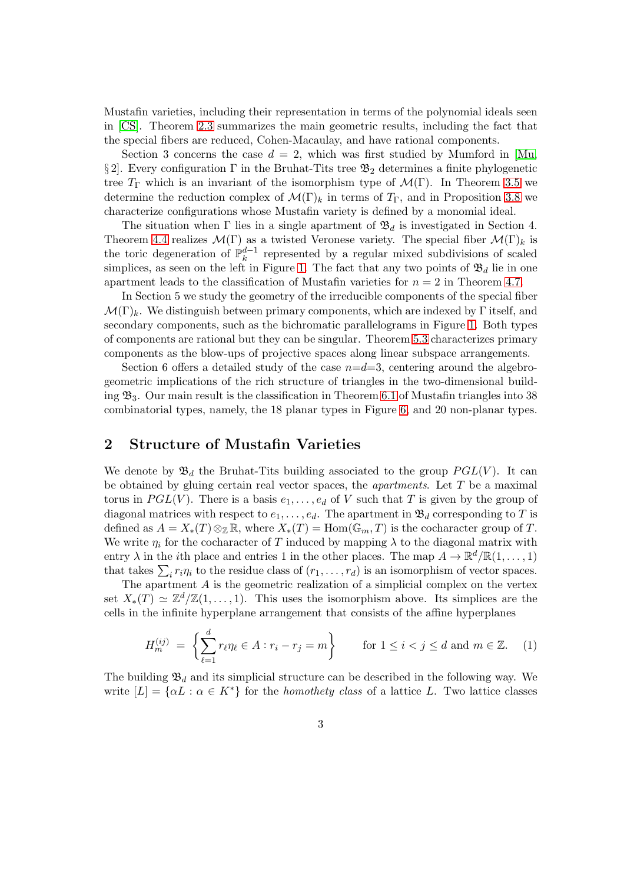Mustafin varieties, including their representation in terms of the polynomial ideals seen in [CS]. Theorem 2.3 summarizes the main geometric results, including the fact that the special fibers are reduced, Cohen-Macaulay, and have rational components.

Section 3 concerns the case $d = 2$, which was first studied by Mumford in [Mu, § 2]. Every configuration $\Gamma$ in the Bruhat-Tits tree $\mathfrak{B}_2$ determines a finite phylogenetic tree $T_\Gamma$ which is an invariant of the isomorphism type of $\mathcal{M}(\Gamma)$. In Theorem 3.5 we determine the reduction complex of $\mathcal{M}(\Gamma)_k$ in terms of $T_\Gamma$, and in Proposition 3.8 we characterize configurations whose Mustafin variety is defined by a monomial ideal.

The situation when $\Gamma$ lies in a single apartment of $\mathfrak{B}_d$ is investigated in Section 4. Theorem 4.4 realizes $\mathcal{M}(\Gamma)$ as a twisted Veronese variety. The special fiber $\mathcal{M}(\Gamma)_k$ is the toric degeneration of $\mathbb{P}_k^{d-1}$ represented by a regular mixed subdivisions of scaled simplices, as seen on the left in Figure 1. The fact that any two points of $\mathfrak{B}_d$ lie in one apartment leads to the classification of Mustafin varieties for $n = 2$ in Theorem 4.7.

In Section 5 we study the geometry of the irreducible components of the special fiber $\mathcal{M}(\Gamma)_k$. We distinguish between primary components, which are indexed by $\Gamma$ itself, and secondary components, such as the bichromatic parallelograms in Figure 1. Both types of components are rational but they can be singular. Theorem 5.3 characterizes primary components as the blow-ups of projective spaces along linear subspace arrangements.

Section 6 offers a detailed study of the case $n$=$d$=3, centering around the algebro-geometric implications of the rich structure of triangles in the two-dimensional building $\mathfrak{B}_3$. Our main result is the classification in Theorem 6.1 of Mustafin triangles into 38 combinatorial types, namely, the 18 planar types in Figure 6, and 20 non-planar types.

## 2 Structure of Mustafin Varieties

We denote by $\mathfrak{B}_d$ the Bruhat-Tits building associated to the group $PGL(V)$. It can be obtained by gluing certain real vector spaces, the *apartments*. Let $T$ be a maximal torus in $PGL(V)$. There is a basis $e_1, \ldots, e_d$ of $V$ such that $T$ is given by the group of diagonal matrices with respect to $e_1, \ldots, e_d$. The apartment in $\mathfrak{B}_d$ corresponding to $T$ is defined as $A = X_*(T) \otimes_{\mathbb{Z}} \mathbb{R}$, where $X_*(T) = \mathrm{Hom}(\mathbb{G}_m, T)$ is the cocharacter group of $T$. We write $\eta_i$ for the cocharacter of $T$ induced by mapping $\lambda$ to the diagonal matrix with entry $\lambda$ in the $i$th place and entries 1 in the other places. The map $A \to \mathbb{R}^d/\mathbb{R}(1, \ldots, 1)$ that takes $\sum_i r_i \eta_i$ to the residue class of $(r_1, \ldots, r_d)$ is an isomorphism of vector spaces.

The apartment $A$ is the geometric realization of a simplicial complex on the vertex set $X_*(T) \simeq \mathbb{Z}^d/\mathbb{Z}(1, \ldots, 1)$. This uses the isomorphism above. Its simplices are the cells in the infinite hyperplane arrangement that consists of the affine hyperplanes

$$H_m^{(ij)} \;=\; \left\{ \sum_{\ell=1}^{d} r_\ell \eta_\ell \in A : r_i - r_j = m \right\} \qquad \text{for } 1 \leq i < j \leq d \text{ and } m \in \mathbb{Z}. \quad (1)$$

The building $\mathfrak{B}_d$ and its simplicial structure can be described in the following way. We write $[L] = \{\alpha L : \alpha \in K^*\}$ for the *homothety class* of a lattice $L$. Two lattice classes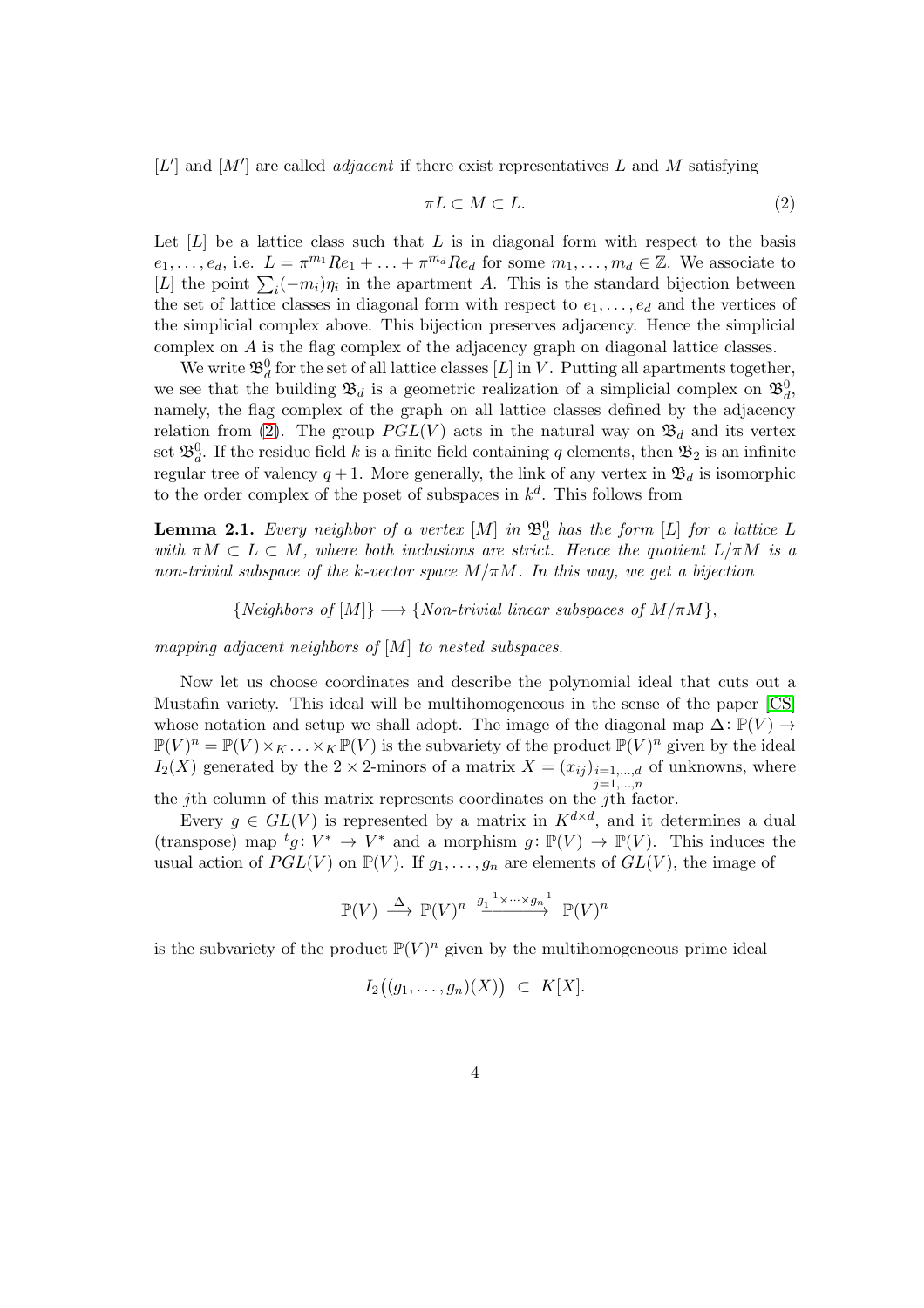$[L']$ and $[M']$ are called *adjacent* if there exist representatives $L$ and $M$ satisfying

$$\pi L \subset M \subset L. \tag{2}$$

Let $[L]$ be a lattice class such that $L$ is in diagonal form with respect to the basis $e_1, \ldots, e_d$, i.e. $L = \pi^{m_1} R e_1 + \ldots + \pi^{m_d} R e_d$ for some $m_1, \ldots, m_d \in \mathbb{Z}$. We associate to $[L]$ the point $\sum_i (-m_i)\eta_i$ in the apartment $A$. This is the standard bijection between the set of lattice classes in diagonal form with respect to $e_1, \ldots, e_d$ and the vertices of the simplicial complex above. This bijection preserves adjacency. Hence the simplicial complex on $A$ is the flag complex of the adjacency graph on diagonal lattice classes.

We write $\mathfrak{B}_d^0$ for the set of all lattice classes $[L]$ in $V$. Putting all apartments together, we see that the building $\mathfrak{B}_d$ is a geometric realization of a simplicial complex on $\mathfrak{B}_d^0$, namely, the flag complex of the graph on all lattice classes defined by the adjacency relation from (2). The group $PGL(V)$ acts in the natural way on $\mathfrak{B}_d$ and its vertex set $\mathfrak{B}_d^0$. If the residue field $k$ is a finite field containing $q$ elements, then $\mathfrak{B}_2$ is an infinite regular tree of valency $q+1$. More generally, the link of any vertex in $\mathfrak{B}_d$ is isomorphic to the order complex of the poset of subspaces in $k^d$. This follows from

**Lemma 2.1.** *Every neighbor of a vertex $[M]$ in $\mathfrak{B}_d^0$ has the form $[L]$ for a lattice $L$ with $\pi M \subset L \subset M$, where both inclusions are strict. Hence the quotient $L/\pi M$ is a non-trivial subspace of the $k$-vector space $M/\pi M$. In this way, we get a bijection*

$$\{\textit{Neighbors of } [M]\} \longrightarrow \{\textit{Non-trivial linear subspaces of } M/\pi M\},$$

*mapping adjacent neighbors of $[M]$ to nested subspaces.*

Now let us choose coordinates and describe the polynomial ideal that cuts out a Mustafin variety. This ideal will be multihomogeneous in the sense of the paper [CS] whose notation and setup we shall adopt. The image of the diagonal map $\Delta\colon \mathbb{P}(V) \to \mathbb{P}(V)^n = \mathbb{P}(V) \times_K \ldots \times_K \mathbb{P}(V)$ is the subvariety of the product $\mathbb{P}(V)^n$ given by the ideal $I_2(X)$ generated by the $2\times 2$-minors of a matrix $X = (x_{ij})_{\substack{i=1,\ldots,d\\ j=1,\ldots,n}}$ of unknowns, where the $j$th column of this matrix represents coordinates on the $j$th factor.

Every $g \in GL(V)$ is represented by a matrix in $K^{d\times d}$, and it determines a dual (transpose) map ${}^t g\colon V^* \to V^*$ and a morphism $g\colon \mathbb{P}(V) \to \mathbb{P}(V)$. This induces the usual action of $PGL(V)$ on $\mathbb{P}(V)$. If $g_1, \ldots, g_n$ are elements of $GL(V)$, the image of

$$\mathbb{P}(V) \xrightarrow{\ \Delta\ } \mathbb{P}(V)^n \xrightarrow{g_1^{-1}\times\cdots\times g_n^{-1}} \mathbb{P}(V)^n$$

is the subvariety of the product $\mathbb{P}(V)^n$ given by the multihomogeneous prime ideal

$$I_2\big((g_1, \ldots, g_n)(X)\big) \ \subset\ K[X].$$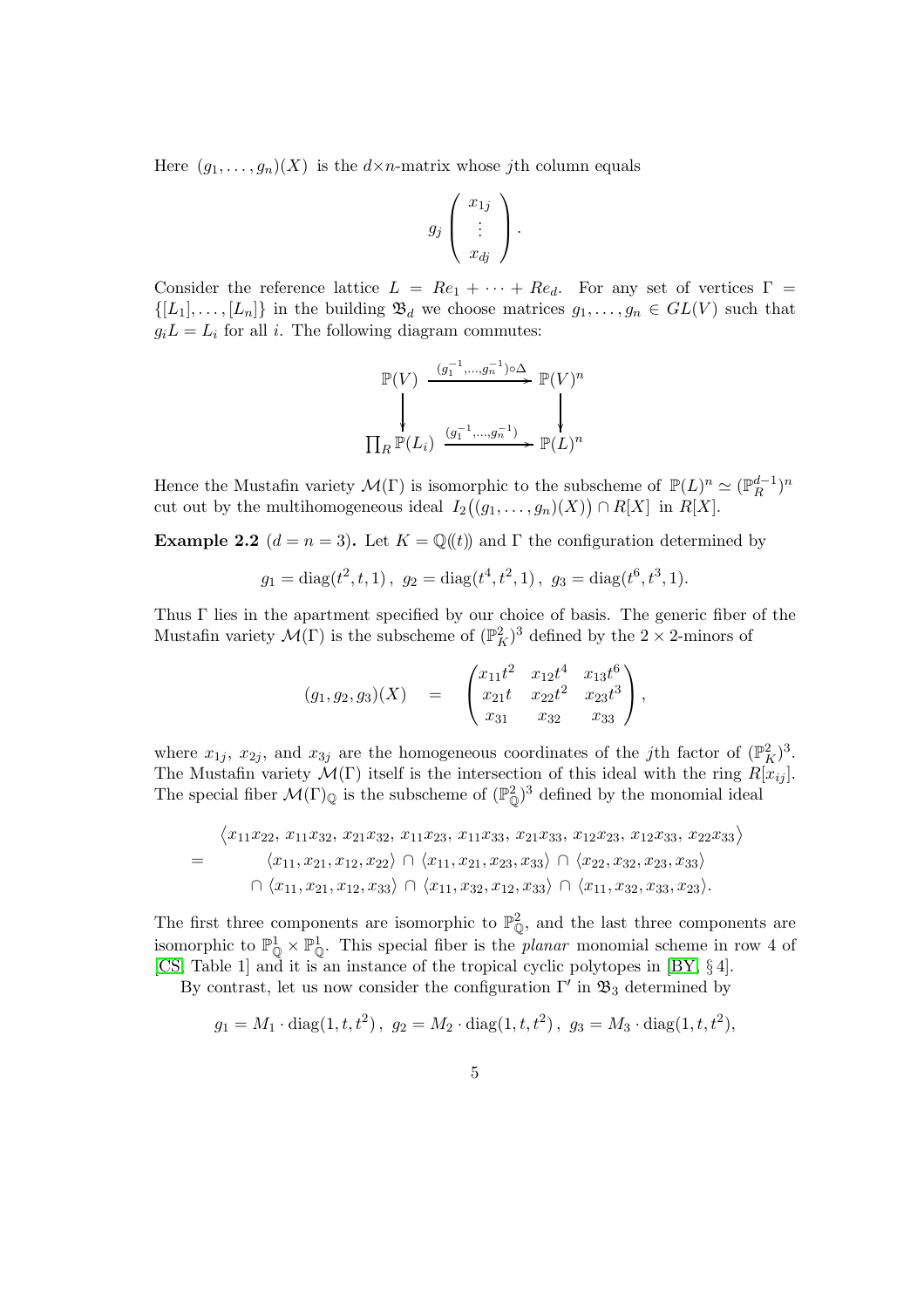Here $(g_1, \ldots, g_n)(X)$ is the $d \times n$-matrix whose $j$th column equals

$$g_j \begin{pmatrix} x_{1j} \\ \vdots \\ x_{dj} \end{pmatrix}.$$

Consider the reference lattice $L = Re_1 + \cdots + Re_d$. For any set of vertices $\Gamma = \{[L_1], \ldots, [L_n]\}$ in the building $\mathfrak{B}_d$ we choose matrices $g_1, \ldots, g_n \in GL(V)$ such that $g_i L = L_i$ for all $i$. The following diagram commutes:

$$\begin{array}{ccc} \mathbb{P}(V) & \xrightarrow{(g_1^{-1}, \ldots, g_n^{-1}) \circ \Delta} & \mathbb{P}(V)^n \\ \big\downarrow & & \big\downarrow \\ \prod_R \mathbb{P}(L_i) & \xrightarrow{(g_1^{-1}, \ldots, g_n^{-1})} & \mathbb{P}(L)^n \end{array}$$

Hence the Mustafin variety $\mathcal{M}(\Gamma)$ is isomorphic to the subscheme of $\mathbb{P}(L)^n \simeq (\mathbb{P}_R^{d-1})^n$ cut out by the multihomogeneous ideal $I_2\big((g_1, \ldots, g_n)(X)\big) \cap R[X]$ in $R[X]$.

**Example 2.2** ($d = n = 3$)**.** Let $K = \mathbb{Q}((t))$ and $\Gamma$ the configuration determined by

$$g_1 = \mathrm{diag}(t^2, t, 1), \; g_2 = \mathrm{diag}(t^4, t^2, 1), \; g_3 = \mathrm{diag}(t^6, t^3, 1).$$

Thus $\Gamma$ lies in the apartment specified by our choice of basis. The generic fiber of the Mustafin variety $\mathcal{M}(\Gamma)$ is the subscheme of $(\mathbb{P}_K^2)^3$ defined by the $2 \times 2$-minors of

$$(g_1, g_2, g_3)(X) \quad = \quad \begin{pmatrix} x_{11}t^2 & x_{12}t^4 & x_{13}t^6 \\ x_{21}t & x_{22}t^2 & x_{23}t^3 \\ x_{31} & x_{32} & x_{33} \end{pmatrix},$$

where $x_{1j}$, $x_{2j}$, and $x_{3j}$ are the homogeneous coordinates of the $j$th factor of $(\mathbb{P}_K^2)^3$. The Mustafin variety $\mathcal{M}(\Gamma)$ itself is the intersection of this ideal with the ring $R[x_{ij}]$. The special fiber $\mathcal{M}(\Gamma)_{\mathbb{Q}}$ is the subscheme of $(\mathbb{P}_{\mathbb{Q}}^2)^3$ defined by the monomial ideal

$$\begin{aligned} & \big\langle x_{11}x_{22}, \, x_{11}x_{32}, \, x_{21}x_{32}, \, x_{11}x_{23}, \, x_{11}x_{33}, \, x_{21}x_{33}, \, x_{12}x_{23}, \, x_{12}x_{33}, \, x_{22}x_{33} \big\rangle \\ = \quad & \langle x_{11}, x_{21}, x_{12}, x_{22} \rangle \cap \langle x_{11}, x_{21}, x_{23}, x_{33} \rangle \cap \langle x_{22}, x_{32}, x_{23}, x_{33} \rangle \\ & \cap \langle x_{11}, x_{21}, x_{12}, x_{33} \rangle \cap \langle x_{11}, x_{32}, x_{12}, x_{33} \rangle \cap \langle x_{11}, x_{32}, x_{33}, x_{23} \rangle. \end{aligned}$$

The first three components are isomorphic to $\mathbb{P}_{\mathbb{Q}}^2$, and the last three components are isomorphic to $\mathbb{P}_{\mathbb{Q}}^1 \times \mathbb{P}_{\mathbb{Q}}^1$. This special fiber is the *planar* monomial scheme in row 4 of [CS, Table 1] and it is an instance of the tropical cyclic polytopes in [BY, § 4].

By contrast, let us now consider the configuration $\Gamma'$ in $\mathfrak{B}_3$ determined by

$$g_1 = M_1 \cdot \mathrm{diag}(1, t, t^2), \; g_2 = M_2 \cdot \mathrm{diag}(1, t, t^2), \; g_3 = M_3 \cdot \mathrm{diag}(1, t, t^2),$$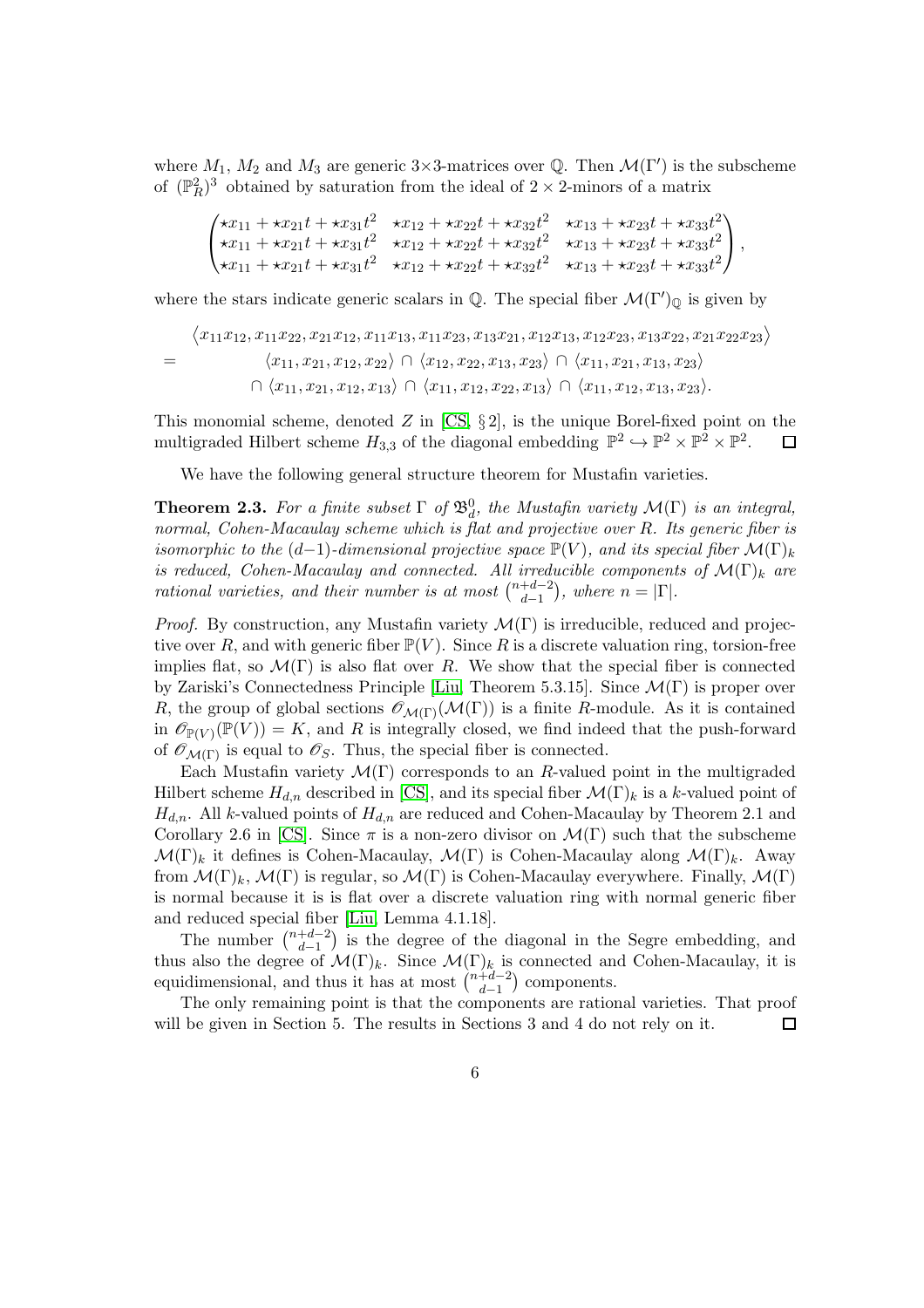where $M_1$, $M_2$ and $M_3$ are generic $3\times 3$-matrices over $\mathbb{Q}$. Then $\mathcal{M}(\Gamma')$ is the subscheme of $(\mathbb{P}^2_R)^3$ obtained by saturation from the ideal of $2\times 2$-minors of a matrix

$$\begin{pmatrix} \star x_{11}+\star x_{21}t+\star x_{31}t^2 & \star x_{12}+\star x_{22}t+\star x_{32}t^2 & \star x_{13}+\star x_{23}t+\star x_{33}t^2 \\ \star x_{11}+\star x_{21}t+\star x_{31}t^2 & \star x_{12}+\star x_{22}t+\star x_{32}t^2 & \star x_{13}+\star x_{23}t+\star x_{33}t^2 \\ \star x_{11}+\star x_{21}t+\star x_{31}t^2 & \star x_{12}+\star x_{22}t+\star x_{32}t^2 & \star x_{13}+\star x_{23}t+\star x_{33}t^2 \end{pmatrix},$$

where the stars indicate generic scalars in $\mathbb{Q}$. The special fiber $\mathcal{M}(\Gamma')_{\mathbb{Q}}$ is given by

$$\begin{aligned} &\langle x_{11}x_{12}, x_{11}x_{22}, x_{21}x_{12}, x_{11}x_{13}, x_{11}x_{23}, x_{13}x_{21}, x_{12}x_{13}, x_{12}x_{23}, x_{13}x_{22}, x_{21}x_{22}x_{23}\rangle \\ = \quad &\langle x_{11}, x_{21}, x_{12}, x_{22}\rangle \cap \langle x_{12}, x_{22}, x_{13}, x_{23}\rangle \cap \langle x_{11}, x_{21}, x_{13}, x_{23}\rangle \\ &\cap \langle x_{11}, x_{21}, x_{12}, x_{13}\rangle \cap \langle x_{11}, x_{12}, x_{22}, x_{13}\rangle \cap \langle x_{11}, x_{12}, x_{13}, x_{23}\rangle. \end{aligned}$$

This monomial scheme, denoted $Z$ in [CS, § 2], is the unique Borel-fixed point on the multigraded Hilbert scheme $H_{3,3}$ of the diagonal embedding $\mathbb{P}^2 \hookrightarrow \mathbb{P}^2\times\mathbb{P}^2\times\mathbb{P}^2$. □

We have the following general structure theorem for Mustafin varieties.

**Theorem 2.3.** *For a finite subset $\Gamma$ of $\mathfrak{B}^0_d$, the Mustafin variety $\mathcal{M}(\Gamma)$ is an integral, normal, Cohen-Macaulay scheme which is flat and projective over $R$. Its generic fiber is isomorphic to the $(d-1)$-dimensional projective space $\mathbb{P}(V)$, and its special fiber $\mathcal{M}(\Gamma)_k$ is reduced, Cohen-Macaulay and connected. All irreducible components of $\mathcal{M}(\Gamma)_k$ are rational varieties, and their number is at most $\binom{n+d-2}{d-1}$, where $n = |\Gamma|$.*

*Proof.* By construction, any Mustafin variety $\mathcal{M}(\Gamma)$ is irreducible, reduced and projective over $R$, and with generic fiber $\mathbb{P}(V)$. Since $R$ is a discrete valuation ring, torsion-free implies flat, so $\mathcal{M}(\Gamma)$ is also flat over $R$. We show that the special fiber is connected by Zariski's Connectedness Principle [Liu, Theorem 5.3.15]. Since $\mathcal{M}(\Gamma)$ is proper over $R$, the group of global sections $\mathscr{O}_{\mathcal{M}(\Gamma)}(\mathcal{M}(\Gamma))$ is a finite $R$-module. As it is contained in $\mathscr{O}_{\mathbb{P}(V)}(\mathbb{P}(V)) = K$, and $R$ is integrally closed, we find indeed that the push-forward of $\mathscr{O}_{\mathcal{M}(\Gamma)}$ is equal to $\mathscr{O}_S$. Thus, the special fiber is connected.

Each Mustafin variety $\mathcal{M}(\Gamma)$ corresponds to an $R$-valued point in the multigraded Hilbert scheme $H_{d,n}$ described in [CS], and its special fiber $\mathcal{M}(\Gamma)_k$ is a $k$-valued point of $H_{d,n}$. All $k$-valued points of $H_{d,n}$ are reduced and Cohen-Macaulay by Theorem 2.1 and Corollary 2.6 in [CS]. Since $\pi$ is a non-zero divisor on $\mathcal{M}(\Gamma)$ such that the subscheme $\mathcal{M}(\Gamma)_k$ it defines is Cohen-Macaulay, $\mathcal{M}(\Gamma)$ is Cohen-Macaulay along $\mathcal{M}(\Gamma)_k$. Away from $\mathcal{M}(\Gamma)_k$, $\mathcal{M}(\Gamma)$ is regular, so $\mathcal{M}(\Gamma)$ is Cohen-Macaulay everywhere. Finally, $\mathcal{M}(\Gamma)$ is normal because it is is flat over a discrete valuation ring with normal generic fiber and reduced special fiber [Liu, Lemma 4.1.18].

The number $\binom{n+d-2}{d-1}$ is the degree of the diagonal in the Segre embedding, and thus also the degree of $\mathcal{M}(\Gamma)_k$. Since $\mathcal{M}(\Gamma)_k$ is connected and Cohen-Macaulay, it is equidimensional, and thus it has at most $\binom{n+d-2}{d-1}$ components.

The only remaining point is that the components are rational varieties. That proof will be given in Section 5. The results in Sections 3 and 4 do not rely on it. □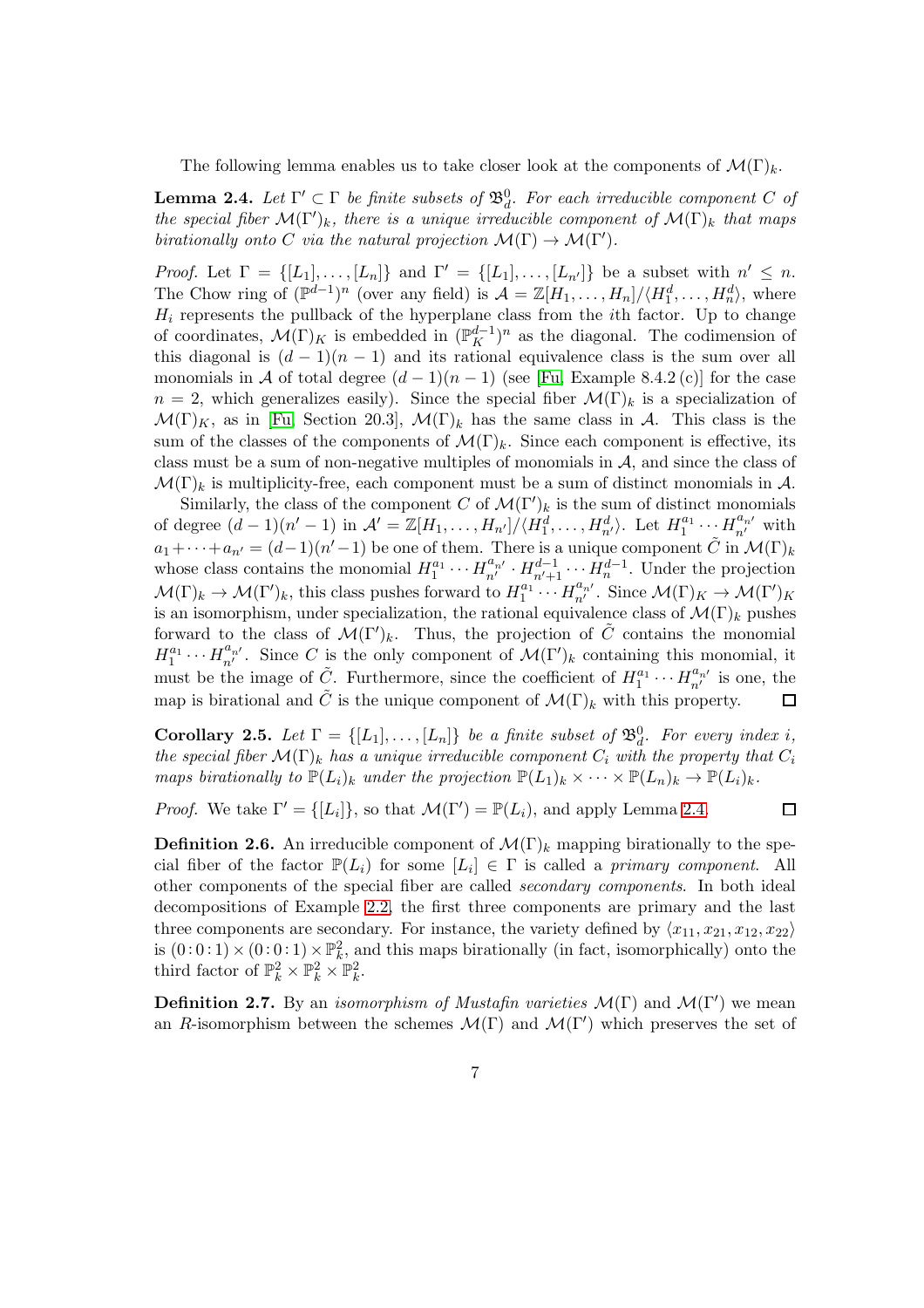The following lemma enables us to take closer look at the components of $\mathcal{M}(\Gamma)_k$.

**Lemma 2.4.** *Let $\Gamma' \subset \Gamma$ be finite subsets of $\mathfrak{B}_d^0$. For each irreducible component $C$ of the special fiber $\mathcal{M}(\Gamma')_k$, there is a unique irreducible component of $\mathcal{M}(\Gamma)_k$ that maps birationally onto $C$ via the natural projection $\mathcal{M}(\Gamma) \to \mathcal{M}(\Gamma')$.*

*Proof.* Let $\Gamma = \{[L_1], \ldots, [L_n]\}$ and $\Gamma' = \{[L_1], \ldots, [L_{n'}]\}$ be a subset with $n' \leq n$. The Chow ring of $(\mathbb{P}^{d-1})^n$ (over any field) is $\mathcal{A} = \mathbb{Z}[H_1, \ldots, H_n]/\langle H_1^d, \ldots, H_n^d \rangle$, where $H_i$ represents the pullback of the hyperplane class from the $i$th factor. Up to change of coordinates, $\mathcal{M}(\Gamma)_K$ is embedded in $(\mathbb{P}_K^{d-1})^n$ as the diagonal. The codimension of this diagonal is $(d-1)(n-1)$ and its rational equivalence class is the sum over all monomials in $\mathcal{A}$ of total degree $(d-1)(n-1)$ (see [Fu, Example 8.4.2 (c)] for the case $n = 2$, which generalizes easily). Since the special fiber $\mathcal{M}(\Gamma)_k$ is a specialization of $\mathcal{M}(\Gamma)_K$, as in [Fu, Section 20.3], $\mathcal{M}(\Gamma)_k$ has the same class in $\mathcal{A}$. This class is the sum of the classes of the components of $\mathcal{M}(\Gamma)_k$. Since each component is effective, its class must be a sum of non-negative multiples of monomials in $\mathcal{A}$, and since the class of $\mathcal{M}(\Gamma)_k$ is multiplicity-free, each component must be a sum of distinct monomials in $\mathcal{A}$.

Similarly, the class of the component $C$ of $\mathcal{M}(\Gamma')_k$ is the sum of distinct monomials of degree $(d-1)(n'-1)$ in $\mathcal{A}' = \mathbb{Z}[H_1, \ldots, H_{n'}]/\langle H_1^d, \ldots, H_{n'}^d \rangle$. Let $H_1^{a_1} \cdots H_{n'}^{a_{n'}}$ with $a_1 + \cdots + a_{n'} = (d-1)(n'-1)$ be one of them. There is a unique component $\tilde{C}$ in $\mathcal{M}(\Gamma)_k$ whose class contains the monomial $H_1^{a_1} \cdots H_{n'}^{a_{n'}} \cdot H_{n'+1}^{d-1} \cdots H_n^{d-1}$. Under the projection $\mathcal{M}(\Gamma)_k \to \mathcal{M}(\Gamma')_k$, this class pushes forward to $H_1^{a_1} \cdots H_{n'}^{a_{n'}}$. Since $\mathcal{M}(\Gamma)_K \to \mathcal{M}(\Gamma')_K$ is an isomorphism, under specialization, the rational equivalence class of $\mathcal{M}(\Gamma)_k$ pushes forward to the class of $\mathcal{M}(\Gamma')_k$. Thus, the projection of $\tilde{C}$ contains the monomial $H_1^{a_1} \cdots H_{n'}^{a_{n'}}$. Since $C$ is the only component of $\mathcal{M}(\Gamma')_k$ containing this monomial, it must be the image of $\tilde{C}$. Furthermore, since the coefficient of $H_1^{a_1} \cdots H_{n'}^{a_{n'}}$ is one, the map is birational and $\tilde{C}$ is the unique component of $\mathcal{M}(\Gamma)_k$ with this property. □

**Corollary 2.5.** *Let $\Gamma = \{[L_1], \ldots, [L_n]\}$ be a finite subset of $\mathfrak{B}_d^0$. For every index $i$, the special fiber $\mathcal{M}(\Gamma)_k$ has a unique irreducible component $C_i$ with the property that $C_i$ maps birationally to $\mathbb{P}(L_i)_k$ under the projection $\mathbb{P}(L_1)_k \times \cdots \times \mathbb{P}(L_n)_k \to \mathbb{P}(L_i)_k$.*

*Proof.* We take $\Gamma' = \{[L_i]\}$, so that $\mathcal{M}(\Gamma') = \mathbb{P}(L_i)$, and apply Lemma 2.4. □

**Definition 2.6.** An irreducible component of $\mathcal{M}(\Gamma)_k$ mapping birationally to the special fiber of the factor $\mathbb{P}(L_i)$ for some $[L_i] \in \Gamma$ is called a *primary component*. All other components of the special fiber are called *secondary components*. In both ideal decompositions of Example 2.2, the first three components are primary and the last three components are secondary. For instance, the variety defined by $\langle x_{11}, x_{21}, x_{12}, x_{22} \rangle$ is $(0\!:\!0\!:\!1) \times (0\!:\!0\!:\!1) \times \mathbb{P}_k^2$, and this maps birationally (in fact, isomorphically) onto the third factor of $\mathbb{P}_k^2 \times \mathbb{P}_k^2 \times \mathbb{P}_k^2$.

**Definition 2.7.** By an *isomorphism of Mustafin varieties* $\mathcal{M}(\Gamma)$ and $\mathcal{M}(\Gamma')$ we mean an $R$-isomorphism between the schemes $\mathcal{M}(\Gamma)$ and $\mathcal{M}(\Gamma')$ which preserves the set of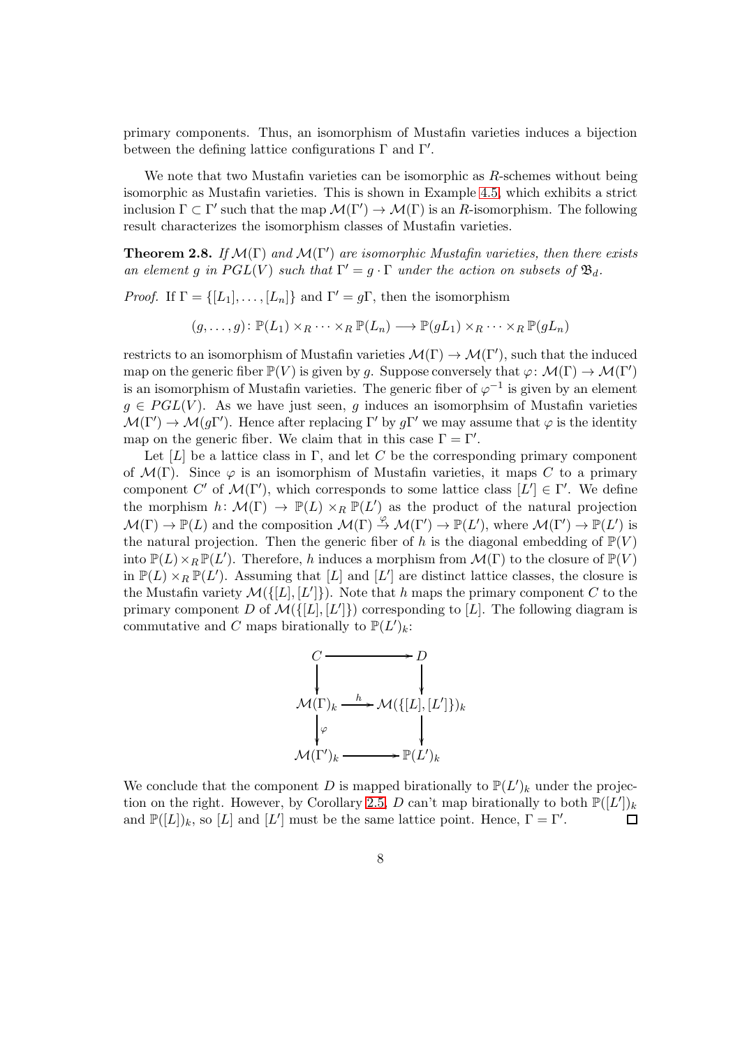primary components. Thus, an isomorphism of Mustafin varieties induces a bijection between the defining lattice configurations $\Gamma$ and $\Gamma'$.

We note that two Mustafin varieties can be isomorphic as $R$-schemes without being isomorphic as Mustafin varieties. This is shown in Example 4.5, which exhibits a strict inclusion $\Gamma \subset \Gamma'$ such that the map $\mathcal{M}(\Gamma') \to \mathcal{M}(\Gamma)$ is an $R$-isomorphism. The following result characterizes the isomorphism classes of Mustafin varieties.

**Theorem 2.8.** *If $\mathcal{M}(\Gamma)$ and $\mathcal{M}(\Gamma')$ are isomorphic Mustafin varieties, then there exists an element $g$ in $PGL(V)$ such that $\Gamma' = g \cdot \Gamma$ under the action on subsets of $\mathfrak{B}_d$.*

*Proof.* If $\Gamma = \{[L_1], \ldots, [L_n]\}$ and $\Gamma' = g\Gamma$, then the isomorphism

$$(g, \ldots, g)\colon \mathbb{P}(L_1) \times_R \cdots \times_R \mathbb{P}(L_n) \longrightarrow \mathbb{P}(gL_1) \times_R \cdots \times_R \mathbb{P}(gL_n)$$

restricts to an isomorphism of Mustafin varieties $\mathcal{M}(\Gamma) \to \mathcal{M}(\Gamma')$, such that the induced map on the generic fiber $\mathbb{P}(V)$ is given by $g$. Suppose conversely that $\varphi\colon \mathcal{M}(\Gamma) \to \mathcal{M}(\Gamma')$ is an isomorphism of Mustafin varieties. The generic fiber of $\varphi^{-1}$ is given by an element $g \in PGL(V)$. As we have just seen, $g$ induces an isomorphsim of Mustafin varieties $\mathcal{M}(\Gamma') \to \mathcal{M}(g\Gamma')$. Hence after replacing $\Gamma'$ by $g\Gamma'$ we may assume that $\varphi$ is the identity map on the generic fiber. We claim that in this case $\Gamma = \Gamma'$.

Let $[L]$ be a lattice class in $\Gamma$, and let $C$ be the corresponding primary component of $\mathcal{M}(\Gamma)$. Since $\varphi$ is an isomorphism of Mustafin varieties, it maps $C$ to a primary component $C'$ of $\mathcal{M}(\Gamma')$, which corresponds to some lattice class $[L'] \in \Gamma'$. We define the morphism $h\colon \mathcal{M}(\Gamma) \to \mathbb{P}(L) \times_R \mathbb{P}(L')$ as the product of the natural projection $\mathcal{M}(\Gamma) \to \mathbb{P}(L)$ and the composition $\mathcal{M}(\Gamma) \xrightarrow{\varphi} \mathcal{M}(\Gamma') \to \mathbb{P}(L')$, where $\mathcal{M}(\Gamma') \to \mathbb{P}(L')$ is the natural projection. Then the generic fiber of $h$ is the diagonal embedding of $\mathbb{P}(V)$ into $\mathbb{P}(L) \times_R \mathbb{P}(L')$. Therefore, $h$ induces a morphism from $\mathcal{M}(\Gamma)$ to the closure of $\mathbb{P}(V)$ in $\mathbb{P}(L) \times_R \mathbb{P}(L')$. Assuming that $[L]$ and $[L']$ are distinct lattice classes, the closure is the Mustafin variety $\mathcal{M}(\{[L], [L']\})$. Note that $h$ maps the primary component $C$ to the primary component $D$ of $\mathcal{M}(\{[L], [L']\})$ corresponding to $[L]$. The following diagram is commutative and $C$ maps birationally to $\mathbb{P}(L')_k$:

$$\begin{array}{ccc}
C & \longrightarrow & D \\
\big\downarrow & & \big\downarrow \\
\mathcal{M}(\Gamma)_k & \xrightarrow{\ h\ } & \mathcal{M}(\{[L],[L']\})_k \\
\big\downarrow{\scriptstyle \varphi} & & \big\downarrow \\
\mathcal{M}(\Gamma')_k & \longrightarrow & \mathbb{P}(L')_k
\end{array}$$

We conclude that the component $D$ is mapped birationally to $\mathbb{P}(L')_k$ under the projection on the right. However, by Corollary 2.5, $D$ can't map birationally to both $\mathbb{P}([L'])_k$ and $\mathbb{P}([L])_k$, so $[L]$ and $[L']$ must be the same lattice point. Hence, $\Gamma = \Gamma'$. $\square$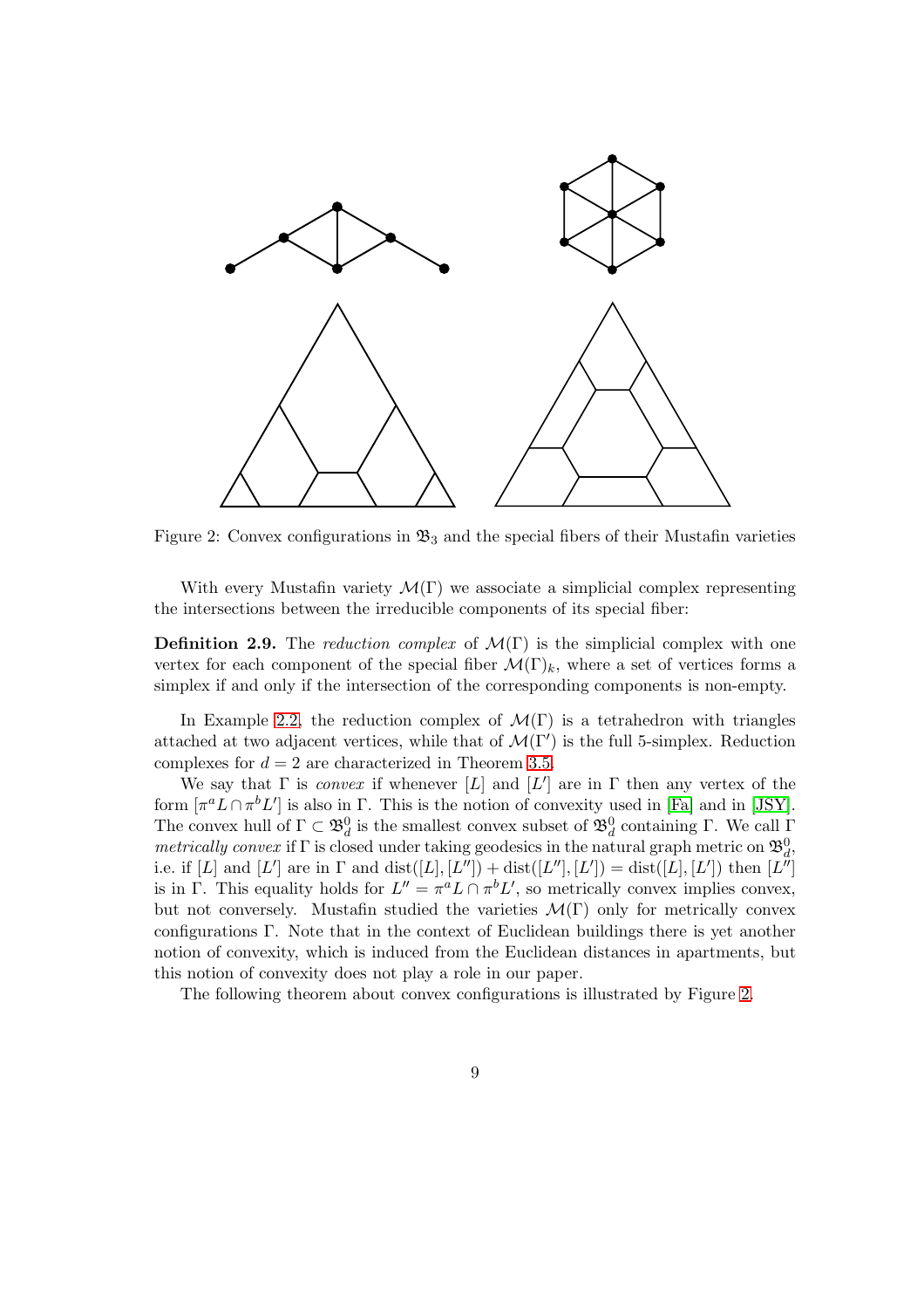Figure 2: Convex configurations in $\mathfrak{B}_3$ and the special fibers of their Mustafin varieties

With every Mustafin variety $\mathcal{M}(\Gamma)$ we associate a simplicial complex representing the intersections between the irreducible components of its special fiber:

**Definition 2.9.** The *reduction complex* of $\mathcal{M}(\Gamma)$ is the simplicial complex with one vertex for each component of the special fiber $\mathcal{M}(\Gamma)_k$, where a set of vertices forms a simplex if and only if the intersection of the corresponding components is non-empty.

In Example 2.2, the reduction complex of $\mathcal{M}(\Gamma)$ is a tetrahedron with triangles attached at two adjacent vertices, while that of $\mathcal{M}(\Gamma')$ is the full 5-simplex. Reduction complexes for $d = 2$ are characterized in Theorem 3.5.

We say that $\Gamma$ is *convex* if whenever $[L]$ and $[L']$ are in $\Gamma$ then any vertex of the form $[\pi^a L \cap \pi^b L']$ is also in $\Gamma$. This is the notion of convexity used in [Fa] and in [JSY]. The convex hull of $\Gamma \subset \mathfrak{B}_d^0$ is the smallest convex subset of $\mathfrak{B}_d^0$ containing $\Gamma$. We call $\Gamma$ *metrically convex* if $\Gamma$ is closed under taking geodesics in the natural graph metric on $\mathfrak{B}_d^0$, i.e. if $[L]$ and $[L']$ are in $\Gamma$ and $\text{dist}([L],[L'']) + \text{dist}([L''],[L']) = \text{dist}([L],[L'])$ then $[L'']$ is in $\Gamma$. This equality holds for $L'' = \pi^a L \cap \pi^b L'$, so metrically convex implies convex, but not conversely. Mustafin studied the varieties $\mathcal{M}(\Gamma)$ only for metrically convex configurations $\Gamma$. Note that in the context of Euclidean buildings there is yet another notion of convexity, which is induced from the Euclidean distances in apartments, but this notion of convexity does not play a role in our paper.

The following theorem about convex configurations is illustrated by Figure 2.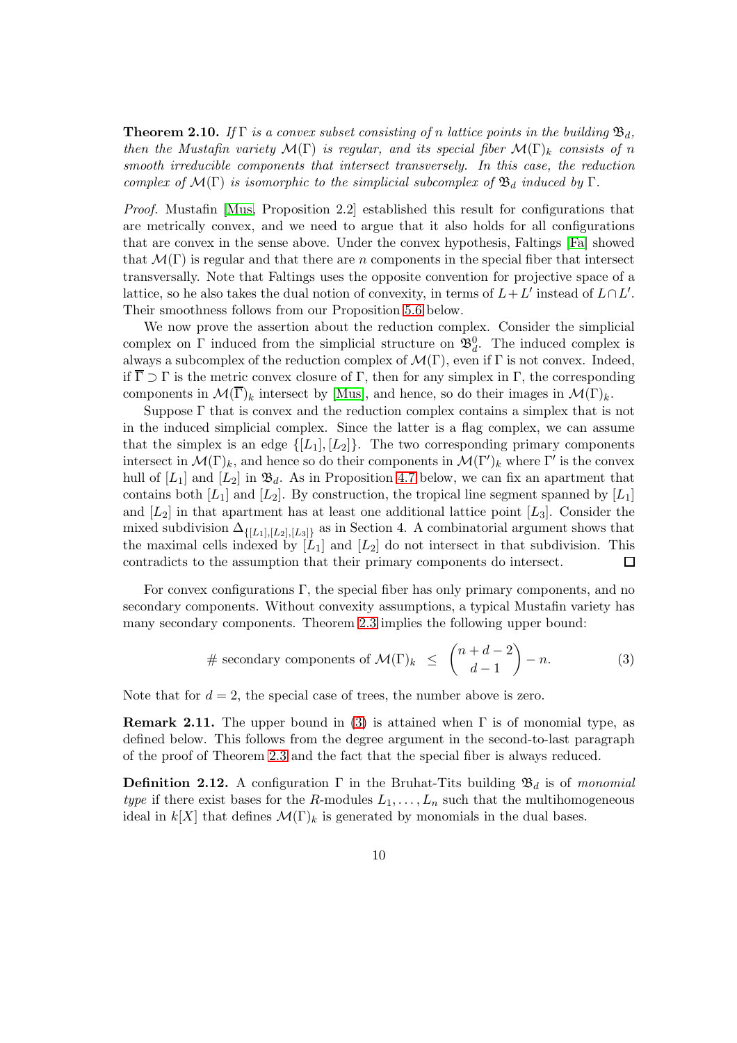**Theorem 2.10.** *If $\Gamma$ is a convex subset consisting of $n$ lattice points in the building $\mathfrak{B}_d$, then the Mustafin variety $\mathcal{M}(\Gamma)$ is regular, and its special fiber $\mathcal{M}(\Gamma)_k$ consists of $n$ smooth irreducible components that intersect transversely. In this case, the reduction complex of $\mathcal{M}(\Gamma)$ is isomorphic to the simplicial subcomplex of $\mathfrak{B}_d$ induced by $\Gamma$.*

*Proof.* Mustafin [Mus, Proposition 2.2] established this result for configurations that are metrically convex, and we need to argue that it also holds for all configurations that are convex in the sense above. Under the convex hypothesis, Faltings [Fa] showed that $\mathcal{M}(\Gamma)$ is regular and that there are $n$ components in the special fiber that intersect transversally. Note that Faltings uses the opposite convention for projective space of a lattice, so he also takes the dual notion of convexity, in terms of $L + L'$ instead of $L \cap L'$. Their smoothness follows from our Proposition 5.6 below.

We now prove the assertion about the reduction complex. Consider the simplicial complex on $\Gamma$ induced from the simplicial structure on $\mathfrak{B}_d^0$. The induced complex is always a subcomplex of the reduction complex of $\mathcal{M}(\Gamma)$, even if $\Gamma$ is not convex. Indeed, if $\overline{\Gamma} \supset \Gamma$ is the metric convex closure of $\Gamma$, then for any simplex in $\Gamma$, the corresponding components in $\mathcal{M}(\overline{\Gamma})_k$ intersect by [Mus], and hence so do their images in $\mathcal{M}(\Gamma)_k$.

Suppose $\Gamma$ that is convex and the reduction complex contains a simplex that is not in the induced simplicial complex. Since the latter is a flag complex, we can assume that the simplex is an edge $\{[L_1], [L_2]\}$. The two corresponding primary components intersect in $\mathcal{M}(\Gamma)_k$, and hence so do their components in $\mathcal{M}(\Gamma')_k$ where $\Gamma'$ is the convex hull of $[L_1]$ and $[L_2]$ in $\mathfrak{B}_d$. As in Proposition 4.7 below, we can fix an apartment that contains both $[L_1]$ and $[L_2]$. By construction, the tropical line segment spanned by $[L_1]$ and $[L_2]$ in that apartment has at least one additional lattice point $[L_3]$. Consider the mixed subdivision $\Delta_{\{[L_1],[L_2],[L_3]\}}$ as in Section 4. A combinatorial argument shows that the maximal cells indexed by $[L_1]$ and $[L_2]$ do not intersect in that subdivision. This contradicts to the assumption that their primary components do intersect. $\square$

For convex configurations $\Gamma$, the special fiber has only primary components, and no secondary components. Without convexity assumptions, a typical Mustafin variety has many secondary components. Theorem 2.3 implies the following upper bound:

$$\# \text{ secondary components of } \mathcal{M}(\Gamma)_k \;\; \leq \;\; \binom{n+d-2}{d-1} - n. \tag{3}$$

Note that for $d = 2$, the special case of trees, the number above is zero.

**Remark 2.11.** The upper bound in (3) is attained when $\Gamma$ is of monomial type, as defined below. This follows from the degree argument in the second-to-last paragraph of the proof of Theorem 2.3 and the fact that the special fiber is always reduced.

**Definition 2.12.** A configuration $\Gamma$ in the Bruhat-Tits building $\mathfrak{B}_d$ is of *monomial type* if there exist bases for the $R$-modules $L_1, \ldots, L_n$ such that the multihomogeneous ideal in $k[X]$ that defines $\mathcal{M}(\Gamma)_k$ is generated by monomials in the dual bases.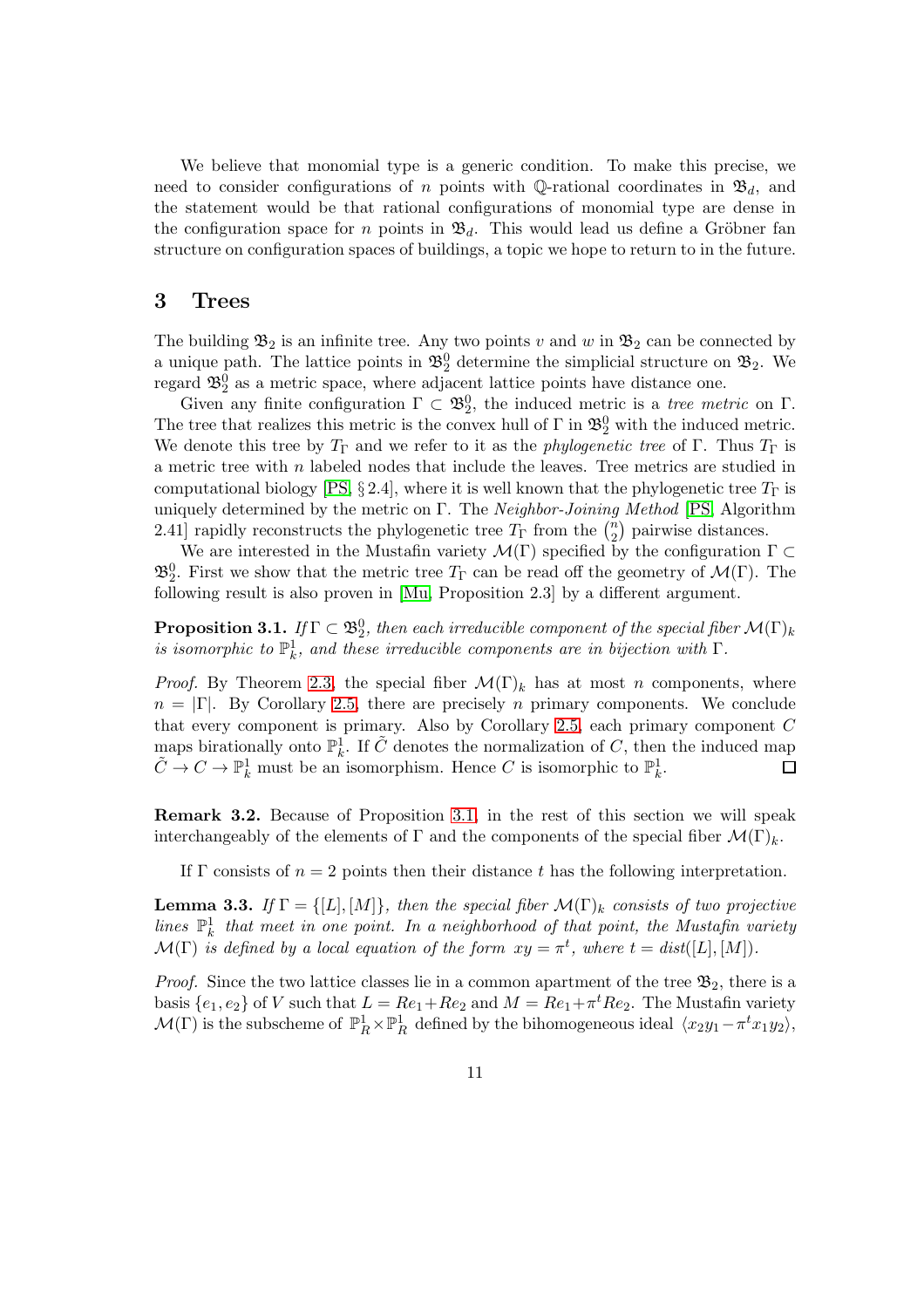We believe that monomial type is a generic condition. To make this precise, we need to consider configurations of $n$ points with $\mathbb{Q}$-rational coordinates in $\mathfrak{B}_d$, and the statement would be that rational configurations of monomial type are dense in the configuration space for $n$ points in $\mathfrak{B}_d$. This would lead us define a Gröbner fan structure on configuration spaces of buildings, a topic we hope to return to in the future.

# 3 Trees

The building $\mathfrak{B}_2$ is an infinite tree. Any two points $v$ and $w$ in $\mathfrak{B}_2$ can be connected by a unique path. The lattice points in $\mathfrak{B}_2^0$ determine the simplicial structure on $\mathfrak{B}_2$. We regard $\mathfrak{B}_2^0$ as a metric space, where adjacent lattice points have distance one.

Given any finite configuration $\Gamma \subset \mathfrak{B}_2^0$, the induced metric is a *tree metric* on $\Gamma$. The tree that realizes this metric is the convex hull of $\Gamma$ in $\mathfrak{B}_2^0$ with the induced metric. We denote this tree by $T_\Gamma$ and we refer to it as the *phylogenetic tree* of $\Gamma$. Thus $T_\Gamma$ is a metric tree with $n$ labeled nodes that include the leaves. Tree metrics are studied in computational biology [PS, § 2.4], where it is well known that the phylogenetic tree $T_\Gamma$ is uniquely determined by the metric on $\Gamma$. The *Neighbor-Joining Method* [PS, Algorithm 2.41] rapidly reconstructs the phylogenetic tree $T_\Gamma$ from the $\binom{n}{2}$ pairwise distances.

We are interested in the Mustafin variety $\mathcal{M}(\Gamma)$ specified by the configuration $\Gamma \subset \mathfrak{B}_2^0$. First we show that the metric tree $T_\Gamma$ can be read off the geometry of $\mathcal{M}(\Gamma)$. The following result is also proven in [Mu, Proposition 2.3] by a different argument.

**Proposition 3.1.** *If $\Gamma \subset \mathfrak{B}_2^0$, then each irreducible component of the special fiber $\mathcal{M}(\Gamma)_k$ is isomorphic to $\mathbb{P}_k^1$, and these irreducible components are in bijection with $\Gamma$.*

*Proof.* By Theorem 2.3, the special fiber $\mathcal{M}(\Gamma)_k$ has at most $n$ components, where $n = |\Gamma|$. By Corollary 2.5, there are precisely $n$ primary components. We conclude that every component is primary. Also by Corollary 2.5, each primary component $C$ maps birationally onto $\mathbb{P}_k^1$. If $\tilde{C}$ denotes the normalization of $C$, then the induced map $\tilde{C} \to C \to \mathbb{P}_k^1$ must be an isomorphism. Hence $C$ is isomorphic to $\mathbb{P}_k^1$. □

**Remark 3.2.** Because of Proposition 3.1, in the rest of this section we will speak interchangeably of the elements of $\Gamma$ and the components of the special fiber $\mathcal{M}(\Gamma)_k$.

If $\Gamma$ consists of $n = 2$ points then their distance $t$ has the following interpretation.

**Lemma 3.3.** *If $\Gamma = \{[L], [M]\}$, then the special fiber $\mathcal{M}(\Gamma)_k$ consists of two projective lines $\mathbb{P}_k^1$ that meet in one point. In a neighborhood of that point, the Mustafin variety $\mathcal{M}(\Gamma)$ is defined by a local equation of the form $xy = \pi^t$, where $t = dist([L], [M])$.*

*Proof.* Since the two lattice classes lie in a common apartment of the tree $\mathfrak{B}_2$, there is a basis $\{e_1, e_2\}$ of $V$ such that $L = Re_1 + Re_2$ and $M = Re_1 + \pi^t Re_2$. The Mustafin variety $\mathcal{M}(\Gamma)$ is the subscheme of $\mathbb{P}_R^1 \times \mathbb{P}_R^1$ defined by the bihomogeneous ideal $\langle x_2 y_1 - \pi^t x_1 y_2 \rangle$,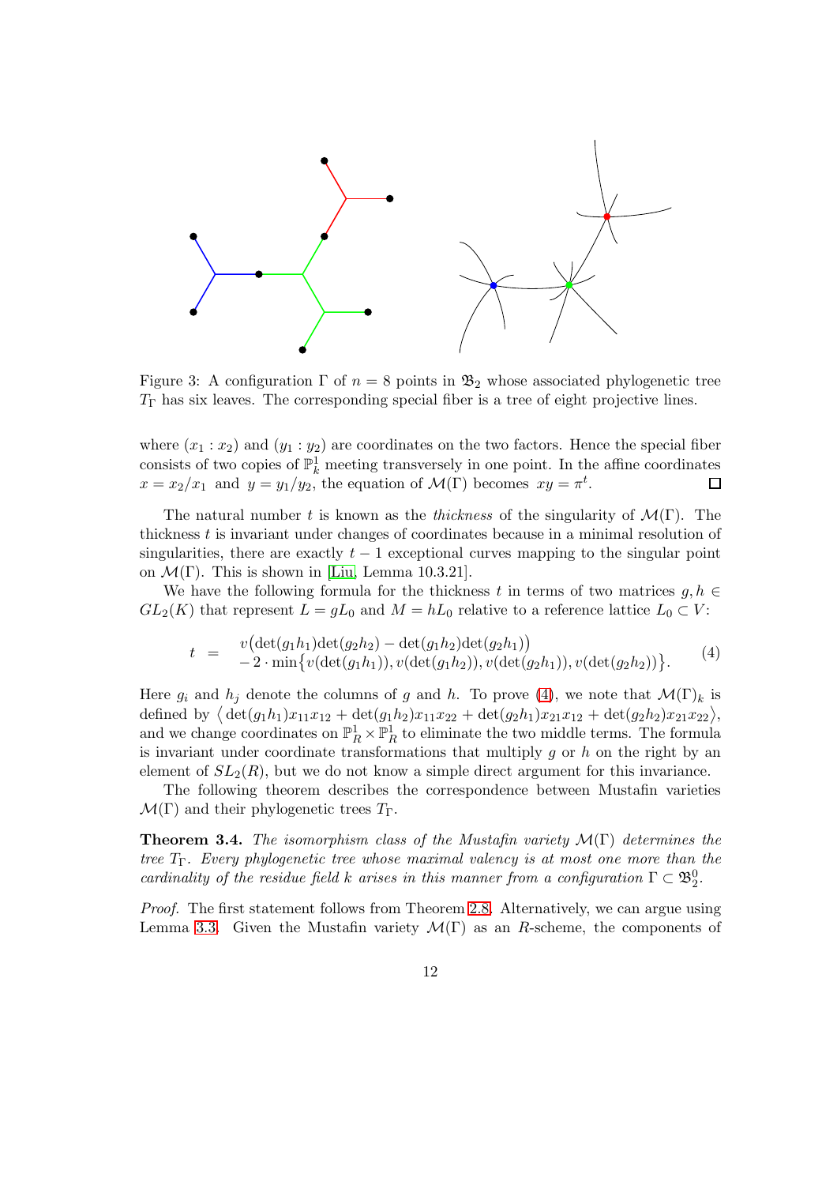Figure 3: A configuration $\Gamma$ of $n = 8$ points in $\mathfrak{B}_2$ whose associated phylogenetic tree $T_\Gamma$ has six leaves. The corresponding special fiber is a tree of eight projective lines.

where $(x_1 : x_2)$ and $(y_1 : y_2)$ are coordinates on the two factors. Hence the special fiber consists of two copies of $\mathbb{P}^1_k$ meeting transversely in one point. In the affine coordinates $x = x_2/x_1$ and $y = y_1/y_2$, the equation of $\mathcal{M}(\Gamma)$ becomes $xy = \pi^t$. $\square$

The natural number $t$ is known as the *thickness* of the singularity of $\mathcal{M}(\Gamma)$. The thickness $t$ is invariant under changes of coordinates because in a minimal resolution of singularities, there are exactly $t - 1$ exceptional curves mapping to the singular point on $\mathcal{M}(\Gamma)$. This is shown in [Liu, Lemma 10.3.21].

We have the following formula for the thickness $t$ in terms of two matrices $g, h \in GL_2(K)$ that represent $L = gL_0$ and $M = hL_0$ relative to a reference lattice $L_0 \subset V$:

$$t \;=\; \begin{array}{l} v\big(\det(g_1h_1)\det(g_2h_2) - \det(g_1h_2)\det(g_2h_1)\big) \\ -\, 2 \cdot \min\big\{v(\det(g_1h_1)), v(\det(g_1h_2)), v(\det(g_2h_1)), v(\det(g_2h_2))\big\}. \end{array} \tag{4}$$

Here $g_i$ and $h_j$ denote the columns of $g$ and $h$. To prove (4), we note that $\mathcal{M}(\Gamma)_k$ is defined by $\big\langle \det(g_1h_1)x_{11}x_{12} + \det(g_1h_2)x_{11}x_{22} + \det(g_2h_1)x_{21}x_{12} + \det(g_2h_2)x_{21}x_{22}\big\rangle$, and we change coordinates on $\mathbb{P}^1_R \times \mathbb{P}^1_R$ to eliminate the two middle terms. The formula is invariant under coordinate transformations that multiply $g$ or $h$ on the right by an element of $SL_2(R)$, but we do not know a simple direct argument for this invariance.

The following theorem describes the correspondence between Mustafin varieties $\mathcal{M}(\Gamma)$ and their phylogenetic trees $T_\Gamma$.

**Theorem 3.4.** *The isomorphism class of the Mustafin variety $\mathcal{M}(\Gamma)$ determines the tree $T_\Gamma$. Every phylogenetic tree whose maximal valency is at most one more than the cardinality of the residue field $k$ arises in this manner from a configuration $\Gamma \subset \mathfrak{B}_2^0$.*

*Proof.* The first statement follows from Theorem 2.8. Alternatively, we can argue using Lemma 3.3. Given the Mustafin variety $\mathcal{M}(\Gamma)$ as an $R$-scheme, the components of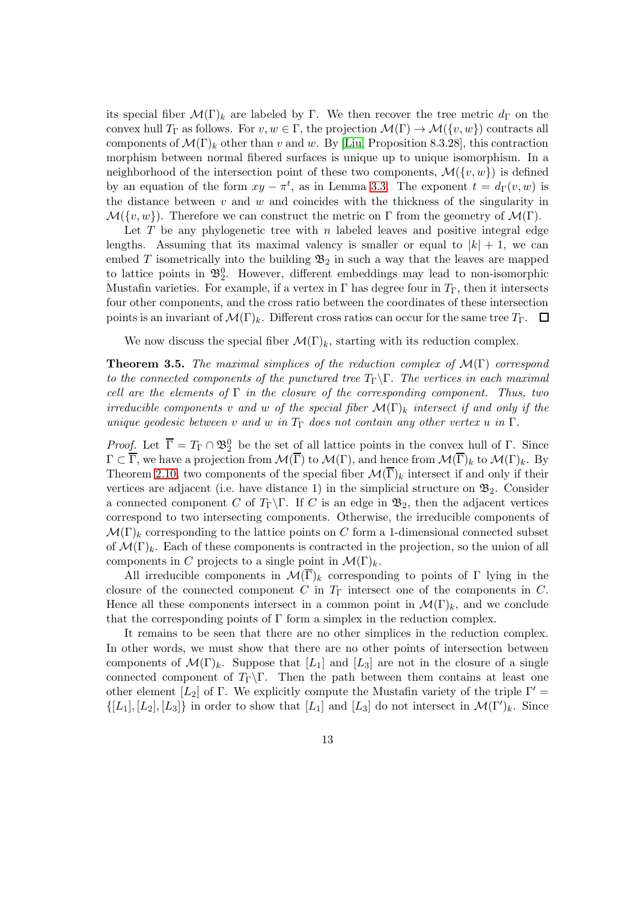its special fiber $\mathcal{M}(\Gamma)_k$ are labeled by $\Gamma$. We then recover the tree metric $d_\Gamma$ on the convex hull $T_\Gamma$ as follows. For $v, w \in \Gamma$, the projection $\mathcal{M}(\Gamma) \to \mathcal{M}(\{v, w\})$ contracts all components of $\mathcal{M}(\Gamma)_k$ other than $v$ and $w$. By [Liu, Proposition 8.3.28], this contraction morphism between normal fibered surfaces is unique up to unique isomorphism. In a neighborhood of the intersection point of these two components, $\mathcal{M}(\{v, w\})$ is defined by an equation of the form $xy - \pi^t$, as in Lemma 3.3. The exponent $t = d_\Gamma(v, w)$ is the distance between $v$ and $w$ and coincides with the thickness of the singularity in $\mathcal{M}(\{v, w\})$. Therefore we can construct the metric on $\Gamma$ from the geometry of $\mathcal{M}(\Gamma)$.

Let $T$ be any phylogenetic tree with $n$ labeled leaves and positive integral edge lengths. Assuming that its maximal valency is smaller or equal to $|k| + 1$, we can embed $T$ isometrically into the building $\mathfrak{B}_2$ in such a way that the leaves are mapped to lattice points in $\mathfrak{B}_2^0$. However, different embeddings may lead to non-isomorphic Mustafin varieties. For example, if a vertex in $\Gamma$ has degree four in $T_\Gamma$, then it intersects four other components, and the cross ratio between the coordinates of these intersection points is an invariant of $\mathcal{M}(\Gamma)_k$. Different cross ratios can occur for the same tree $T_\Gamma$. $\square$

We now discuss the special fiber $\mathcal{M}(\Gamma)_k$, starting with its reduction complex.

**Theorem 3.5.** *The maximal simplices of the reduction complex of $\mathcal{M}(\Gamma)$ correspond to the connected components of the punctured tree $T_\Gamma \backslash \Gamma$. The vertices in each maximal cell are the elements of $\Gamma$ in the closure of the corresponding component. Thus, two irreducible components $v$ and $w$ of the special fiber $\mathcal{M}(\Gamma)_k$ intersect if and only if the unique geodesic between $v$ and $w$ in $T_\Gamma$ does not contain any other vertex $u$ in $\Gamma$.*

*Proof.* Let $\overline{\Gamma} = T_\Gamma \cap \mathfrak{B}_2^0$ be the set of all lattice points in the convex hull of $\Gamma$. Since $\Gamma \subset \overline{\Gamma}$, we have a projection from $\mathcal{M}(\overline{\Gamma})$ to $\mathcal{M}(\Gamma)$, and hence from $\mathcal{M}(\overline{\Gamma})_k$ to $\mathcal{M}(\Gamma)_k$. By Theorem 2.10, two components of the special fiber $\mathcal{M}(\overline{\Gamma})_k$ intersect if and only if their vertices are adjacent (i.e. have distance 1) in the simplicial structure on $\mathfrak{B}_2$. Consider a connected component $C$ of $T_\Gamma \backslash \Gamma$. If $C$ is an edge in $\mathfrak{B}_2$, then the adjacent vertices correspond to two intersecting components. Otherwise, the irreducible components of $\mathcal{M}(\Gamma)_k$ corresponding to the lattice points on $C$ form a 1-dimensional connected subset of $\mathcal{M}(\Gamma)_k$. Each of these components is contracted in the projection, so the union of all components in $C$ projects to a single point in $\mathcal{M}(\Gamma)_k$.

All irreducible components in $\mathcal{M}(\overline{\Gamma})_k$ corresponding to points of $\Gamma$ lying in the closure of the connected component $C$ in $T_\Gamma$ intersect one of the components in $C$. Hence all these components intersect in a common point in $\mathcal{M}(\Gamma)_k$, and we conclude that the corresponding points of $\Gamma$ form a simplex in the reduction complex.

It remains to be seen that there are no other simplices in the reduction complex. In other words, we must show that there are no other points of intersection between components of $\mathcal{M}(\Gamma)_k$. Suppose that $[L_1]$ and $[L_3]$ are not in the closure of a single connected component of $T_\Gamma \backslash \Gamma$. Then the path between them contains at least one other element $[L_2]$ of $\Gamma$. We explicitly compute the Mustafin variety of the triple $\Gamma' = \{[L_1], [L_2], [L_3]\}$ in order to show that $[L_1]$ and $[L_3]$ do not intersect in $\mathcal{M}(\Gamma')_k$. Since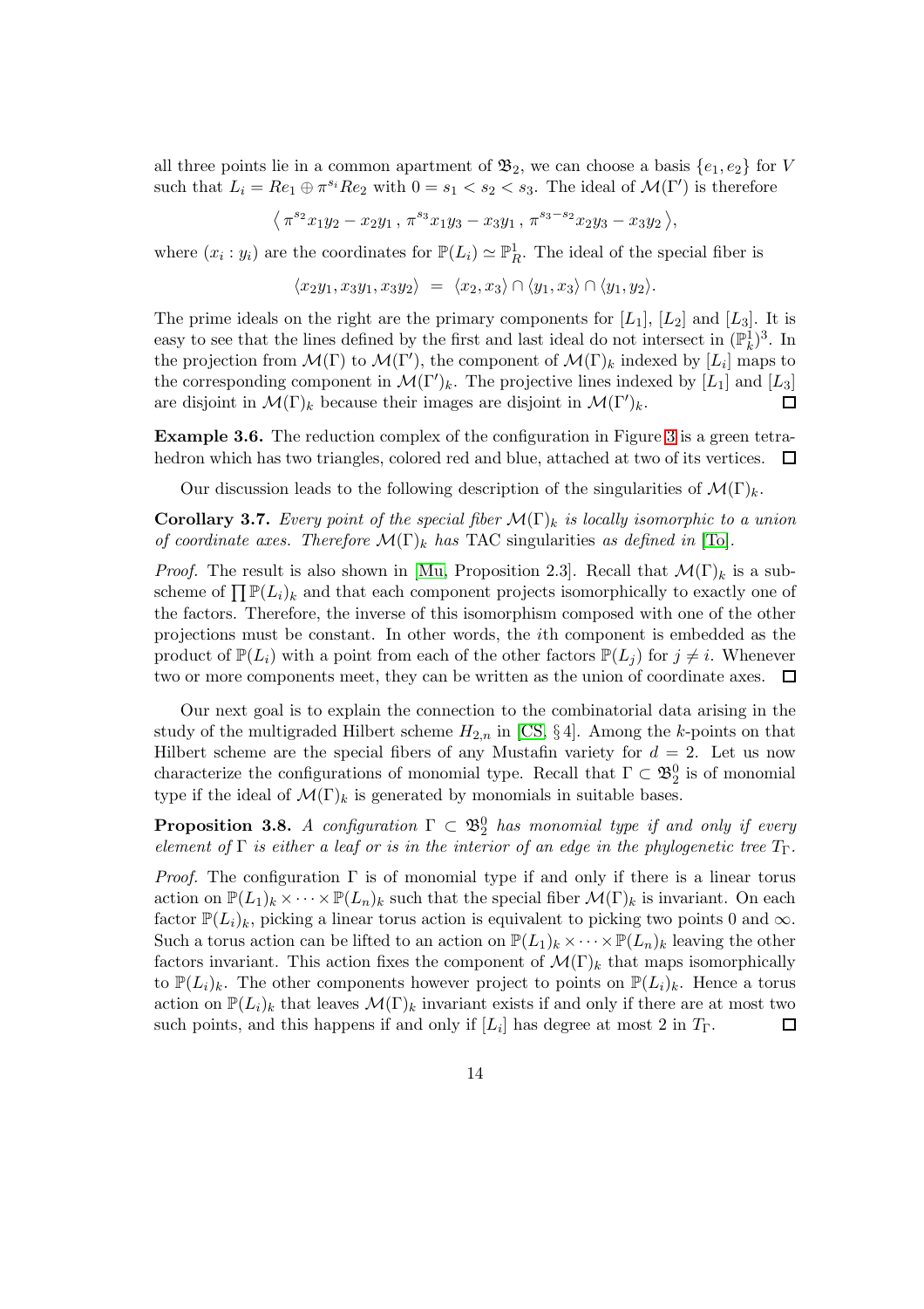all three points lie in a common apartment of $\mathfrak{B}_2$, we can choose a basis $\{e_1, e_2\}$ for $V$ such that $L_i = Re_1 \oplus \pi^{s_i} Re_2$ with $0 = s_1 < s_2 < s_3$. The ideal of $\mathcal{M}(\Gamma')$ is therefore

$$\langle\, \pi^{s_2} x_1 y_2 - x_2 y_1 \,,\, \pi^{s_3} x_1 y_3 - x_3 y_1 \,,\, \pi^{s_3 - s_2} x_2 y_3 - x_3 y_2 \,\rangle,$$

where $(x_i : y_i)$ are the coordinates for $\mathbb{P}(L_i) \simeq \mathbb{P}^1_R$. The ideal of the special fiber is

$$\langle x_2 y_1, x_3 y_1, x_3 y_2 \rangle \;=\; \langle x_2, x_3 \rangle \cap \langle y_1, x_3 \rangle \cap \langle y_1, y_2 \rangle.$$

The prime ideals on the right are the primary components for $[L_1]$, $[L_2]$ and $[L_3]$. It is easy to see that the lines defined by the first and last ideal do not intersect in $(\mathbb{P}^1_k)^3$. In the projection from $\mathcal{M}(\Gamma)$ to $\mathcal{M}(\Gamma')$, the component of $\mathcal{M}(\Gamma)_k$ indexed by $[L_i]$ maps to the corresponding component in $\mathcal{M}(\Gamma')_k$. The projective lines indexed by $[L_1]$ and $[L_3]$ are disjoint in $\mathcal{M}(\Gamma)_k$ because their images are disjoint in $\mathcal{M}(\Gamma')_k$. ◻

**Example 3.6.** The reduction complex of the configuration in Figure 3 is a green tetrahedron which has two triangles, colored red and blue, attached at two of its vertices. ◻

Our discussion leads to the following description of the singularities of $\mathcal{M}(\Gamma)_k$.

**Corollary 3.7.** *Every point of the special fiber $\mathcal{M}(\Gamma)_k$ is locally isomorphic to a union of coordinate axes. Therefore $\mathcal{M}(\Gamma)_k$ has* TAC *singularities as defined in* [To].

*Proof.* The result is also shown in [Mu, Proposition 2.3]. Recall that $\mathcal{M}(\Gamma)_k$ is a subscheme of $\prod \mathbb{P}(L_i)_k$ and that each component projects isomorphically to exactly one of the factors. Therefore, the inverse of this isomorphism composed with one of the other projections must be constant. In other words, the $i$th component is embedded as the product of $\mathbb{P}(L_i)$ with a point from each of the other factors $\mathbb{P}(L_j)$ for $j \neq i$. Whenever two or more components meet, they can be written as the union of coordinate axes. ◻

Our next goal is to explain the connection to the combinatorial data arising in the study of the multigraded Hilbert scheme $H_{2,n}$ in [CS, § 4]. Among the $k$-points on that Hilbert scheme are the special fibers of any Mustafin variety for $d = 2$. Let us now characterize the configurations of monomial type. Recall that $\Gamma \subset \mathfrak{B}_2^0$ is of monomial type if the ideal of $\mathcal{M}(\Gamma)_k$ is generated by monomials in suitable bases.

**Proposition 3.8.** *A configuration $\Gamma \subset \mathfrak{B}_2^0$ has monomial type if and only if every element of $\Gamma$ is either a leaf or is in the interior of an edge in the phylogenetic tree $T_\Gamma$.*

*Proof.* The configuration $\Gamma$ is of monomial type if and only if there is a linear torus action on $\mathbb{P}(L_1)_k \times \cdots \times \mathbb{P}(L_n)_k$ such that the special fiber $\mathcal{M}(\Gamma)_k$ is invariant. On each factor $\mathbb{P}(L_i)_k$, picking a linear torus action is equivalent to picking two points $0$ and $\infty$. Such a torus action can be lifted to an action on $\mathbb{P}(L_1)_k \times \cdots \times \mathbb{P}(L_n)_k$ leaving the other factors invariant. This action fixes the component of $\mathcal{M}(\Gamma)_k$ that maps isomorphically to $\mathbb{P}(L_i)_k$. The other components however project to points on $\mathbb{P}(L_i)_k$. Hence a torus action on $\mathbb{P}(L_i)_k$ that leaves $\mathcal{M}(\Gamma)_k$ invariant exists if and only if there are at most two such points, and this happens if and only if $[L_i]$ has degree at most 2 in $T_\Gamma$. ◻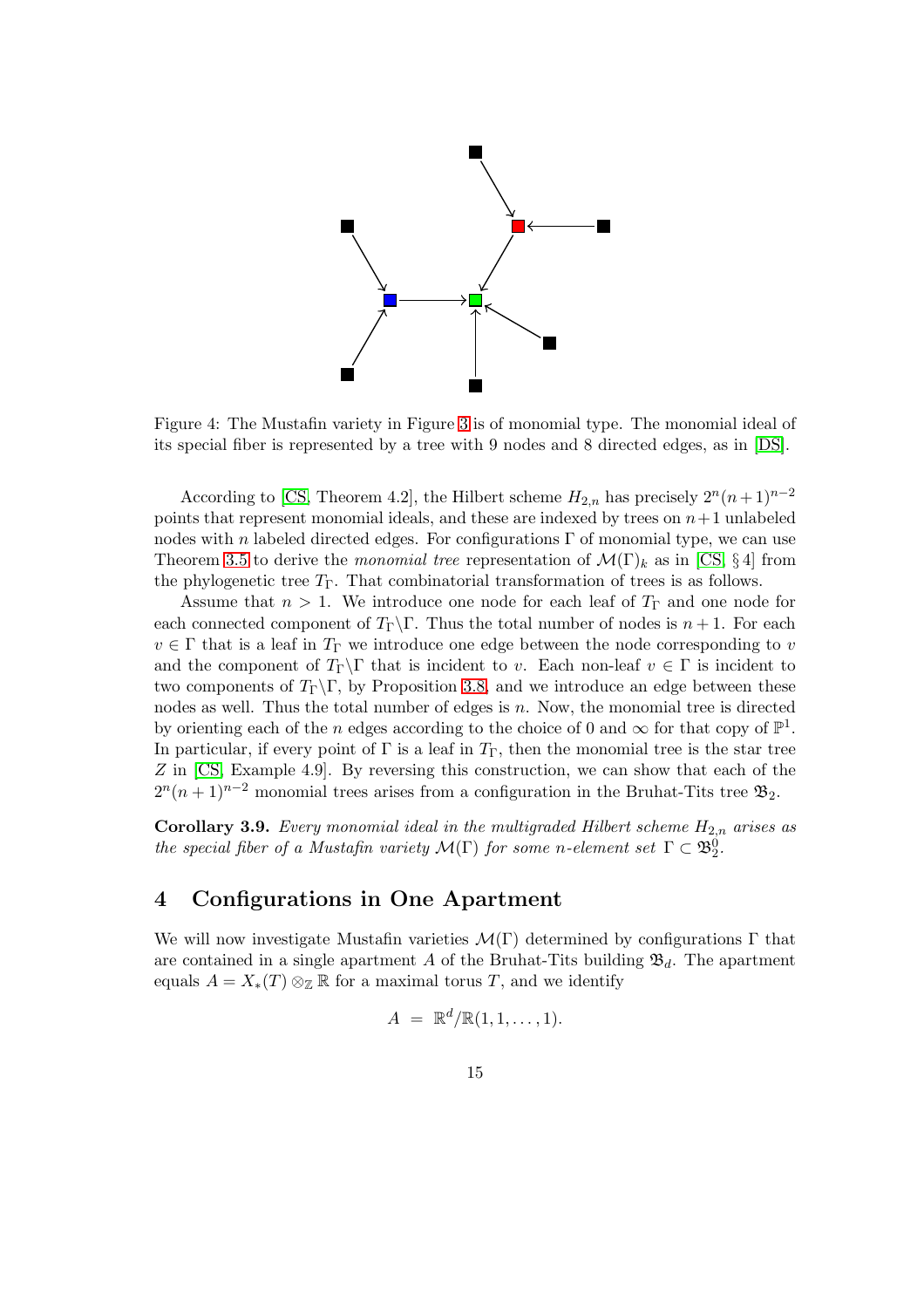Figure 4: The Mustafin variety in Figure 3 is of monomial type. The monomial ideal of its special fiber is represented by a tree with 9 nodes and 8 directed edges, as in [DS].

According to [CS, Theorem 4.2], the Hilbert scheme $H_{2,n}$ has precisely $2^n(n+1)^{n-2}$ points that represent monomial ideals, and these are indexed by trees on $n+1$ unlabeled nodes with $n$ labeled directed edges. For configurations $\Gamma$ of monomial type, we can use Theorem 3.5 to derive the *monomial tree* representation of $\mathcal{M}(\Gamma)_k$ as in [CS, § 4] from the phylogenetic tree $T_\Gamma$. That combinatorial transformation of trees is as follows.

Assume that $n > 1$. We introduce one node for each leaf of $T_\Gamma$ and one node for each connected component of $T_\Gamma \backslash \Gamma$. Thus the total number of nodes is $n+1$. For each $v \in \Gamma$ that is a leaf in $T_\Gamma$ we introduce one edge between the node corresponding to $v$ and the component of $T_\Gamma \backslash \Gamma$ that is incident to $v$. Each non-leaf $v \in \Gamma$ is incident to two components of $T_\Gamma \backslash \Gamma$, by Proposition 3.8, and we introduce an edge between these nodes as well. Thus the total number of edges is $n$. Now, the monomial tree is directed by orienting each of the $n$ edges according to the choice of 0 and $\infty$ for that copy of $\mathbb{P}^1$. In particular, if every point of $\Gamma$ is a leaf in $T_\Gamma$, then the monomial tree is the star tree $Z$ in [CS, Example 4.9]. By reversing this construction, we can show that each of the $2^n(n+1)^{n-2}$ monomial trees arises from a configuration in the Bruhat-Tits tree $\mathfrak{B}_2$.

**Corollary 3.9.** *Every monomial ideal in the multigraded Hilbert scheme $H_{2,n}$ arises as the special fiber of a Mustafin variety $\mathcal{M}(\Gamma)$ for some $n$-element set $\Gamma \subset \mathfrak{B}_2^0$.*

## 4 Configurations in One Apartment

We will now investigate Mustafin varieties $\mathcal{M}(\Gamma)$ determined by configurations $\Gamma$ that are contained in a single apartment $A$ of the Bruhat-Tits building $\mathfrak{B}_d$. The apartment equals $A = X_*(T) \otimes_{\mathbb{Z}} \mathbb{R}$ for a maximal torus $T$, and we identify

$$A \;=\; \mathbb{R}^d/\mathbb{R}(1,1,\ldots,1).$$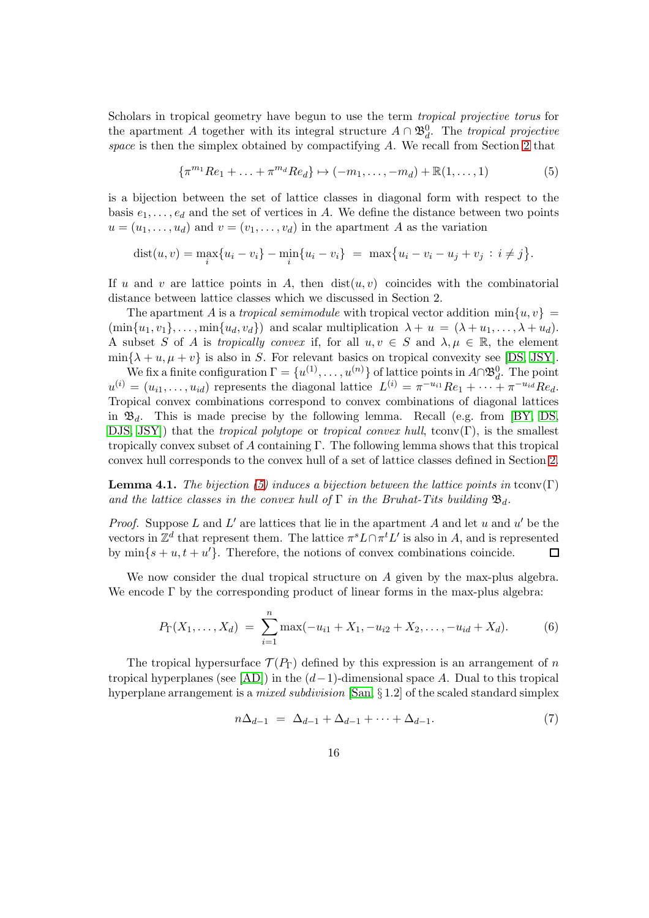Scholars in tropical geometry have begun to use the term *tropical projective torus* for the apartment $A$ together with its integral structure $A \cap \mathfrak{B}_d^0$. The *tropical projective space* is then the simplex obtained by compactifying $A$. We recall from Section 2 that

$$\{\pi^{m_1} R e_1 + \ldots + \pi^{m_d} R e_d\} \mapsto (-m_1, \ldots, -m_d) + \mathbb{R}(1, \ldots, 1) \tag{5}$$

is a bijection between the set of lattice classes in diagonal form with respect to the basis $e_1, \ldots, e_d$ and the set of vertices in $A$. We define the distance between two points $u = (u_1, \ldots, u_d)$ and $v = (v_1, \ldots, v_d)$ in the apartment $A$ as the variation

$$\mathrm{dist}(u, v) = \max_i \{u_i - v_i\} - \min_i \{u_i - v_i\} \;=\; \max\{u_i - v_i - u_j + v_j \,:\, i \neq j\}.$$

If $u$ and $v$ are lattice points in $A$, then $\mathrm{dist}(u, v)$ coincides with the combinatorial distance between lattice classes which we discussed in Section 2.

The apartment $A$ is a *tropical semimodule* with tropical vector addition $\min\{u, v\} = (\min\{u_1, v_1\}, \ldots, \min\{u_d, v_d\})$ and scalar multiplication $\lambda + u = (\lambda + u_1, \ldots, \lambda + u_d)$. A subset $S$ of $A$ is *tropically convex* if, for all $u, v \in S$ and $\lambda, \mu \in \mathbb{R}$, the element $\min\{\lambda + u, \mu + v\}$ is also in $S$. For relevant basics on tropical convexity see [DS, JSY].

We fix a finite configuration $\Gamma = \{u^{(1)}, \ldots, u^{(n)}\}$ of lattice points in $A \cap \mathfrak{B}_d^0$. The point $u^{(i)} = (u_{i1}, \ldots, u_{id})$ represents the diagonal lattice $L^{(i)} = \pi^{-u_{i1}} R e_1 + \cdots + \pi^{-u_{id}} R e_d$. Tropical convex combinations correspond to convex combinations of diagonal lattices in $\mathfrak{B}_d$. This is made precise by the following lemma. Recall (e.g. from [BY, DS, DJS, JSY]) that the *tropical polytope* or *tropical convex hull*, $\mathrm{tconv}(\Gamma)$, is the smallest tropically convex subset of $A$ containing $\Gamma$. The following lemma shows that this tropical convex hull corresponds to the convex hull of a set of lattice classes defined in Section 2.

**Lemma 4.1.** *The bijection (5) induces a bijection between the lattice points in* $\mathrm{tconv}(\Gamma)$ *and the lattice classes in the convex hull of* $\Gamma$ *in the Bruhat-Tits building* $\mathfrak{B}_d$.

*Proof.* Suppose $L$ and $L'$ are lattices that lie in the apartment $A$ and let $u$ and $u'$ be the vectors in $\mathbb{Z}^d$ that represent them. The lattice $\pi^s L \cap \pi^t L'$ is also in $A$, and is represented by $\min\{s + u, t + u'\}$. Therefore, the notions of convex combinations coincide. $\square$

We now consider the dual tropical structure on $A$ given by the max-plus algebra. We encode $\Gamma$ by the corresponding product of linear forms in the max-plus algebra:

$$P_\Gamma(X_1, \ldots, X_d) \;=\; \sum_{i=1}^{n} \max(-u_{i1} + X_1, -u_{i2} + X_2, \ldots, -u_{id} + X_d). \tag{6}$$

The tropical hypersurface $\mathcal{T}(P_\Gamma)$ defined by this expression is an arrangement of $n$ tropical hyperplanes (see [AD]) in the $(d-1)$-dimensional space $A$. Dual to this tropical hyperplane arrangement is a *mixed subdivision* [San, § 1.2] of the scaled standard simplex

$$n\Delta_{d-1} \;=\; \Delta_{d-1} + \Delta_{d-1} + \cdots + \Delta_{d-1}. \tag{7}$$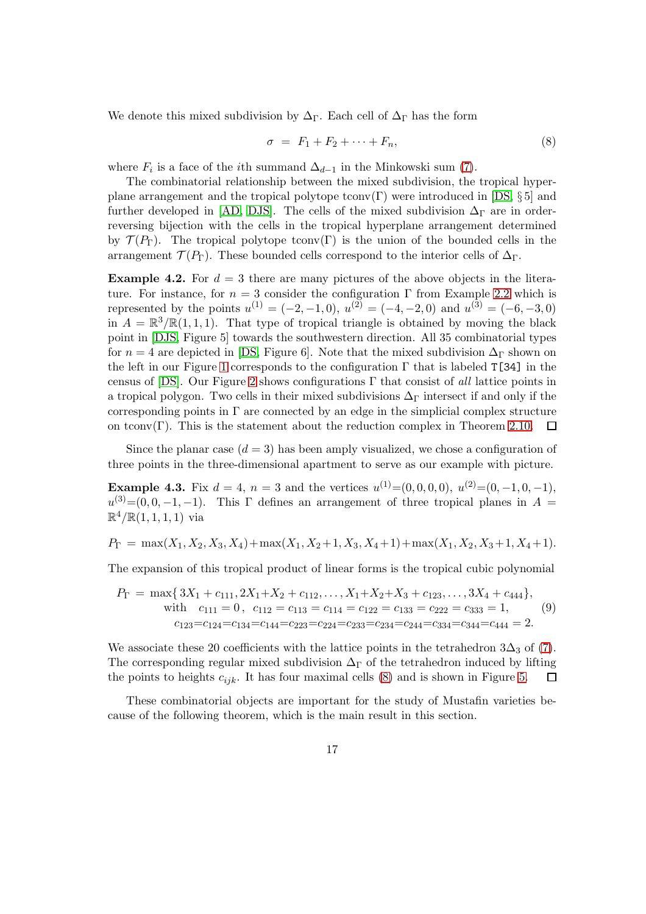We denote this mixed subdivision by $\Delta_\Gamma$. Each cell of $\Delta_\Gamma$ has the form

$$\sigma \;=\; F_1 + F_2 + \cdots + F_n, \tag{8}$$

where $F_i$ is a face of the $i$th summand $\Delta_{d-1}$ in the Minkowski sum (7).

The combinatorial relationship between the mixed subdivision, the tropical hyperplane arrangement and the tropical polytope $\mathrm{tconv}(\Gamma)$ were introduced in [DS, § 5] and further developed in [AD, DJS]. The cells of the mixed subdivision $\Delta_\Gamma$ are in order-reversing bijection with the cells in the tropical hyperplane arrangement determined by $\mathcal{T}(P_\Gamma)$. The tropical polytope $\mathrm{tconv}(\Gamma)$ is the union of the bounded cells in the arrangement $\mathcal{T}(P_\Gamma)$. These bounded cells correspond to the interior cells of $\Delta_\Gamma$.

**Example 4.2.** For $d = 3$ there are many pictures of the above objects in the literature. For instance, for $n = 3$ consider the configuration $\Gamma$ from Example 2.2 which is represented by the points $u^{(1)} = (-2, -1, 0)$, $u^{(2)} = (-4, -2, 0)$ and $u^{(3)} = (-6, -3, 0)$ in $A = \mathbb{R}^3/\mathbb{R}(1, 1, 1)$. That type of tropical triangle is obtained by moving the black point in [DJS, Figure 5] towards the southwestern direction. All 35 combinatorial types for $n = 4$ are depicted in [DS, Figure 6]. Note that the mixed subdivision $\Delta_\Gamma$ shown on the left in our Figure 1 corresponds to the configuration $\Gamma$ that is labeled `T[34]` in the census of [DS]. Our Figure 2 shows configurations $\Gamma$ that consist of *all* lattice points in a tropical polygon. Two cells in their mixed subdivisions $\Delta_\Gamma$ intersect if and only if the corresponding points in $\Gamma$ are connected by an edge in the simplicial complex structure on $\mathrm{tconv}(\Gamma)$. This is the statement about the reduction complex in Theorem 2.10. □

Since the planar case ($d = 3$) has been amply visualized, we chose a configuration of three points in the three-dimensional apartment to serve as our example with picture.

**Example 4.3.** Fix $d = 4$, $n = 3$ and the vertices $u^{(1)}=(0, 0, 0, 0)$, $u^{(2)}=(0, -1, 0, -1)$, $u^{(3)}=(0, 0, -1, -1)$. This $\Gamma$ defines an arrangement of three tropical planes in $A = \mathbb{R}^4/\mathbb{R}(1, 1, 1, 1)$ via

$$P_\Gamma \;=\; \max(X_1, X_2, X_3, X_4) + \max(X_1, X_2{+}1, X_3, X_4{+}1) + \max(X_1, X_2, X_3{+}1, X_4{+}1).$$

The expansion of this tropical product of linear forms is the tropical cubic polynomial

$$\begin{aligned} P_\Gamma \;=\; &\max\{\, 3X_1 + c_{111},\, 2X_1{+}X_2 + c_{112}, \ldots, X_1{+}X_2{+}X_3 + c_{123}, \ldots, 3X_4 + c_{444}\}, \\ &\text{with} \quad c_{111} = 0\,,\;\; c_{112} = c_{113} = c_{114} = c_{122} = c_{133} = c_{222} = c_{333} = 1, \\ &c_{123}{=}c_{124}{=}c_{134}{=}c_{144}{=}c_{223}{=}c_{224}{=}c_{233}{=}c_{234}{=}c_{244}{=}c_{334}{=}c_{344}{=}c_{444} = 2. \end{aligned} \tag{9}$$

We associate these 20 coefficients with the lattice points in the tetrahedron $3\Delta_3$ of (7). The corresponding regular mixed subdivision $\Delta_\Gamma$ of the tetrahedron induced by lifting the points to heights $c_{ijk}$. It has four maximal cells (8) and is shown in Figure 5. □

These combinatorial objects are important for the study of Mustafin varieties because of the following theorem, which is the main result in this section.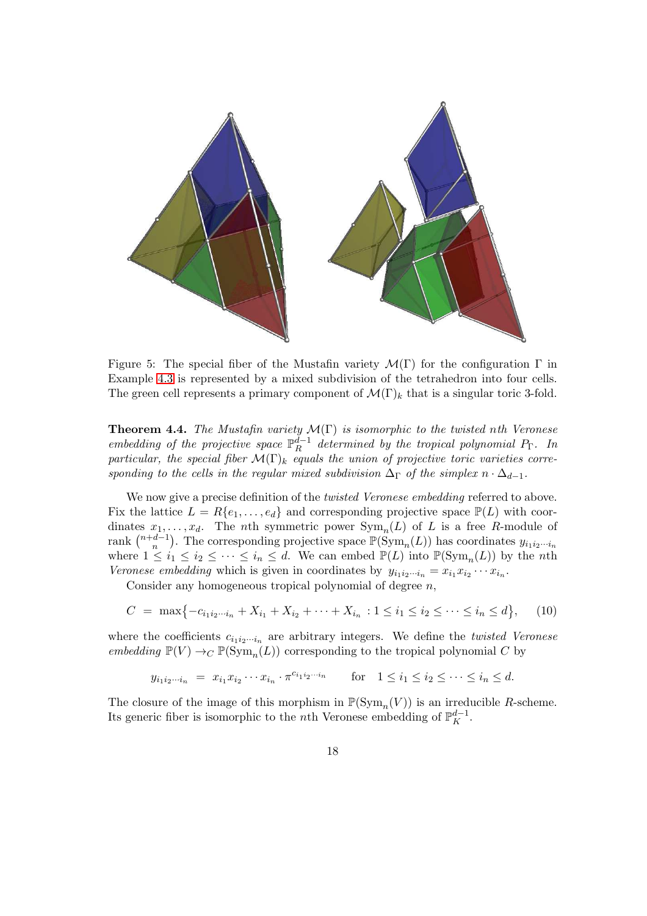Figure 5: The special fiber of the Mustafin variety $\mathcal{M}(\Gamma)$ for the configuration $\Gamma$ in Example 4.3 is represented by a mixed subdivision of the tetrahedron into four cells. The green cell represents a primary component of $\mathcal{M}(\Gamma)_k$ that is a singular toric 3-fold.

**Theorem 4.4.** *The Mustafin variety $\mathcal{M}(\Gamma)$ is isomorphic to the twisted nth Veronese embedding of the projective space $\mathbb{P}^{d-1}_R$ determined by the tropical polynomial $P_\Gamma$. In particular, the special fiber $\mathcal{M}(\Gamma)_k$ equals the union of projective toric varieties corresponding to the cells in the regular mixed subdivision $\Delta_\Gamma$ of the simplex $n \cdot \Delta_{d-1}$.*

We now give a precise definition of the *twisted Veronese embedding* referred to above. Fix the lattice $L = R\{e_1, \ldots, e_d\}$ and corresponding projective space $\mathbb{P}(L)$ with coordinates $x_1, \ldots, x_d$. The $n$th symmetric power $\mathrm{Sym}_n(L)$ of $L$ is a free $R$-module of rank $\binom{n+d-1}{n}$. The corresponding projective space $\mathbb{P}(\mathrm{Sym}_n(L))$ has coordinates $y_{i_1 i_2 \cdots i_n}$ where $1 \leq i_1 \leq i_2 \leq \cdots \leq i_n \leq d$. We can embed $\mathbb{P}(L)$ into $\mathbb{P}(\mathrm{Sym}_n(L))$ by the $n$th *Veronese embedding* which is given in coordinates by $y_{i_1 i_2 \cdots i_n} = x_{i_1} x_{i_2} \cdots x_{i_n}$.

Consider any homogeneous tropical polynomial of degree $n$,

$$C \;=\; \max\bigl\{-c_{i_1 i_2 \cdots i_n} + X_{i_1} + X_{i_2} + \cdots + X_{i_n} \,:\, 1 \leq i_1 \leq i_2 \leq \cdots \leq i_n \leq d\bigr\}, \qquad (10)$$

where the coefficients $c_{i_1 i_2 \cdots i_n}$ are arbitrary integers. We define the *twisted Veronese embedding* $\mathbb{P}(V) \to_C \mathbb{P}(\mathrm{Sym}_n(L))$ corresponding to the tropical polynomial $C$ by

$$y_{i_1 i_2 \cdots i_n} \;=\; x_{i_1} x_{i_2} \cdots x_{i_n} \cdot \pi^{c_{i_1 i_2 \cdots i_n}} \qquad \text{for} \quad 1 \leq i_1 \leq i_2 \leq \cdots \leq i_n \leq d.$$

The closure of the image of this morphism in $\mathbb{P}(\mathrm{Sym}_n(V))$ is an irreducible $R$-scheme. Its generic fiber is isomorphic to the $n$th Veronese embedding of $\mathbb{P}^{d-1}_K$.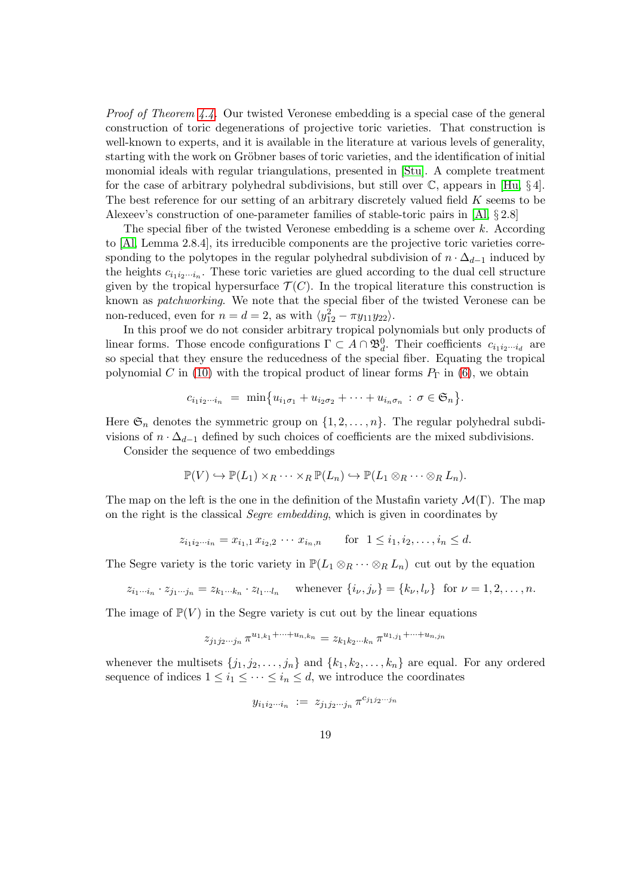*Proof of Theorem 4.4.* Our twisted Veronese embedding is a special case of the general construction of toric degenerations of projective toric varieties. That construction is well-known to experts, and it is available in the literature at various levels of generality, starting with the work on Gröbner bases of toric varieties, and the identification of initial monomial ideals with regular triangulations, presented in [Stu]. A complete treatment for the case of arbitrary polyhedral subdivisions, but still over $\mathbb{C}$, appears in [Hu, § 4]. The best reference for our setting of an arbitrary discretely valued field $K$ seems to be Alexeev's construction of one-parameter families of stable-toric pairs in [Al, § 2.8]

The special fiber of the twisted Veronese embedding is a scheme over $k$. According to [Al, Lemma 2.8.4], its irreducible components are the projective toric varieties corresponding to the polytopes in the regular polyhedral subdivision of $n \cdot \Delta_{d-1}$ induced by the heights $c_{i_1 i_2 \cdots i_n}$. These toric varieties are glued according to the dual cell structure given by the tropical hypersurface $\mathcal{T}(C)$. In the tropical literature this construction is known as *patchworking*. We note that the special fiber of the twisted Veronese can be non-reduced, even for $n = d = 2$, as with $\langle y_{12}^2 - \pi y_{11} y_{22} \rangle$.

In this proof we do not consider arbitrary tropical polynomials but only products of linear forms. Those encode configurations $\Gamma \subset A \cap \mathfrak{B}_d^0$. Their coefficients $c_{i_1 i_2 \cdots i_d}$ are so special that they ensure the reducedness of the special fiber. Equating the tropical polynomial $C$ in (10) with the tropical product of linear forms $P_\Gamma$ in (6), we obtain

$$c_{i_1 i_2 \cdots i_n} \;=\; \min\big\{ u_{i_1 \sigma_1} + u_{i_2 \sigma_2} + \cdots + u_{i_n \sigma_n} \,:\, \sigma \in \mathfrak{S}_n \big\}.$$

Here $\mathfrak{S}_n$ denotes the symmetric group on $\{1, 2, \ldots, n\}$. The regular polyhedral subdivisions of $n \cdot \Delta_{d-1}$ defined by such choices of coefficients are the mixed subdivisions.

Consider the sequence of two embeddings

$$\mathbb{P}(V) \hookrightarrow \mathbb{P}(L_1) \times_R \cdots \times_R \mathbb{P}(L_n) \hookrightarrow \mathbb{P}(L_1 \otimes_R \cdots \otimes_R L_n).$$

The map on the left is the one in the definition of the Mustafin variety $\mathcal{M}(\Gamma)$. The map on the right is the classical *Segre embedding*, which is given in coordinates by

$$z_{i_1 i_2 \cdots i_n} = x_{i_1,1}\, x_{i_2,2} \cdots x_{i_n,n} \qquad \text{for} \;\; 1 \leq i_1, i_2, \ldots, i_n \leq d.$$

The Segre variety is the toric variety in $\mathbb{P}(L_1 \otimes_R \cdots \otimes_R L_n)$ cut out by the equation

$$z_{i_1 \cdots i_n} \cdot z_{j_1 \cdots j_n} = z_{k_1 \cdots k_n} \cdot z_{l_1 \cdots l_n} \quad \text{whenever } \{i_\nu, j_\nu\} = \{k_\nu, l_\nu\} \;\text{ for } \nu = 1, 2, \ldots, n.$$

The image of $\mathbb{P}(V)$ in the Segre variety is cut out by the linear equations

$$z_{j_1 j_2 \cdots j_n}\, \pi^{u_{1,k_1} + \cdots + u_{n,k_n}} = z_{k_1 k_2 \cdots k_n}\, \pi^{u_{1,j_1} + \cdots + u_{n,j_n}}$$

whenever the multisets $\{j_1, j_2, \ldots, j_n\}$ and $\{k_1, k_2, \ldots, k_n\}$ are equal. For any ordered sequence of indices $1 \leq i_1 \leq \cdots \leq i_n \leq d$, we introduce the coordinates

$$y_{i_1 i_2 \cdots i_n} \;:=\; z_{j_1 j_2 \cdots j_n}\, \pi^{c_{j_1 j_2 \cdots j_n}}$$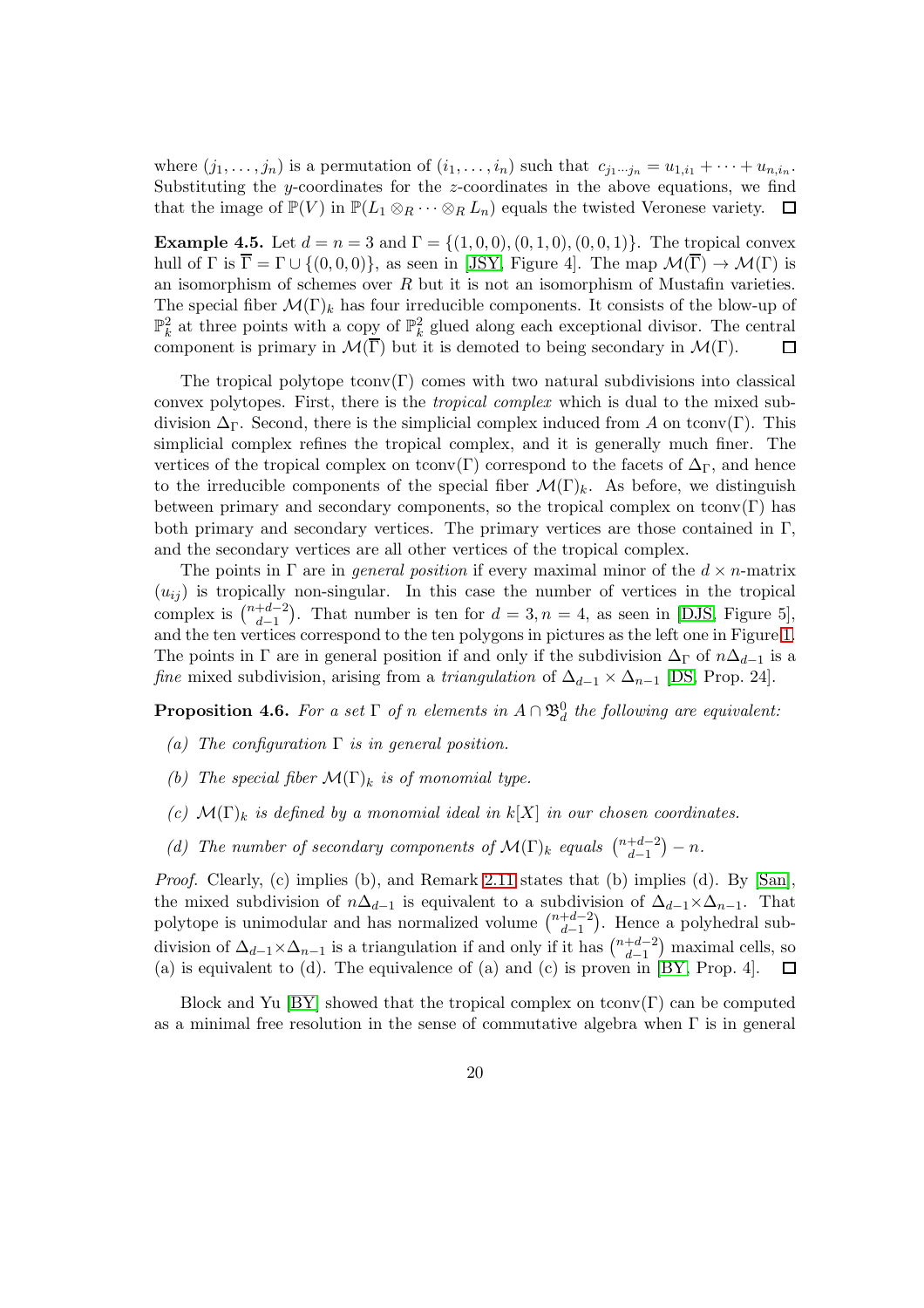where $(j_1, \dots, j_n)$ is a permutation of $(i_1, \dots, i_n)$ such that $c_{j_1 \cdots j_n} = u_{1,i_1} + \cdots + u_{n,i_n}$. Substituting the $y$-coordinates for the $z$-coordinates in the above equations, we find that the image of $\mathbb{P}(V)$ in $\mathbb{P}(L_1 \otimes_R \cdots \otimes_R L_n)$ equals the twisted Veronese variety. ☐

**Example 4.5.** Let $d = n = 3$ and $\Gamma = \{(1,0,0),(0,1,0),(0,0,1)\}$. The tropical convex hull of $\Gamma$ is $\overline{\Gamma} = \Gamma \cup \{(0,0,0)\}$, as seen in [JSY, Figure 4]. The map $\mathcal{M}(\overline{\Gamma}) \to \mathcal{M}(\Gamma)$ is an isomorphism of schemes over $R$ but it is not an isomorphism of Mustafin varieties. The special fiber $\mathcal{M}(\Gamma)_k$ has four irreducible components. It consists of the blow-up of $\mathbb{P}^2_k$ at three points with a copy of $\mathbb{P}^2_k$ glued along each exceptional divisor. The central component is primary in $\mathcal{M}(\overline{\Gamma})$ but it is demoted to being secondary in $\mathcal{M}(\Gamma)$. ☐

The tropical polytope $\mathrm{tconv}(\Gamma)$ comes with two natural subdivisions into classical convex polytopes. First, there is the *tropical complex* which is dual to the mixed subdivision $\Delta_\Gamma$. Second, there is the simplicial complex induced from $A$ on $\mathrm{tconv}(\Gamma)$. This simplicial complex refines the tropical complex, and it is generally much finer. The vertices of the tropical complex on $\mathrm{tconv}(\Gamma)$ correspond to the facets of $\Delta_\Gamma$, and hence to the irreducible components of the special fiber $\mathcal{M}(\Gamma)_k$. As before, we distinguish between primary and secondary components, so the tropical complex on $\mathrm{tconv}(\Gamma)$ has both primary and secondary vertices. The primary vertices are those contained in $\Gamma$, and the secondary vertices are all other vertices of the tropical complex.

The points in $\Gamma$ are in *general position* if every maximal minor of the $d \times n$-matrix $(u_{ij})$ is tropically non-singular. In this case the number of vertices in the tropical complex is $\binom{n+d-2}{d-1}$. That number is ten for $d = 3, n = 4$, as seen in [DJS, Figure 5], and the ten vertices correspond to the ten polygons in pictures as the left one in Figure 1. The points in $\Gamma$ are in general position if and only if the subdivision $\Delta_\Gamma$ of $n\Delta_{d-1}$ is a *fine* mixed subdivision, arising from a *triangulation* of $\Delta_{d-1} \times \Delta_{n-1}$ [DS, Prop. 24].

**Proposition 4.6.** *For a set $\Gamma$ of $n$ elements in $A \cap \mathfrak{B}^0_d$ the following are equivalent:*

*(a) The configuration $\Gamma$ is in general position.*

*(b) The special fiber $\mathcal{M}(\Gamma)_k$ is of monomial type.*

*(c) $\mathcal{M}(\Gamma)_k$ is defined by a monomial ideal in $k[X]$ in our chosen coordinates.*

*(d) The number of secondary components of $\mathcal{M}(\Gamma)_k$ equals $\binom{n+d-2}{d-1} - n$.*

*Proof.* Clearly, (c) implies (b), and Remark 2.11 states that (b) implies (d). By [San], the mixed subdivision of $n\Delta_{d-1}$ is equivalent to a subdivision of $\Delta_{d-1} \times \Delta_{n-1}$. That polytope is unimodular and has normalized volume $\binom{n+d-2}{d-1}$. Hence a polyhedral subdivision of $\Delta_{d-1} \times \Delta_{n-1}$ is a triangulation if and only if it has $\binom{n+d-2}{d-1}$ maximal cells, so (a) is equivalent to (d). The equivalence of (a) and (c) is proven in [BY, Prop. 4]. ☐

Block and Yu [BY] showed that the tropical complex on $\mathrm{tconv}(\Gamma)$ can be computed as a minimal free resolution in the sense of commutative algebra when $\Gamma$ is in general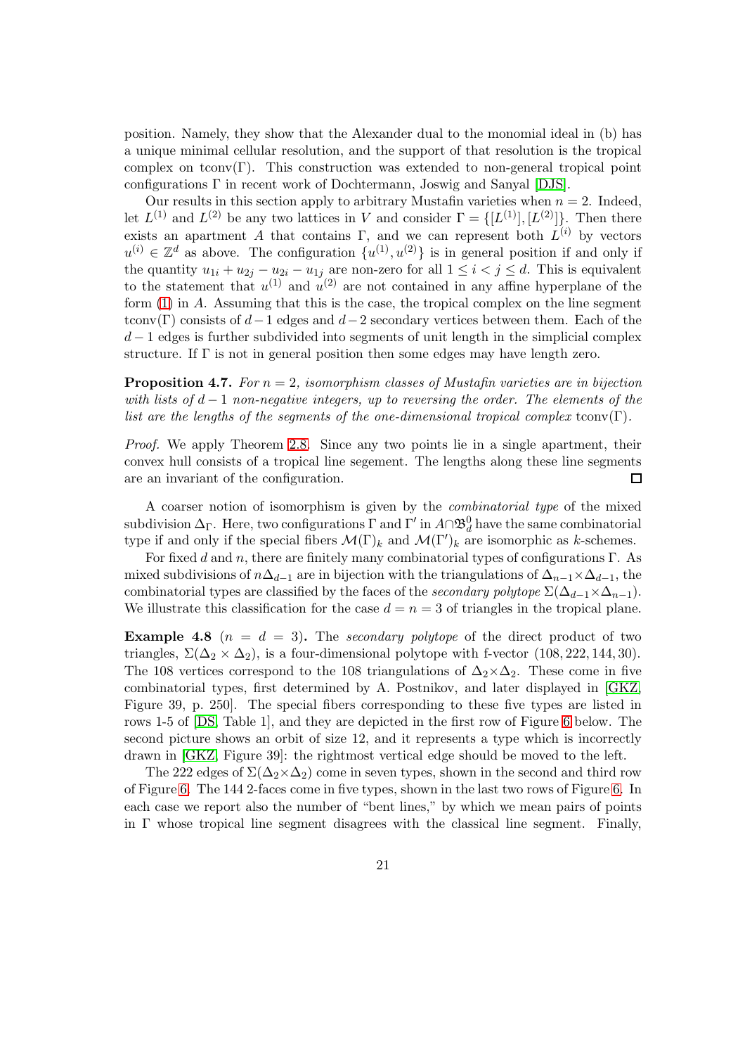position. Namely, they show that the Alexander dual to the monomial ideal in (b) has a unique minimal cellular resolution, and the support of that resolution is the tropical complex on $\operatorname{tconv}(\Gamma)$. This construction was extended to non-general tropical point configurations $\Gamma$ in recent work of Dochtermann, Joswig and Sanyal [DJS].

Our results in this section apply to arbitrary Mustafin varieties when $n = 2$. Indeed, let $L^{(1)}$ and $L^{(2)}$ be any two lattices in $V$ and consider $\Gamma = \{[L^{(1)}], [L^{(2)}]\}$. Then there exists an apartment $A$ that contains $\Gamma$, and we can represent both $L^{(i)}$ by vectors $u^{(i)} \in \mathbb{Z}^d$ as above. The configuration $\{u^{(1)}, u^{(2)}\}$ is in general position if and only if the quantity $u_{1i} + u_{2j} - u_{2i} - u_{1j}$ are non-zero for all $1 \leq i < j \leq d$. This is equivalent to the statement that $u^{(1)}$ and $u^{(2)}$ are not contained in any affine hyperplane of the form (1) in $A$. Assuming that this is the case, the tropical complex on the line segment $\operatorname{tconv}(\Gamma)$ consists of $d-1$ edges and $d-2$ secondary vertices between them. Each of the $d-1$ edges is further subdivided into segments of unit length in the simplicial complex structure. If $\Gamma$ is not in general position then some edges may have length zero.

**Proposition 4.7.** *For $n = 2$, isomorphism classes of Mustafin varieties are in bijection with lists of $d-1$ non-negative integers, up to reversing the order. The elements of the list are the lengths of the segments of the one-dimensional tropical complex $\operatorname{tconv}(\Gamma)$.*

*Proof.* We apply Theorem 2.8. Since any two points lie in a single apartment, their convex hull consists of a tropical line segement. The lengths along these line segments are an invariant of the configuration. □

A coarser notion of isomorphism is given by the *combinatorial type* of the mixed subdivision $\Delta_\Gamma$. Here, two configurations $\Gamma$ and $\Gamma'$ in $A \cap \mathfrak{B}_d^0$ have the same combinatorial type if and only if the special fibers $\mathcal{M}(\Gamma)_k$ and $\mathcal{M}(\Gamma')_k$ are isomorphic as $k$-schemes.

For fixed $d$ and $n$, there are finitely many combinatorial types of configurations $\Gamma$. As mixed subdivisions of $n\Delta_{d-1}$ are in bijection with the triangulations of $\Delta_{n-1} \times \Delta_{d-1}$, the combinatorial types are classified by the faces of the *secondary polytope* $\Sigma(\Delta_{d-1} \times \Delta_{n-1})$. We illustrate this classification for the case $d = n = 3$ of triangles in the tropical plane.

**Example 4.8** ($n = d = 3$)**.** The *secondary polytope* of the direct product of two triangles, $\Sigma(\Delta_2 \times \Delta_2)$, is a four-dimensional polytope with f-vector $(108, 222, 144, 30)$. The 108 vertices correspond to the 108 triangulations of $\Delta_2 \times \Delta_2$. These come in five combinatorial types, first determined by A. Postnikov, and later displayed in [GKZ, Figure 39, p. 250]. The special fibers corresponding to these five types are listed in rows 1-5 of [DS, Table 1], and they are depicted in the first row of Figure 6 below. The second picture shows an orbit of size 12, and it represents a type which is incorrectly drawn in [GKZ, Figure 39]: the rightmost vertical edge should be moved to the left.

The 222 edges of $\Sigma(\Delta_2 \times \Delta_2)$ come in seven types, shown in the second and third row of Figure 6. The 144 2-faces come in five types, shown in the last two rows of Figure 6. In each case we report also the number of "bent lines," by which we mean pairs of points in $\Gamma$ whose tropical line segment disagrees with the classical line segment. Finally,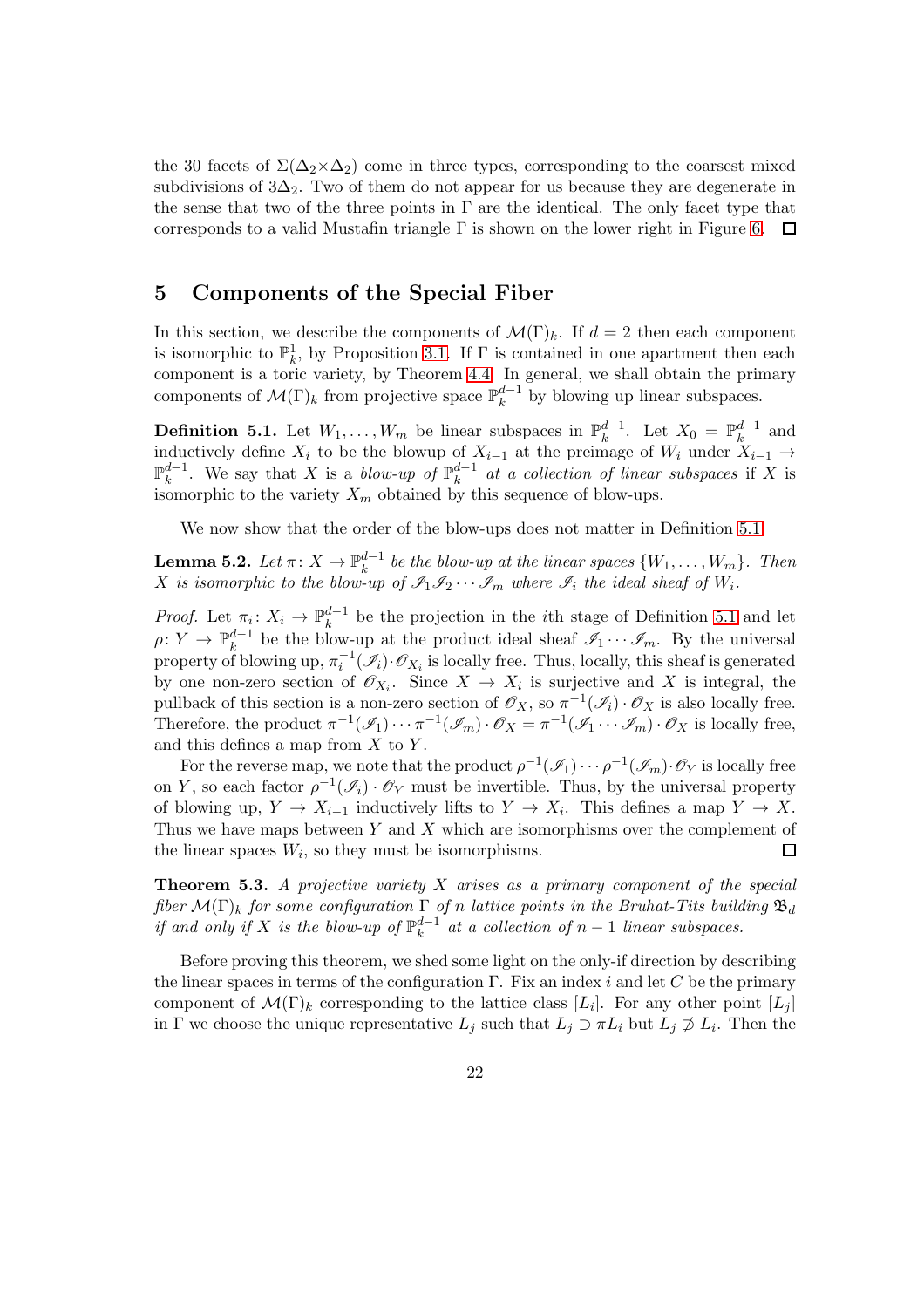the 30 facets of $\Sigma(\Delta_2\times\Delta_2)$ come in three types, corresponding to the coarsest mixed subdivisions of $3\Delta_2$. Two of them do not appear for us because they are degenerate in the sense that two of the three points in $\Gamma$ are the identical. The only facet type that corresponds to a valid Mustafin triangle $\Gamma$ is shown on the lower right in Figure 6. ◻

## 5 Components of the Special Fiber

In this section, we describe the components of $\mathcal{M}(\Gamma)_k$. If $d = 2$ then each component is isomorphic to $\mathbb{P}^1_k$, by Proposition 3.1. If $\Gamma$ is contained in one apartment then each component is a toric variety, by Theorem 4.4. In general, we shall obtain the primary components of $\mathcal{M}(\Gamma)_k$ from projective space $\mathbb{P}^{d-1}_k$ by blowing up linear subspaces.

**Definition 5.1.** Let $W_1, \ldots, W_m$ be linear subspaces in $\mathbb{P}^{d-1}_k$. Let $X_0 = \mathbb{P}^{d-1}_k$ and inductively define $X_i$ to be the blowup of $X_{i-1}$ at the preimage of $W_i$ under $X_{i-1} \to \mathbb{P}^{d-1}_k$. We say that $X$ is a *blow-up of* $\mathbb{P}^{d-1}_k$ *at a collection of linear subspaces* if $X$ is isomorphic to the variety $X_m$ obtained by this sequence of blow-ups.

We now show that the order of the blow-ups does not matter in Definition 5.1.

**Lemma 5.2.** *Let $\pi\colon X \to \mathbb{P}^{d-1}_k$ be the blow-up at the linear spaces $\{W_1, \ldots, W_m\}$. Then $X$ is isomorphic to the blow-up of $\mathscr{I}_1\mathscr{I}_2\cdots\mathscr{I}_m$ where $\mathscr{I}_i$ the ideal sheaf of $W_i$.*

*Proof.* Let $\pi_i\colon X_i \to \mathbb{P}^{d-1}_k$ be the projection in the $i$th stage of Definition 5.1 and let $\rho\colon Y \to \mathbb{P}^{d-1}_k$ be the blow-up at the product ideal sheaf $\mathscr{I}_1\cdots\mathscr{I}_m$. By the universal property of blowing up, $\pi_i^{-1}(\mathscr{I}_i)\cdot\mathscr{O}_{X_i}$ is locally free. Thus, locally, this sheaf is generated by one non-zero section of $\mathscr{O}_{X_i}$. Since $X \to X_i$ is surjective and $X$ is integral, the pullback of this section is a non-zero section of $\mathscr{O}_X$, so $\pi^{-1}(\mathscr{I}_i)\cdot\mathscr{O}_X$ is also locally free. Therefore, the product $\pi^{-1}(\mathscr{I}_1)\cdots\pi^{-1}(\mathscr{I}_m)\cdot\mathscr{O}_X = \pi^{-1}(\mathscr{I}_1\cdots\mathscr{I}_m)\cdot\mathscr{O}_X$ is locally free, and this defines a map from $X$ to $Y$.

For the reverse map, we note that the product $\rho^{-1}(\mathscr{I}_1)\cdots\rho^{-1}(\mathscr{I}_m)\cdot\mathscr{O}_Y$ is locally free on $Y$, so each factor $\rho^{-1}(\mathscr{I}_i)\cdot\mathscr{O}_Y$ must be invertible. Thus, by the universal property of blowing up, $Y \to X_{i-1}$ inductively lifts to $Y \to X_i$. This defines a map $Y \to X$. Thus we have maps between $Y$ and $X$ which are isomorphisms over the complement of the linear spaces $W_i$, so they must be isomorphisms. ◻

**Theorem 5.3.** *A projective variety $X$ arises as a primary component of the special fiber $\mathcal{M}(\Gamma)_k$ for some configuration $\Gamma$ of $n$ lattice points in the Bruhat-Tits building $\mathfrak{B}_d$ if and only if $X$ is the blow-up of $\mathbb{P}^{d-1}_k$ at a collection of $n-1$ linear subspaces.*

Before proving this theorem, we shed some light on the only-if direction by describing the linear spaces in terms of the configuration $\Gamma$. Fix an index $i$ and let $C$ be the primary component of $\mathcal{M}(\Gamma)_k$ corresponding to the lattice class $[L_i]$. For any other point $[L_j]$ in $\Gamma$ we choose the unique representative $L_j$ such that $L_j \supset \pi L_i$ but $L_j \not\supset L_i$. Then the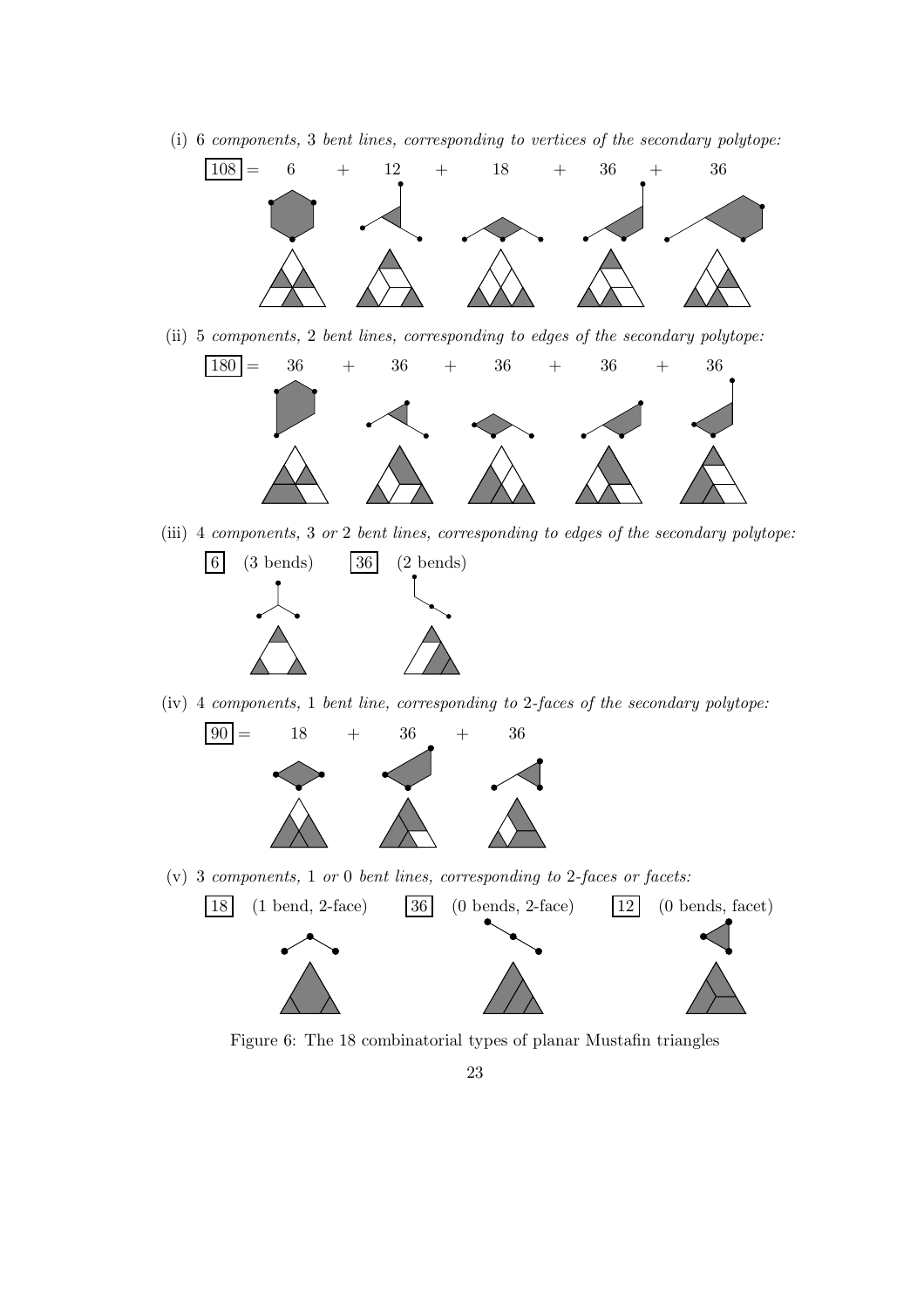(i) *6 components, 3 bent lines, corresponding to vertices of the secondary polytope:*

**108** = 6 + 12 + 18 + 36 + 36

(ii) *5 components, 2 bent lines, corresponding to edges of the secondary polytope:*

**180** = 36 + 36 + 36 + 36 + 36

(iii) *4 components, 3 or 2 bent lines, corresponding to edges of the secondary polytope:*

**6** (3 bends) **36** (2 bends)

(iv) *4 components, 1 bent line, corresponding to 2-faces of the secondary polytope:*

**90** = 18 + 36 + 36

(v) *3 components, 1 or 0 bent lines, corresponding to 2-faces or facets:*

**18** (1 bend, 2-face) **36** (0 bends, 2-face) **12** (0 bends, facet)

Figure 6: The 18 combinatorial types of planar Mustafin triangles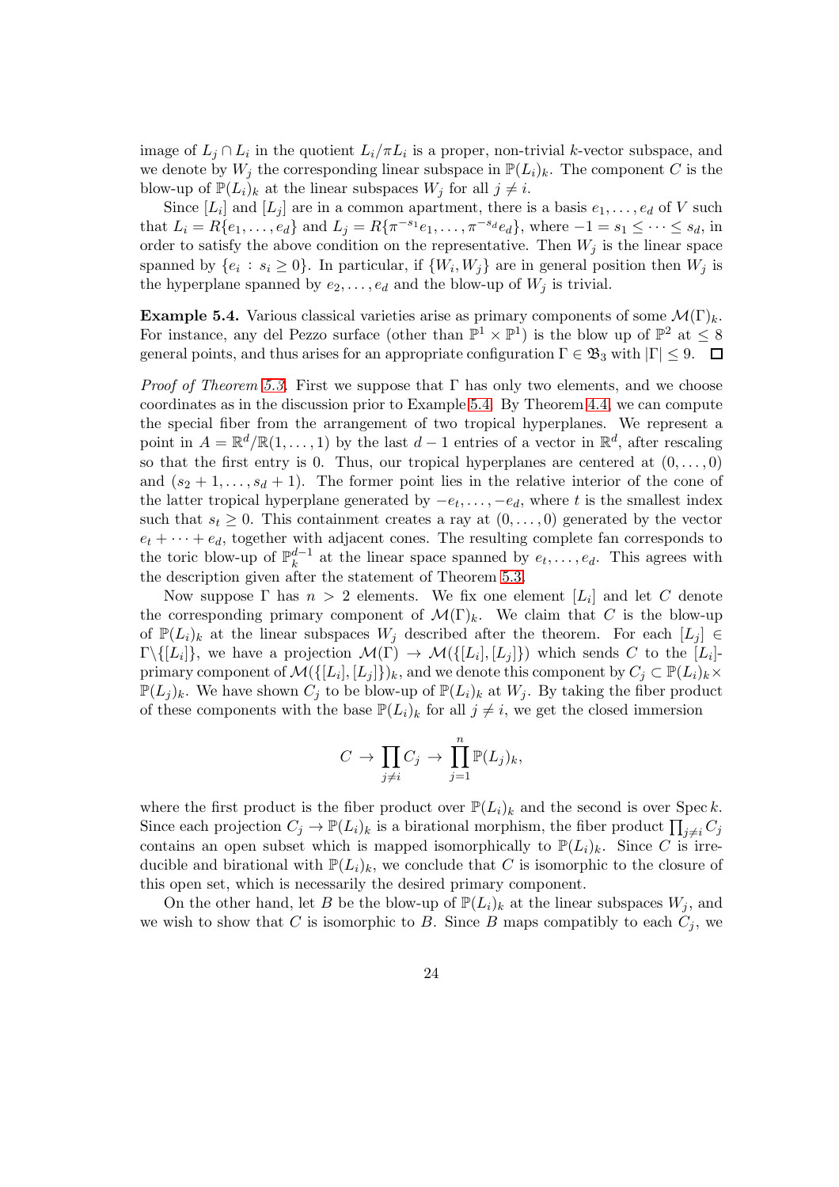image of $L_j \cap L_i$ in the quotient $L_i/\pi L_i$ is a proper, non-trivial $k$-vector subspace, and we denote by $W_j$ the corresponding linear subspace in $\mathbb{P}(L_i)_k$. The component $C$ is the blow-up of $\mathbb{P}(L_i)_k$ at the linear subspaces $W_j$ for all $j \neq i$.

Since $[L_i]$ and $[L_j]$ are in a common apartment, there is a basis $e_1, \ldots, e_d$ of $V$ such that $L_i = R\{e_1, \ldots, e_d\}$ and $L_j = R\{\pi^{-s_1}e_1, \ldots, \pi^{-s_d}e_d\}$, where $-1 = s_1 \leq \cdots \leq s_d$, in order to satisfy the above condition on the representative. Then $W_j$ is the linear space spanned by $\{e_i : s_i \geq 0\}$. In particular, if $\{W_i, W_j\}$ are in general position then $W_j$ is the hyperplane spanned by $e_2, \ldots, e_d$ and the blow-up of $W_j$ is trivial.

**Example 5.4.** Various classical varieties arise as primary components of some $\mathcal{M}(\Gamma)_k$. For instance, any del Pezzo surface (other than $\mathbb{P}^1 \times \mathbb{P}^1$) is the blow up of $\mathbb{P}^2$ at $\leq 8$ general points, and thus arises for an appropriate configuration $\Gamma \in \mathfrak{B}_3$ with $|\Gamma| \leq 9$. $\square$

*Proof of Theorem 5.3.* First we suppose that $\Gamma$ has only two elements, and we choose coordinates as in the discussion prior to Example 5.4. By Theorem 4.4, we can compute the special fiber from the arrangement of two tropical hyperplanes. We represent a point in $A = \mathbb{R}^d/\mathbb{R}(1, \ldots, 1)$ by the last $d-1$ entries of a vector in $\mathbb{R}^d$, after rescaling so that the first entry is 0. Thus, our tropical hyperplanes are centered at $(0, \ldots, 0)$ and $(s_2 + 1, \ldots, s_d + 1)$. The former point lies in the relative interior of the cone of the latter tropical hyperplane generated by $-e_t, \ldots, -e_d$, where $t$ is the smallest index such that $s_t \geq 0$. This containment creates a ray at $(0, \ldots, 0)$ generated by the vector $e_t + \cdots + e_d$, together with adjacent cones. The resulting complete fan corresponds to the toric blow-up of $\mathbb{P}_k^{d-1}$ at the linear space spanned by $e_t, \ldots, e_d$. This agrees with the description given after the statement of Theorem 5.3.

Now suppose $\Gamma$ has $n > 2$ elements. We fix one element $[L_i]$ and let $C$ denote the corresponding primary component of $\mathcal{M}(\Gamma)_k$. We claim that $C$ is the blow-up of $\mathbb{P}(L_i)_k$ at the linear subspaces $W_j$ described after the theorem. For each $[L_j] \in \Gamma \backslash \{[L_i]\}$, we have a projection $\mathcal{M}(\Gamma) \to \mathcal{M}(\{[L_i], [L_j]\})$ which sends $C$ to the $[L_i]$-primary component of $\mathcal{M}(\{[L_i], [L_j]\})_k$, and we denote this component by $C_j \subset \mathbb{P}(L_i)_k \times \mathbb{P}(L_j)_k$. We have shown $C_j$ to be blow-up of $\mathbb{P}(L_i)_k$ at $W_j$. By taking the fiber product of these components with the base $\mathbb{P}(L_i)_k$ for all $j \neq i$, we get the closed immersion

$$C \to \prod_{j \neq i} C_j \to \prod_{j=1}^{n} \mathbb{P}(L_j)_k,$$

where the first product is the fiber product over $\mathbb{P}(L_i)_k$ and the second is over $\operatorname{Spec} k$. Since each projection $C_j \to \mathbb{P}(L_i)_k$ is a birational morphism, the fiber product $\prod_{j \neq i} C_j$ contains an open subset which is mapped isomorphically to $\mathbb{P}(L_i)_k$. Since $C$ is irreducible and birational with $\mathbb{P}(L_i)_k$, we conclude that $C$ is isomorphic to the closure of this open set, which is necessarily the desired primary component.

On the other hand, let $B$ be the blow-up of $\mathbb{P}(L_i)_k$ at the linear subspaces $W_j$, and we wish to show that $C$ is isomorphic to $B$. Since $B$ maps compatibly to each $C_j$, we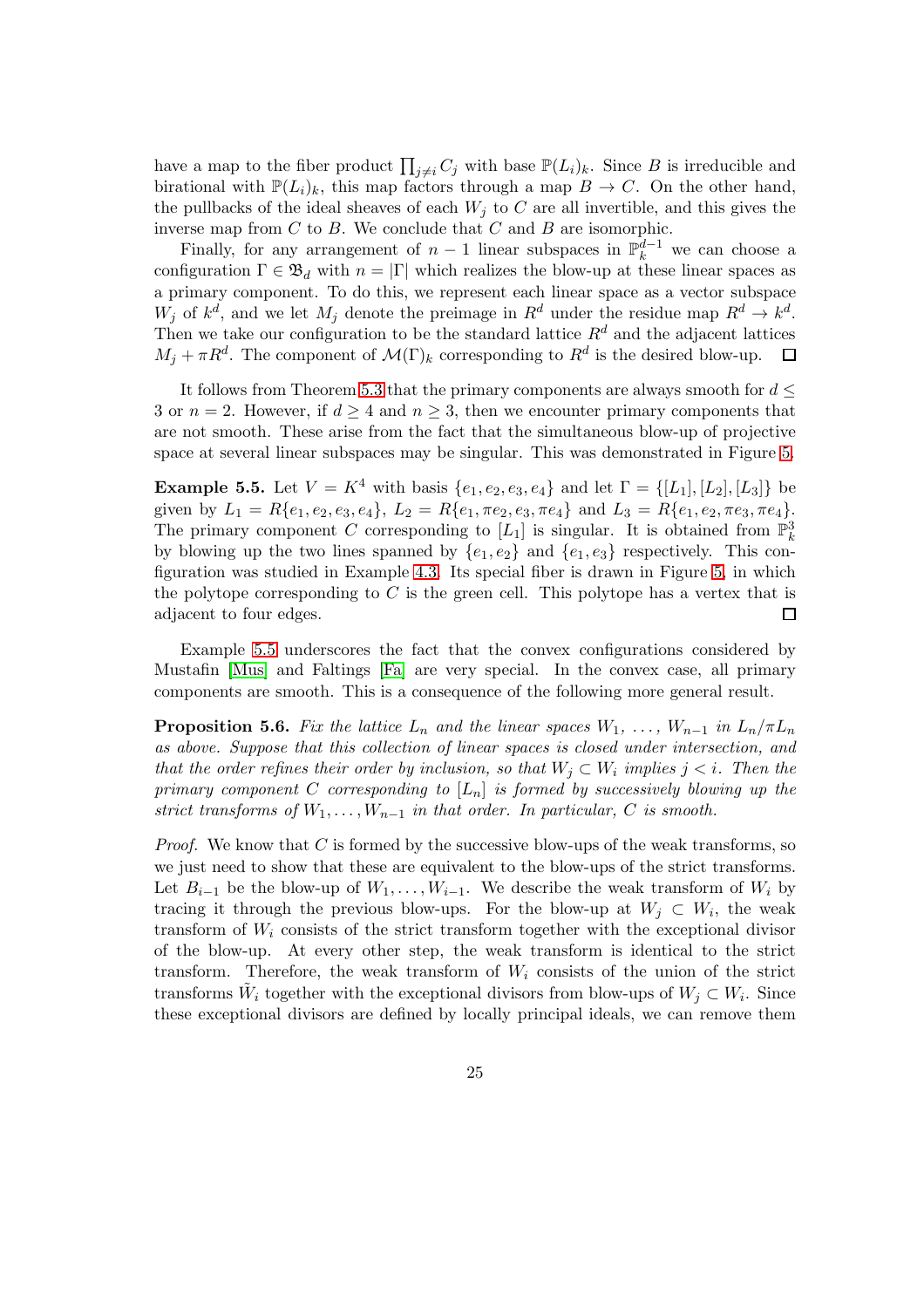have a map to the fiber product $\prod_{j \neq i} C_j$ with base $\mathbb{P}(L_i)_k$. Since $B$ is irreducible and birational with $\mathbb{P}(L_i)_k$, this map factors through a map $B \to C$. On the other hand, the pullbacks of the ideal sheaves of each $W_j$ to $C$ are all invertible, and this gives the inverse map from $C$ to $B$. We conclude that $C$ and $B$ are isomorphic.

Finally, for any arrangement of $n-1$ linear subspaces in $\mathbb{P}_k^{d-1}$ we can choose a configuration $\Gamma \in \mathfrak{B}_d$ with $n = |\Gamma|$ which realizes the blow-up at these linear spaces as a primary component. To do this, we represent each linear space as a vector subspace $W_j$ of $k^d$, and we let $M_j$ denote the preimage in $R^d$ under the residue map $R^d \to k^d$. Then we take our configuration to be the standard lattice $R^d$ and the adjacent lattices $M_j + \pi R^d$. The component of $\mathcal{M}(\Gamma)_k$ corresponding to $R^d$ is the desired blow-up. $\square$

It follows from Theorem 5.3 that the primary components are always smooth for $d \leq 3$ or $n = 2$. However, if $d \geq 4$ and $n \geq 3$, then we encounter primary components that are not smooth. These arise from the fact that the simultaneous blow-up of projective space at several linear subspaces may be singular. This was demonstrated in Figure 5.

**Example 5.5.** Let $V = K^4$ with basis $\{e_1, e_2, e_3, e_4\}$ and let $\Gamma = \{[L_1], [L_2], [L_3]\}$ be given by $L_1 = R\{e_1, e_2, e_3, e_4\}$, $L_2 = R\{e_1, \pi e_2, e_3, \pi e_4\}$ and $L_3 = R\{e_1, e_2, \pi e_3, \pi e_4\}$. The primary component $C$ corresponding to $[L_1]$ is singular. It is obtained from $\mathbb{P}_k^3$ by blowing up the two lines spanned by $\{e_1, e_2\}$ and $\{e_1, e_3\}$ respectively. This configuration was studied in Example 4.3. Its special fiber is drawn in Figure 5, in which the polytope corresponding to $C$ is the green cell. This polytope has a vertex that is adjacent to four edges. $\square$

Example 5.5 underscores the fact that the convex configurations considered by Mustafin [Mus] and Faltings [Fa] are very special. In the convex case, all primary components are smooth. This is a consequence of the following more general result.

**Proposition 5.6.** *Fix the lattice $L_n$ and the linear spaces $W_1, \ldots, W_{n-1}$ in $L_n/\pi L_n$ as above. Suppose that this collection of linear spaces is closed under intersection, and that the order refines their order by inclusion, so that $W_j \subset W_i$ implies $j < i$. Then the primary component $C$ corresponding to $[L_n]$ is formed by successively blowing up the strict transforms of $W_1, \ldots, W_{n-1}$ in that order. In particular, $C$ is smooth.*

*Proof.* We know that $C$ is formed by the successive blow-ups of the weak transforms, so we just need to show that these are equivalent to the blow-ups of the strict transforms. Let $B_{i-1}$ be the blow-up of $W_1, \ldots, W_{i-1}$. We describe the weak transform of $W_i$ by tracing it through the previous blow-ups. For the blow-up at $W_j \subset W_i$, the weak transform of $W_i$ consists of the strict transform together with the exceptional divisor of the blow-up. At every other step, the weak transform is identical to the strict transform. Therefore, the weak transform of $W_i$ consists of the union of the strict transforms $\tilde{W}_i$ together with the exceptional divisors from blow-ups of $W_j \subset W_i$. Since these exceptional divisors are defined by locally principal ideals, we can remove them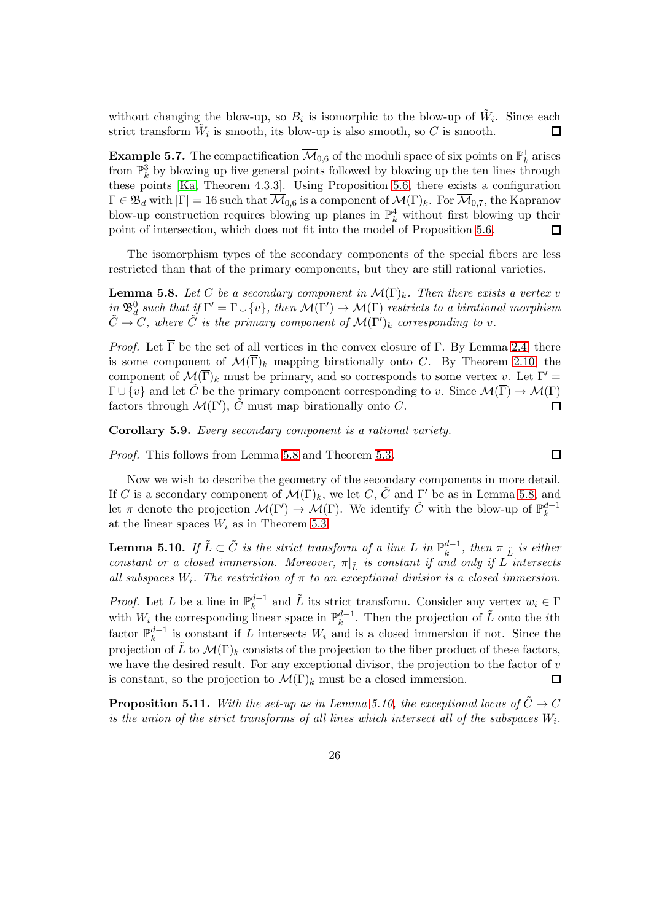without changing the blow-up, so $B_i$ is isomorphic to the blow-up of $\tilde{W}_i$. Since each strict transform $\tilde{W}_i$ is smooth, its blow-up is also smooth, so $C$ is smooth. □

**Example 5.7.** The compactification $\overline{\mathcal{M}}_{0,6}$ of the moduli space of six points on $\mathbb{P}^1_k$ arises from $\mathbb{P}^3_k$ by blowing up five general points followed by blowing up the ten lines through these points [Ka, Theorem 4.3.3]. Using Proposition 5.6, there exists a configuration $\Gamma \in \mathfrak{B}_d$ with $|\Gamma| = 16$ such that $\overline{\mathcal{M}}_{0,6}$ is a component of $\mathcal{M}(\Gamma)_k$. For $\overline{\mathcal{M}}_{0,7}$, the Kapranov blow-up construction requires blowing up planes in $\mathbb{P}^4_k$ without first blowing up their point of intersection, which does not fit into the model of Proposition 5.6. □

The isomorphism types of the secondary components of the special fibers are less restricted than that of the primary components, but they are still rational varieties.

**Lemma 5.8.** *Let $C$ be a secondary component in $\mathcal{M}(\Gamma)_k$. Then there exists a vertex $v$ in $\mathfrak{B}^0_d$ such that if $\Gamma' = \Gamma \cup \{v\}$, then $\mathcal{M}(\Gamma') \to \mathcal{M}(\Gamma)$ restricts to a birational morphism $\tilde{C} \to C$, where $\tilde{C}$ is the primary component of $\mathcal{M}(\Gamma')_k$ corresponding to $v$.*

*Proof.* Let $\overline{\Gamma}$ be the set of all vertices in the convex closure of $\Gamma$. By Lemma 2.4, there is some component of $\mathcal{M}(\overline{\Gamma})_k$ mapping birationally onto $C$. By Theorem 2.10, the component of $\mathcal{M}(\overline{\Gamma})_k$ must be primary, and so corresponds to some vertex $v$. Let $\Gamma' = \Gamma \cup \{v\}$ and let $\tilde{C}$ be the primary component corresponding to $v$. Since $\mathcal{M}(\overline{\Gamma}) \to \mathcal{M}(\Gamma)$ factors through $\mathcal{M}(\Gamma')$, $\tilde{C}$ must map birationally onto $C$. □

**Corollary 5.9.** *Every secondary component is a rational variety.*

*Proof.* This follows from Lemma 5.8 and Theorem 5.3. □

Now we wish to describe the geometry of the secondary components in more detail. If $C$ is a secondary component of $\mathcal{M}(\Gamma)_k$, we let $C$, $\tilde{C}$ and $\Gamma'$ be as in Lemma 5.8, and let $\pi$ denote the projection $\mathcal{M}(\Gamma') \to \mathcal{M}(\Gamma)$. We identify $\tilde{C}$ with the blow-up of $\mathbb{P}^{d-1}_k$ at the linear spaces $W_i$ as in Theorem 5.3.

**Lemma 5.10.** *If $\tilde{L} \subset \tilde{C}$ is the strict transform of a line $L$ in $\mathbb{P}^{d-1}_k$, then $\pi|_{\tilde{L}}$ is either constant or a closed immersion. Moreover, $\pi|_{\tilde{L}}$ is constant if and only if $L$ intersects all subspaces $W_i$. The restriction of $\pi$ to an exceptional divisior is a closed immersion.*

*Proof.* Let $L$ be a line in $\mathbb{P}^{d-1}_k$ and $\tilde{L}$ its strict transform. Consider any vertex $w_i \in \Gamma$ with $W_i$ the corresponding linear space in $\mathbb{P}^{d-1}_k$. Then the projection of $\tilde{L}$ onto the $i$th factor $\mathbb{P}^{d-1}_k$ is constant if $L$ intersects $W_i$ and is a closed immersion if not. Since the projection of $\tilde{L}$ to $\mathcal{M}(\Gamma)_k$ consists of the projection to the fiber product of these factors, we have the desired result. For any exceptional divisor, the projection to the factor of $v$ is constant, so the projection to $\mathcal{M}(\Gamma)_k$ must be a closed immersion. □

**Proposition 5.11.** *With the set-up as in Lemma 5.10, the exceptional locus of $\tilde{C} \to C$ is the union of the strict transforms of all lines which intersect all of the subspaces $W_i$.*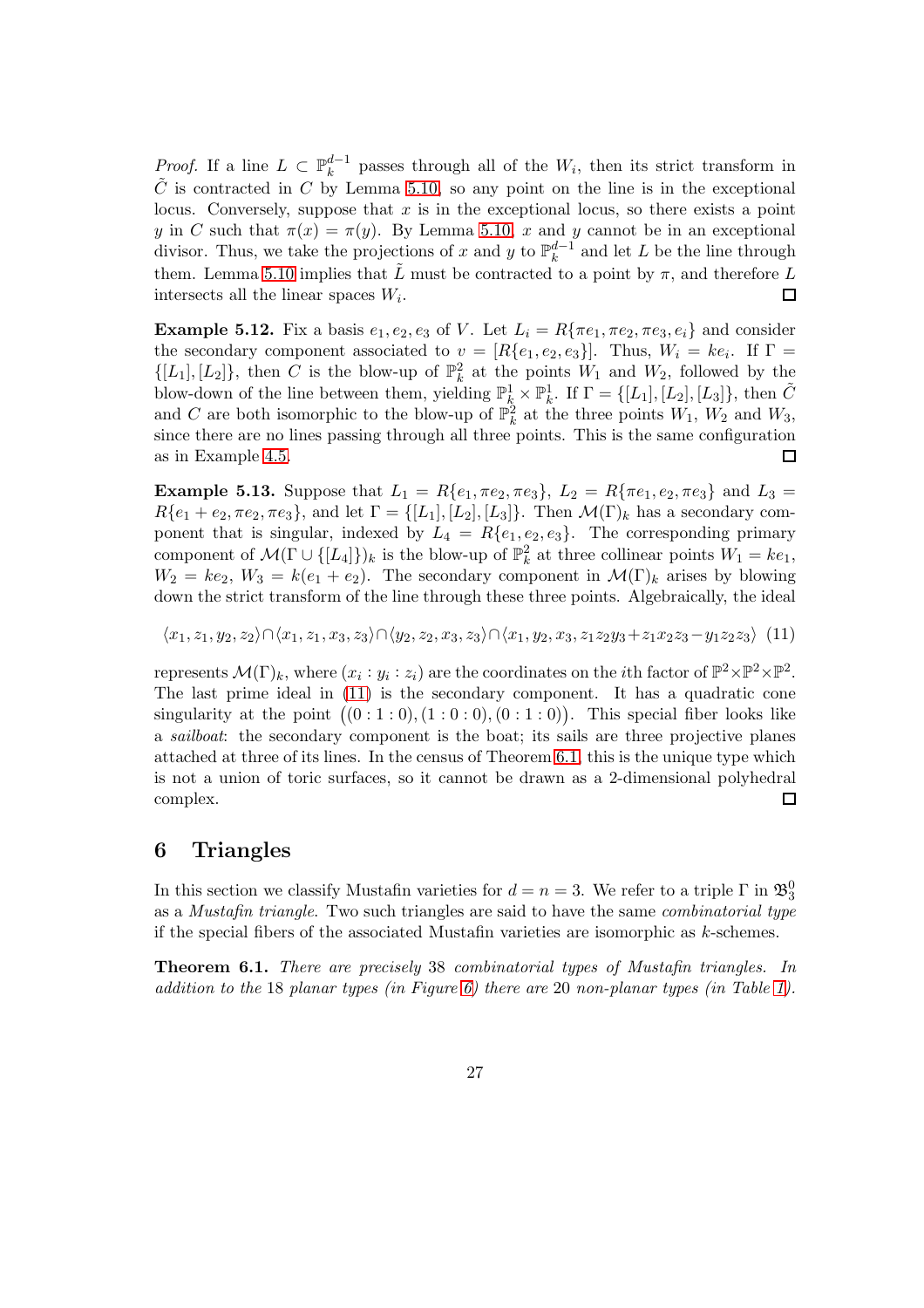*Proof.* If a line $L \subset \mathbb{P}_k^{d-1}$ passes through all of the $W_i$, then its strict transform in $\tilde{C}$ is contracted in $C$ by Lemma 5.10, so any point on the line is in the exceptional locus. Conversely, suppose that $x$ is in the exceptional locus, so there exists a point $y$ in $C$ such that $\pi(x) = \pi(y)$. By Lemma 5.10, $x$ and $y$ cannot be in an exceptional divisor. Thus, we take the projections of $x$ and $y$ to $\mathbb{P}_k^{d-1}$ and let $L$ be the line through them. Lemma 5.10 implies that $\tilde{L}$ must be contracted to a point by $\pi$, and therefore $L$ intersects all the linear spaces $W_i$. □

**Example 5.12.** Fix a basis $e_1, e_2, e_3$ of $V$. Let $L_i = R\{\pi e_1, \pi e_2, \pi e_3, e_i\}$ and consider the secondary component associated to $v = [R\{e_1, e_2, e_3\}]$. Thus, $W_i = ke_i$. If $\Gamma = \{[L_1], [L_2]\}$, then $C$ is the blow-up of $\mathbb{P}_k^2$ at the points $W_1$ and $W_2$, followed by the blow-down of the line between them, yielding $\mathbb{P}_k^1 \times \mathbb{P}_k^1$. If $\Gamma = \{[L_1], [L_2], [L_3]\}$, then $\tilde{C}$ and $C$ are both isomorphic to the blow-up of $\mathbb{P}_k^2$ at the three points $W_1$, $W_2$ and $W_3$, since there are no lines passing through all three points. This is the same configuration as in Example 4.5. □

**Example 5.13.** Suppose that $L_1 = R\{e_1, \pi e_2, \pi e_3\}$, $L_2 = R\{\pi e_1, e_2, \pi e_3\}$ and $L_3 = R\{e_1 + e_2, \pi e_2, \pi e_3\}$, and let $\Gamma = \{[L_1], [L_2], [L_3]\}$. Then $\mathcal{M}(\Gamma)_k$ has a secondary component that is singular, indexed by $L_4 = R\{e_1, e_2, e_3\}$. The corresponding primary component of $\mathcal{M}(\Gamma \cup \{[L_4]\})_k$ is the blow-up of $\mathbb{P}_k^2$ at three collinear points $W_1 = ke_1$, $W_2 = ke_2$, $W_3 = k(e_1 + e_2)$. The secondary component in $\mathcal{M}(\Gamma)_k$ arises by blowing down the strict transform of the line through these three points. Algebraically, the ideal

$$\langle x_1, z_1, y_2, z_2 \rangle \cap \langle x_1, z_1, x_3, z_3 \rangle \cap \langle y_2, z_2, x_3, z_3 \rangle \cap \langle x_1, y_2, x_3, z_1 z_2 y_3 + z_1 x_2 z_3 - y_1 z_2 z_3 \rangle \quad (11)$$

represents $\mathcal{M}(\Gamma)_k$, where $(x_i : y_i : z_i)$ are the coordinates on the $i$th factor of $\mathbb{P}^2 \times \mathbb{P}^2 \times \mathbb{P}^2$. The last prime ideal in (11) is the secondary component. It has a quadratic cone singularity at the point $\big((0:1:0), (1:0:0), (0:1:0)\big)$. This special fiber looks like a *sailboat*: the secondary component is the boat; its sails are three projective planes attached at three of its lines. In the census of Theorem 6.1, this is the unique type which is not a union of toric surfaces, so it cannot be drawn as a 2-dimensional polyhedral complex. □

## 6 Triangles

In this section we classify Mustafin varieties for $d = n = 3$. We refer to a triple $\Gamma$ in $\mathfrak{B}_3^0$ as a *Mustafin triangle*. Two such triangles are said to have the same *combinatorial type* if the special fibers of the associated Mustafin varieties are isomorphic as $k$-schemes.

**Theorem 6.1.** *There are precisely* 38 *combinatorial types of Mustafin triangles. In addition to the* 18 *planar types (in Figure 6) there are* 20 *non-planar types (in Table 1).*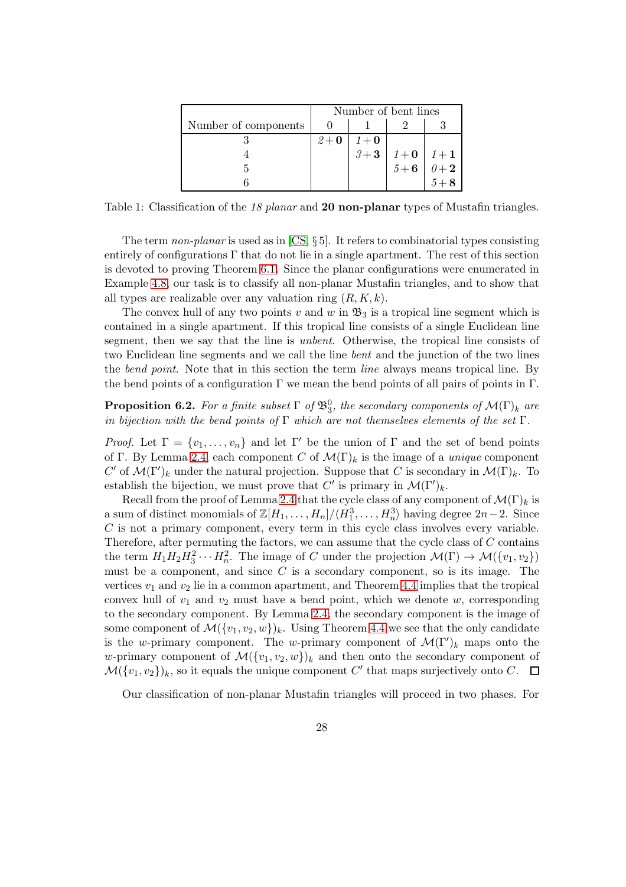| Number of components | Number of bent lines | | | |
|---|---|---|---|---|
| | 0 | 1 | 2 | 3 |
| 3 | *2* + **0** | *1* + **0** | | |
| 4 | | *3* + **3** | *1* + **0** | *1* + **1** |
| 5 | | | *5* + **6** | *0* + **2** |
| 6 | | | | *5* + **8** |

Table 1: Classification of the *18 planar* and **20 non-planar** types of Mustafin triangles.

The term *non-planar* is used as in [CS, § 5]. It refers to combinatorial types consisting entirely of configurations $\Gamma$ that do not lie in a single apartment. The rest of this section is devoted to proving Theorem 6.1. Since the planar configurations were enumerated in Example 4.8, our task is to classify all non-planar Mustafin triangles, and to show that all types are realizable over any valuation ring $(R, K, k)$.

The convex hull of any two points $v$ and $w$ in $\mathfrak{B}_3$ is a tropical line segment which is contained in a single apartment. If this tropical line consists of a single Euclidean line segment, then we say that the line is *unbent*. Otherwise, the tropical line consists of two Euclidean line segments and we call the line *bent* and the junction of the two lines the *bend point*. Note that in this section the term *line* always means tropical line. By the bend points of a configuration $\Gamma$ we mean the bend points of all pairs of points in $\Gamma$.

**Proposition 6.2.** *For a finite subset $\Gamma$ of $\mathfrak{B}_3^0$, the secondary components of $\mathcal{M}(\Gamma)_k$ are in bijection with the bend points of $\Gamma$ which are not themselves elements of the set $\Gamma$.*

*Proof.* Let $\Gamma = \{v_1, \ldots, v_n\}$ and let $\Gamma'$ be the union of $\Gamma$ and the set of bend points of $\Gamma$. By Lemma 2.4, each component $C$ of $\mathcal{M}(\Gamma)_k$ is the image of a *unique* component $C'$ of $\mathcal{M}(\Gamma')_k$ under the natural projection. Suppose that $C$ is secondary in $\mathcal{M}(\Gamma)_k$. To establish the bijection, we must prove that $C'$ is primary in $\mathcal{M}(\Gamma')_k$.

Recall from the proof of Lemma 2.4 that the cycle class of any component of $\mathcal{M}(\Gamma)_k$ is a sum of distinct monomials of $\mathbb{Z}[H_1, \ldots, H_n]/\langle H_1^3, \ldots, H_n^3\rangle$ having degree $2n-2$. Since $C$ is not a primary component, every term in this cycle class involves every variable. Therefore, after permuting the factors, we can assume that the cycle class of $C$ contains the term $H_1 H_2 H_3^2 \cdots H_n^2$. The image of $C$ under the projection $\mathcal{M}(\Gamma) \to \mathcal{M}(\{v_1, v_2\})$ must be a component, and since $C$ is a secondary component, so is its image. The vertices $v_1$ and $v_2$ lie in a common apartment, and Theorem 4.4 implies that the tropical convex hull of $v_1$ and $v_2$ must have a bend point, which we denote $w$, corresponding to the secondary component. By Lemma 2.4, the secondary component is the image of some component of $\mathcal{M}(\{v_1, v_2, w\})_k$. Using Theorem 4.4 we see that the only candidate is the $w$-primary component. The $w$-primary component of $\mathcal{M}(\Gamma')_k$ maps onto the $w$-primary component of $\mathcal{M}(\{v_1, v_2, w\})_k$ and then onto the secondary component of $\mathcal{M}(\{v_1, v_2\})_k$, so it equals the unique component $C'$ that maps surjectively onto $C$. $\square$

Our classification of non-planar Mustafin triangles will proceed in two phases. For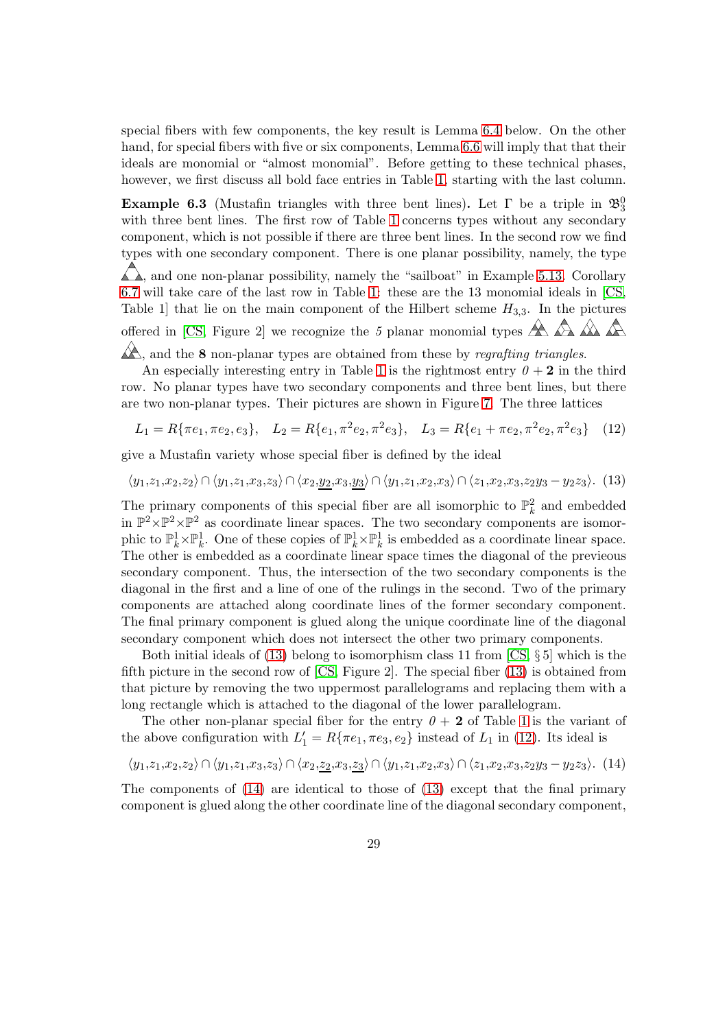special fibers with few components, the key result is Lemma 6.4 below. On the other hand, for special fibers with five or six components, Lemma 6.6 will imply that that their ideals are monomial or "almost monomial". Before getting to these technical phases, however, we first discuss all bold face entries in Table 1, starting with the last column.

**Example 6.3** (Mustafin triangles with three bent lines)**.** Let $\Gamma$ be a triple in $\mathfrak{B}_3^0$ with three bent lines. The first row of Table 1 concerns types without any secondary component, which is not possible if there are three bent lines. In the second row we find types with one secondary component. There is one planar possibility, namely, the type , and one non-planar possibility, namely the "sailboat" in Example 5.13. Corollary 6.7 will take care of the last row in Table 1: these are the 13 monomial ideals in [CS, Table 1] that lie on the main component of the Hilbert scheme $H_{3,3}$. In the pictures offered in [CS, Figure 2] we recognize the *5* planar monomial types , and the **8** non-planar types are obtained from these by *regrafting triangles*.

An especially interesting entry in Table 1 is the rightmost entry *0* + **2** in the third row. No planar types have two secondary components and three bent lines, but there are two non-planar types. Their pictures are shown in Figure 7. The three lattices

$$L_1 = R\{\pi e_1, \pi e_2, e_3\}, \quad L_2 = R\{e_1, \pi^2 e_2, \pi^2 e_3\}, \quad L_3 = R\{e_1 + \pi e_2, \pi^2 e_2, \pi^2 e_3\} \tag{12}$$

give a Mustafin variety whose special fiber is defined by the ideal

$$\langle y_1,z_1,x_2,z_2\rangle \cap \langle y_1,z_1,x_3,z_3\rangle \cap \langle x_2,\underline{y_2},x_3,\underline{y_3}\rangle \cap \langle y_1,z_1,x_2,x_3\rangle \cap \langle z_1,x_2,x_3,z_2y_3-y_2z_3\rangle. \tag{13}$$

The primary components of this special fiber are all isomorphic to $\mathbb{P}^2_k$ and embedded in $\mathbb{P}^2\times\mathbb{P}^2\times\mathbb{P}^2$ as coordinate linear spaces. The two secondary components are isomorphic to $\mathbb{P}^1_k\times\mathbb{P}^1_k$. One of these copies of $\mathbb{P}^1_k\times\mathbb{P}^1_k$ is embedded as a coordinate linear space. The other is embedded as a coordinate linear space times the diagonal of the previeous secondary component. Thus, the intersection of the two secondary components is the diagonal in the first and a line of one of the rulings in the second. Two of the primary components are attached along coordinate lines of the former secondary component. The final primary component is glued along the unique coordinate line of the diagonal secondary component which does not intersect the other two primary components.

Both initial ideals of (13) belong to isomorphism class 11 from [CS, § 5] which is the fifth picture in the second row of [CS, Figure 2]. The special fiber (13) is obtained from that picture by removing the two uppermost parallelograms and replacing them with a long rectangle which is attached to the diagonal of the lower parallelogram.

The other non-planar special fiber for the entry *0* + **2** of Table 1 is the variant of the above configuration with $L_1' = R\{\pi e_1, \pi e_3, e_2\}$ instead of $L_1$ in (12). Its ideal is

$$\langle y_1,z_1,x_2,z_2\rangle \cap \langle y_1,z_1,x_3,z_3\rangle \cap \langle x_2,\underline{z_2},x_3,\underline{z_3}\rangle \cap \langle y_1,z_1,x_2,x_3\rangle \cap \langle z_1,x_2,x_3,z_2y_3-y_2z_3\rangle. \tag{14}$$

The components of (14) are identical to those of (13) except that the final primary component is glued along the other coordinate line of the diagonal secondary component,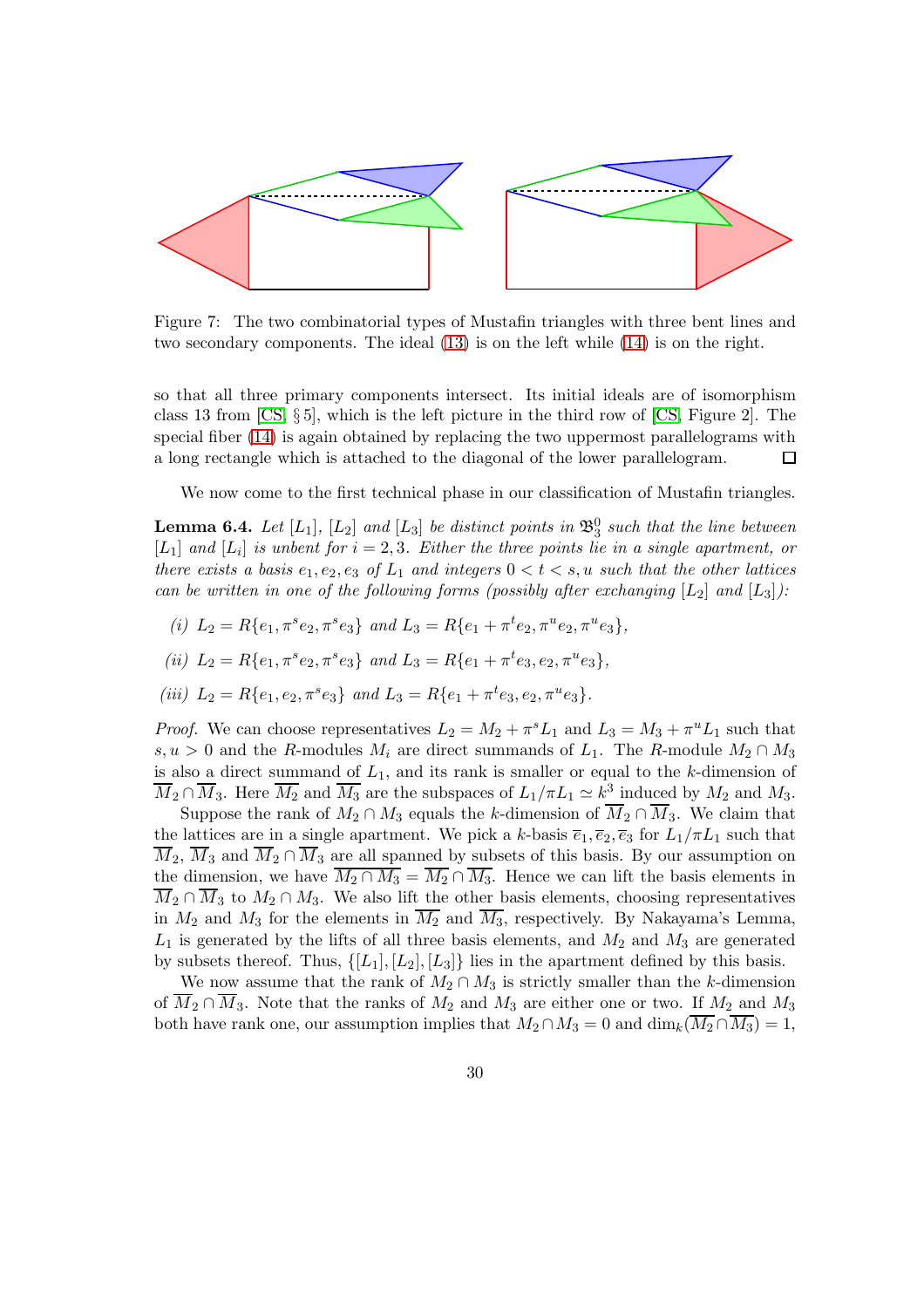Figure 7: The two combinatorial types of Mustafin triangles with three bent lines and two secondary components. The ideal (13) is on the left while (14) is on the right.

so that all three primary components intersect. Its initial ideals are of isomorphism class 13 from [CS, § 5], which is the left picture in the third row of [CS, Figure 2]. The special fiber (14) is again obtained by replacing the two uppermost parallelograms with a long rectangle which is attached to the diagonal of the lower parallelogram. □

We now come to the first technical phase in our classification of Mustafin triangles.

**Lemma 6.4.** *Let $[L_1]$, $[L_2]$ and $[L_3]$ be distinct points in $\mathfrak{B}_3^0$ such that the line between $[L_1]$ and $[L_i]$ is unbent for $i = 2, 3$. Either the three points lie in a single apartment, or there exists a basis $e_1, e_2, e_3$ of $L_1$ and integers $0 < t < s, u$ such that the other lattices can be written in one of the following forms (possibly after exchanging $[L_2]$ and $[L_3]$):*

*(i)* $L_2 = R\{e_1, \pi^s e_2, \pi^s e_3\}$ *and* $L_3 = R\{e_1 + \pi^t e_2, \pi^u e_2, \pi^u e_3\}$,

*(ii)* $L_2 = R\{e_1, \pi^s e_2, \pi^s e_3\}$ *and* $L_3 = R\{e_1 + \pi^t e_3, e_2, \pi^u e_3\}$,

*(iii)* $L_2 = R\{e_1, e_2, \pi^s e_3\}$ *and* $L_3 = R\{e_1 + \pi^t e_3, e_2, \pi^u e_3\}$.

*Proof.* We can choose representatives $L_2 = M_2 + \pi^s L_1$ and $L_3 = M_3 + \pi^u L_1$ such that $s, u > 0$ and the $R$-modules $M_i$ are direct summands of $L_1$. The $R$-module $M_2 \cap M_3$ is also a direct summand of $L_1$, and its rank is smaller or equal to the $k$-dimension of $\overline{M}_2 \cap \overline{M}_3$. Here $\overline{M_2}$ and $\overline{M_3}$ are the subspaces of $L_1/\pi L_1 \simeq k^3$ induced by $M_2$ and $M_3$.

Suppose the rank of $M_2 \cap M_3$ equals the $k$-dimension of $\overline{M}_2 \cap \overline{M}_3$. We claim that the lattices are in a single apartment. We pick a $k$-basis $\overline{e}_1, \overline{e}_2, \overline{e}_3$ for $L_1/\pi L_1$ such that $\overline{M}_2$, $\overline{M}_3$ and $\overline{M}_2 \cap \overline{M}_3$ are all spanned by subsets of this basis. By our assumption on the dimension, we have $\overline{M_2 \cap M_3} = \overline{M}_2 \cap \overline{M}_3$. Hence we can lift the basis elements in $\overline{M}_2 \cap \overline{M}_3$ to $M_2 \cap M_3$. We also lift the other basis elements, choosing representatives in $M_2$ and $M_3$ for the elements in $\overline{M_2}$ and $\overline{M_3}$, respectively. By Nakayama's Lemma, $L_1$ is generated by the lifts of all three basis elements, and $M_2$ and $M_3$ are generated by subsets thereof. Thus, $\{[L_1], [L_2], [L_3]\}$ lies in the apartment defined by this basis.

We now assume that the rank of $M_2 \cap M_3$ is strictly smaller than the $k$-dimension of $\overline{M}_2 \cap \overline{M}_3$. Note that the ranks of $M_2$ and $M_3$ are either one or two. If $M_2$ and $M_3$ both have rank one, our assumption implies that $M_2 \cap M_3 = 0$ and $\dim_k(\overline{M_2} \cap \overline{M_3}) = 1$,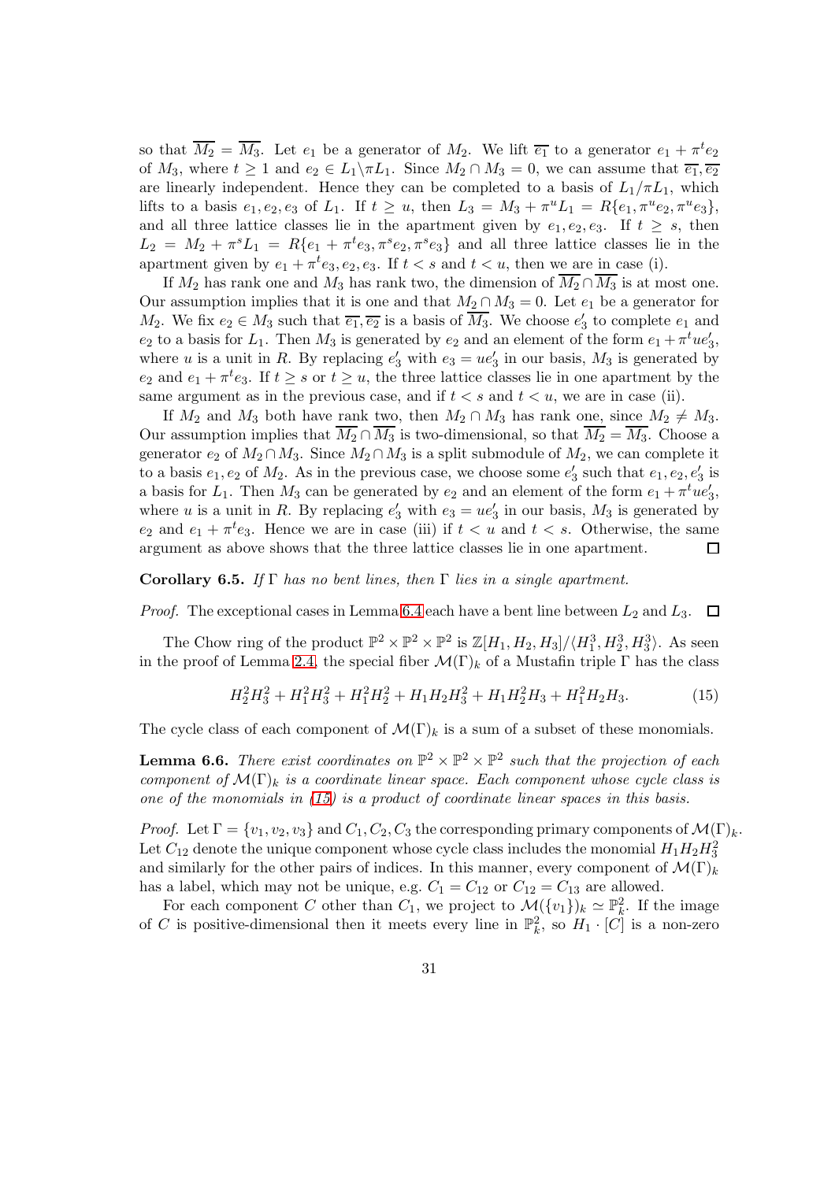so that $\overline{M_2} = \overline{M_3}$. Let $e_1$ be a generator of $M_2$. We lift $\overline{e_1}$ to a generator $e_1 + \pi^t e_2$ of $M_3$, where $t \geq 1$ and $e_2 \in L_1 \backslash \pi L_1$. Since $M_2 \cap M_3 = 0$, we can assume that $\overline{e_1}, \overline{e_2}$ are linearly independent. Hence they can be completed to a basis of $L_1/\pi L_1$, which lifts to a basis $e_1, e_2, e_3$ of $L_1$. If $t \geq u$, then $L_3 = M_3 + \pi^u L_1 = R\{e_1, \pi^u e_2, \pi^u e_3\}$, and all three lattice classes lie in the apartment given by $e_1, e_2, e_3$. If $t \geq s$, then $L_2 = M_2 + \pi^s L_1 = R\{e_1 + \pi^t e_3, \pi^s e_2, \pi^s e_3\}$ and all three lattice classes lie in the apartment given by $e_1 + \pi^t e_3, e_2, e_3$. If $t < s$ and $t < u$, then we are in case (i).

If $M_2$ has rank one and $M_3$ has rank two, the dimension of $\overline{M_2} \cap \overline{M_3}$ is at most one. Our assumption implies that it is one and that $M_2 \cap M_3 = 0$. Let $e_1$ be a generator for $M_2$. We fix $e_2 \in M_3$ such that $\overline{e_1}, \overline{e_2}$ is a basis of $\overline{M_3}$. We choose $e_3'$ to complete $e_1$ and $e_2$ to a basis for $L_1$. Then $M_3$ is generated by $e_2$ and an element of the form $e_1 + \pi^t u e_3'$, where $u$ is a unit in $R$. By replacing $e_3'$ with $e_3 = ue_3'$ in our basis, $M_3$ is generated by $e_2$ and $e_1 + \pi^t e_3$. If $t \geq s$ or $t \geq u$, the three lattice classes lie in one apartment by the same argument as in the previous case, and if $t < s$ and $t < u$, we are in case (ii).

If $M_2$ and $M_3$ both have rank two, then $M_2 \cap M_3$ has rank one, since $M_2 \neq M_3$. Our assumption implies that $\overline{M_2} \cap \overline{M_3}$ is two-dimensional, so that $\overline{M_2} = \overline{M_3}$. Choose a generator $e_2$ of $M_2 \cap M_3$. Since $M_2 \cap M_3$ is a split submodule of $M_2$, we can complete it to a basis $e_1, e_2$ of $M_2$. As in the previous case, we choose some $e_3'$ such that $e_1, e_2, e_3'$ is a basis for $L_1$. Then $M_3$ can be generated by $e_2$ and an element of the form $e_1 + \pi^t u e_3'$, where $u$ is a unit in $R$. By replacing $e_3'$ with $e_3 = ue_3'$ in our basis, $M_3$ is generated by $e_2$ and $e_1 + \pi^t e_3$. Hence we are in case (iii) if $t < u$ and $t < s$. Otherwise, the same argument as above shows that the three lattice classes lie in one apartment. □

**Corollary 6.5.** *If $\Gamma$ has no bent lines, then $\Gamma$ lies in a single apartment.*

*Proof.* The exceptional cases in Lemma 6.4 each have a bent line between $L_2$ and $L_3$. □

The Chow ring of the product $\mathbb{P}^2 \times \mathbb{P}^2 \times \mathbb{P}^2$ is $\mathbb{Z}[H_1, H_2, H_3]/\langle H_1^3, H_2^3, H_3^3 \rangle$. As seen in the proof of Lemma 2.4, the special fiber $\mathcal{M}(\Gamma)_k$ of a Mustafin triple $\Gamma$ has the class

$$H_2^2 H_3^2 + H_1^2 H_3^2 + H_1^2 H_2^2 + H_1 H_2 H_3^2 + H_1 H_2^2 H_3 + H_1^2 H_2 H_3. \tag{15}$$

The cycle class of each component of $\mathcal{M}(\Gamma)_k$ is a sum of a subset of these monomials.

**Lemma 6.6.** *There exist coordinates on $\mathbb{P}^2 \times \mathbb{P}^2 \times \mathbb{P}^2$ such that the projection of each component of $\mathcal{M}(\Gamma)_k$ is a coordinate linear space. Each component whose cycle class is one of the monomials in (15) is a product of coordinate linear spaces in this basis.*

*Proof.* Let $\Gamma = \{v_1, v_2, v_3\}$ and $C_1, C_2, C_3$ the corresponding primary components of $\mathcal{M}(\Gamma)_k$. Let $C_{12}$ denote the unique component whose cycle class includes the monomial $H_1 H_2 H_3^2$ and similarly for the other pairs of indices. In this manner, every component of $\mathcal{M}(\Gamma)_k$ has a label, which may not be unique, e.g. $C_1 = C_{12}$ or $C_{12} = C_{13}$ are allowed.

For each component $C$ other than $C_1$, we project to $\mathcal{M}(\{v_1\})_k \simeq \mathbb{P}^2_k$. If the image of $C$ is positive-dimensional then it meets every line in $\mathbb{P}^2_k$, so $H_1 \cdot [C]$ is a non-zero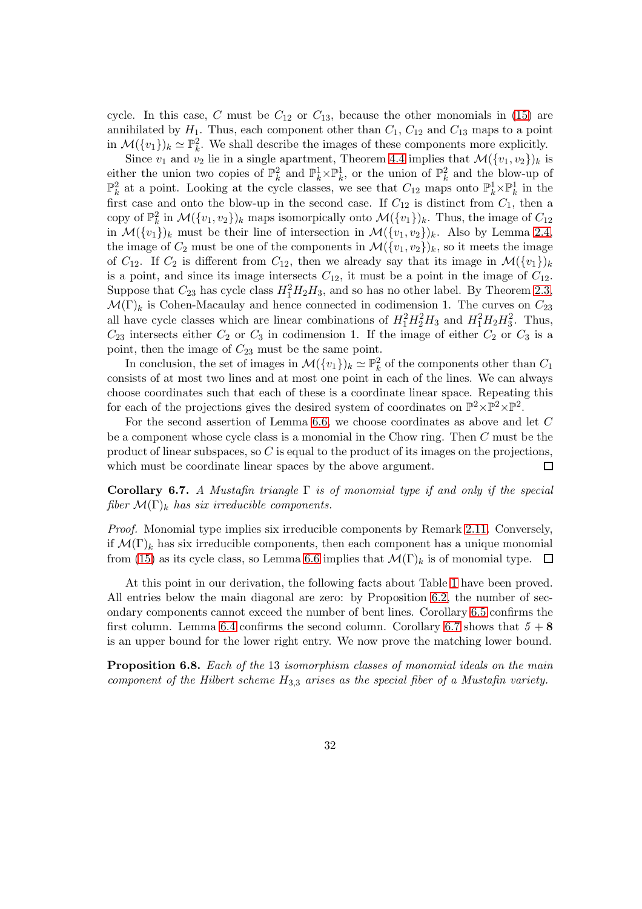cycle. In this case, $C$ must be $C_{12}$ or $C_{13}$, because the other monomials in (15) are annihilated by $H_1$. Thus, each component other than $C_1$, $C_{12}$ and $C_{13}$ maps to a point in $\mathcal{M}(\{v_1\})_k \simeq \mathbb{P}^2_k$. We shall describe the images of these components more explicitly.

Since $v_1$ and $v_2$ lie in a single apartment, Theorem 4.4 implies that $\mathcal{M}(\{v_1, v_2\})_k$ is either the union two copies of $\mathbb{P}^2_k$ and $\mathbb{P}^1_k \times \mathbb{P}^1_k$, or the union of $\mathbb{P}^2_k$ and the blow-up of $\mathbb{P}^2_k$ at a point. Looking at the cycle classes, we see that $C_{12}$ maps onto $\mathbb{P}^1_k \times \mathbb{P}^1_k$ in the first case and onto the blow-up in the second case. If $C_{12}$ is distinct from $C_1$, then a copy of $\mathbb{P}^2_k$ in $\mathcal{M}(\{v_1, v_2\})_k$ maps isomorphically onto $\mathcal{M}(\{v_1\})_k$. Thus, the image of $C_{12}$ in $\mathcal{M}(\{v_1\})_k$ must be their line of intersection in $\mathcal{M}(\{v_1, v_2\})_k$. Also by Lemma 2.4, the image of $C_2$ must be one of the components in $\mathcal{M}(\{v_1, v_2\})_k$, so it meets the image of $C_{12}$. If $C_2$ is different from $C_{12}$, then we already say that its image in $\mathcal{M}(\{v_1\})_k$ is a point, and since its image intersects $C_{12}$, it must be a point in the image of $C_{12}$. Suppose that $C_{23}$ has cycle class $H_1^2 H_2 H_3$, and so has no other label. By Theorem 2.3, $\mathcal{M}(\Gamma)_k$ is Cohen-Macaulay and hence connected in codimension 1. The curves on $C_{23}$ all have cycle classes which are linear combinations of $H_1^2 H_2^2 H_3$ and $H_1^2 H_2 H_3^2$. Thus, $C_{23}$ intersects either $C_2$ or $C_3$ in codimension 1. If the image of either $C_2$ or $C_3$ is a point, then the image of $C_{23}$ must be the same point.

In conclusion, the set of images in $\mathcal{M}(\{v_1\})_k \simeq \mathbb{P}^2_k$ of the components other than $C_1$ consists of at most two lines and at most one point in each of the lines. We can always choose coordinates such that each of these is a coordinate linear space. Repeating this for each of the projections gives the desired system of coordinates on $\mathbb{P}^2 \times \mathbb{P}^2 \times \mathbb{P}^2$.

For the second assertion of Lemma 6.6, we choose coordinates as above and let $C$ be a component whose cycle class is a monomial in the Chow ring. Then $C$ must be the product of linear subspaces, so $C$ is equal to the product of its images on the projections, which must be coordinate linear spaces by the above argument. $\square$

**Corollary 6.7.** *A Mustafin triangle $\Gamma$ is of monomial type if and only if the special fiber $\mathcal{M}(\Gamma)_k$ has six irreducible components.*

*Proof.* Monomial type implies six irreducible components by Remark 2.11. Conversely, if $\mathcal{M}(\Gamma)_k$ has six irreducible components, then each component has a unique monomial from (15) as its cycle class, so Lemma 6.6 implies that $\mathcal{M}(\Gamma)_k$ is of monomial type. $\square$

At this point in our derivation, the following facts about Table 1 have been proved. All entries below the main diagonal are zero: by Proposition 6.2, the number of secondary components cannot exceed the number of bent lines. Corollary 6.5 confirms the first column. Lemma 6.4 confirms the second column. Corollary 6.7 shows that $5 + \mathbf{8}$ is an upper bound for the lower right entry. We now prove the matching lower bound.

**Proposition 6.8.** *Each of the 13 isomorphism classes of monomial ideals on the main component of the Hilbert scheme $H_{3,3}$ arises as the special fiber of a Mustafin variety.*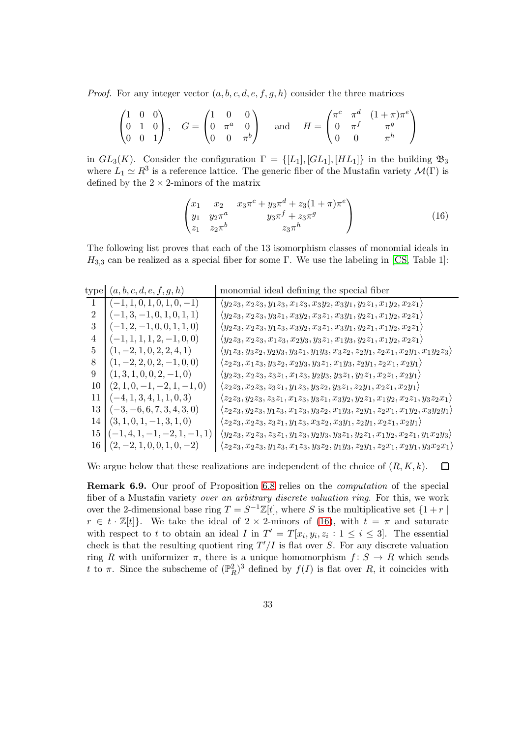*Proof.* For any integer vector $(a,b,c,d,e,f,g,h)$ consider the three matrices

$$\begin{pmatrix}1&0&0\\0&1&0\\0&0&1\end{pmatrix},\quad G=\begin{pmatrix}1&0&0\\0&\pi^a&0\\0&0&\pi^b\end{pmatrix}\quad \text{and}\quad H=\begin{pmatrix}\pi^c&\pi^d&(1+\pi)\pi^e\\0&\pi^f&\pi^g\\0&0&\pi^h\end{pmatrix}$$

in $GL_3(K)$. Consider the configuration $\Gamma = \{[L_1],[GL_1],[HL_1]\}$ in the building $\mathfrak{B}_3$ where $L_1 \simeq R^3$ is a reference lattice. The generic fiber of the Mustafin variety $\mathcal{M}(\Gamma)$ is defined by the $2\times 2$-minors of the matrix

$$\begin{pmatrix}x_1 & x_2 & x_3\pi^c + y_3\pi^d + z_3(1+\pi)\pi^e\\ y_1 & y_2\pi^a & y_3\pi^f + z_3\pi^g\\ z_1 & z_2\pi^b & z_3\pi^h\end{pmatrix} \tag{16}$$

The following list proves that each of the 13 isomorphism classes of monomial ideals in $H_{3,3}$ can be realized as a special fiber for some $\Gamma$. We use the labeling in [CS, Table 1]:

| type | $(a,b,c,d,e,f,g,h)$ | monomial ideal defining the special fiber |
|---|---|---|
| 1 | $(-1,1,0,1,0,1,0,-1)$ | $\langle y_2z_3, x_2z_3, y_1z_3, x_1z_3, x_3y_2, x_3y_1, y_2z_1, x_1y_2, x_2z_1\rangle$ |
| 2 | $(-1,3,-1,0,1,0,1,1)$ | $\langle y_2z_3, x_2z_3, y_3z_1, x_3y_2, x_3z_1, x_3y_1, y_2z_1, x_1y_2, x_2z_1\rangle$ |
| 3 | $(-1,2,-1,0,0,1,1,0)$ | $\langle y_2z_3, x_2z_3, y_1z_3, x_3y_2, x_3z_1, x_3y_1, y_2z_1, x_1y_2, x_2z_1\rangle$ |
| 4 | $(-1,1,1,1,2,-1,0,0)$ | $\langle y_2z_3, x_2z_3, x_1z_3, x_2y_3, y_3z_1, x_1y_3, y_2z_1, x_1y_2, x_2z_1\rangle$ |
| 5 | $(1,-2,1,0,2,2,4,1)$ | $\langle y_1z_3, y_3z_2, y_2y_3, y_3z_1, y_1y_3, x_3z_2, z_2y_1, z_2x_1, x_2y_1, x_1y_2z_3\rangle$ |
| 8 | $(1,-2,2,0,2,-1,0,0)$ | $\langle z_2z_3, x_1z_3, y_3z_2, x_2y_3, y_3z_1, x_1y_3, z_2y_1, z_2x_1, x_2y_1\rangle$ |
| 9 | $(1,3,1,0,0,2,-1,0)$ | $\langle y_2z_3, x_2z_3, z_3z_1, x_1z_3, y_2y_3, y_3z_1, y_2z_1, x_2z_1, x_2y_1\rangle$ |
| 10 | $(2,1,0,-1,-2,1,-1,0)$ | $\langle z_2z_3, x_2z_3, z_3z_1, y_1z_3, y_3z_2, y_3z_1, z_2y_1, x_2z_1, x_2y_1\rangle$ |
| 11 | $(-4,1,3,4,1,1,0,3)$ | $\langle z_2z_3, y_2z_3, z_3z_1, x_1z_3, y_3z_1, x_3y_2, y_2z_1, x_1y_2, x_2z_1, y_3z_2x_1\rangle$ |
| 13 | $(-3,-6,6,7,3,4,3,0)$ | $\langle z_2z_3, y_2z_3, y_1z_3, x_1z_3, y_3z_2, x_1y_3, z_2y_1, z_2x_1, x_1y_2, x_3y_2y_1\rangle$ |
| 14 | $(3,1,0,1,-1,3,1,0)$ | $\langle z_2z_3, x_2z_3, z_3z_1, y_1z_3, x_3z_2, x_3y_1, z_2y_1, x_2z_1, x_2y_1\rangle$ |
| 15 | $(-1,4,1,-1,-2,1,-1,1)$ | $\langle y_2z_3, x_2z_3, z_3z_1, y_1z_3, y_2y_3, y_3z_1, y_2z_1, x_1y_2, x_2z_1, y_1x_2y_3\rangle$ |
| 16 | $(2,-2,1,0,0,1,0,-2)$ | $\langle z_2z_3, x_2z_3, y_1z_3, x_1z_3, y_3z_2, y_1y_3, z_2y_1, z_2x_1, x_2y_1, y_3x_2x_1\rangle$ |

We argue below that these realizations are independent of the choice of $(R,K,k)$. $\square$

**Remark 6.9.** Our proof of Proposition 6.8 relies on the *computation* of the special fiber of a Mustafin variety *over an arbitrary discrete valuation ring*. For this, we work over the 2-dimensional base ring $T = S^{-1}\mathbb{Z}[t]$, where $S$ is the multiplicative set $\{1+r \mid r \in t\cdot\mathbb{Z}[t]\}$. We take the ideal of $2\times 2$-minors of (16), with $t=\pi$ and saturate with respect to $t$ to obtain an ideal $I$ in $T' = T[x_i, y_i, z_i : 1 \le i \le 3]$. The essential check is that the resulting quotient ring $T'/I$ is flat over $S$. For any discrete valuation ring $R$ with uniformizer $\pi$, there is a unique homomorphism $f\colon S \to R$ which sends $t$ to $\pi$. Since the subscheme of $(\mathbb{P}^2_R)^3$ defined by $f(I)$ is flat over $R$, it coincides with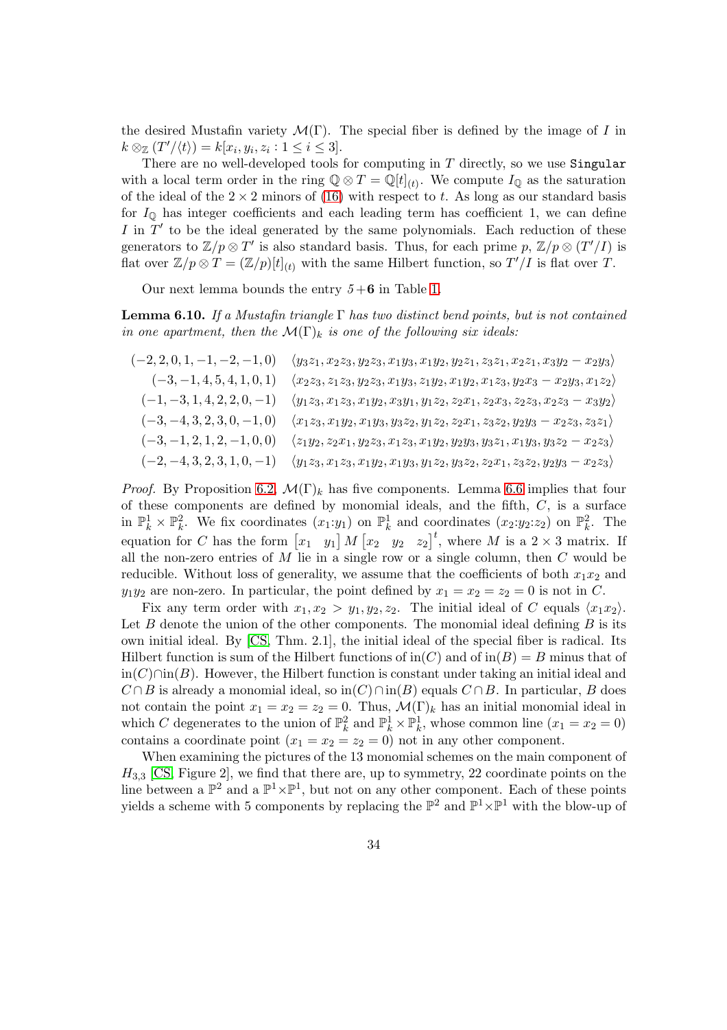the desired Mustafin variety $\mathcal{M}(\Gamma)$. The special fiber is defined by the image of $I$ in $k \otimes_{\mathbb{Z}} (T'/\langle t\rangle) = k[x_i, y_i, z_i : 1 \leq i \leq 3]$.

There are no well-developed tools for computing in $T$ directly, so we use `Singular` with a local term order in the ring $\mathbb{Q} \otimes T = \mathbb{Q}[t]_{(t)}$. We compute $I_{\mathbb{Q}}$ as the saturation of the ideal of the $2 \times 2$ minors of (16) with respect to $t$. As long as our standard basis for $I_{\mathbb{Q}}$ has integer coefficients and each leading term has coefficient 1, we can define $I$ in $T'$ to be the ideal generated by the same polynomials. Each reduction of these generators to $\mathbb{Z}/p \otimes T'$ is also standard basis. Thus, for each prime $p$, $\mathbb{Z}/p \otimes (T'/I)$ is flat over $\mathbb{Z}/p \otimes T = (\mathbb{Z}/p)[t]_{(t)}$ with the same Hilbert function, so $T'/I$ is flat over $T$.

Our next lemma bounds the entry $5+\mathbf{6}$ in Table 1.

**Lemma 6.10.** *If a Mustafin triangle $\Gamma$ has two distinct bend points, but is not contained in one apartment, then the $\mathcal{M}(\Gamma)_k$ is one of the following six ideals:*

$$
\begin{array}{rl}
(-2,2,0,1,-1,-2,-1,0) & \langle y_3z_1, x_2z_3, y_2z_3, x_1y_3, x_1y_2, y_2z_1, z_3z_1, x_2z_1, x_3y_2 - x_2y_3\rangle \\
(-3,-1,4,5,4,1,0,1) & \langle x_2z_3, z_1z_3, y_2z_3, x_1y_3, z_1y_2, x_1y_2, x_1z_3, y_2x_3 - x_2y_3, x_1z_2\rangle \\
(-1,-3,1,4,2,2,0,-1) & \langle y_1z_3, x_1z_3, x_1y_2, x_3y_1, y_1z_2, z_2x_1, z_2x_3, z_2z_3, x_2z_3 - x_3y_2\rangle \\
(-3,-4,3,2,3,0,-1,0) & \langle x_1z_3, x_1y_2, x_1y_3, y_3z_2, y_1z_2, z_2x_1, z_3z_2, y_2y_3 - x_2z_3, z_3z_1\rangle \\
(-3,-1,2,1,2,-1,0,0) & \langle z_1y_2, z_2x_1, y_2z_3, x_1z_3, x_1y_2, y_2y_3, y_3z_1, x_1y_3, y_3z_2 - x_2z_3\rangle \\
(-2,-4,3,2,3,1,0,-1) & \langle y_1z_3, x_1z_3, x_1y_2, x_1y_3, y_1z_2, y_3z_2, z_2x_1, z_3z_2, y_2y_3 - x_2z_3\rangle
\end{array}
$$

*Proof.* By Proposition 6.2, $\mathcal{M}(\Gamma)_k$ has five components. Lemma 6.6 implies that four of these components are defined by monomial ideals, and the fifth, $C$, is a surface in $\mathbb{P}^1_k \times \mathbb{P}^2_k$. We fix coordinates $(x_1{:}y_1)$ on $\mathbb{P}^1_k$ and coordinates $(x_2{:}y_2{:}z_2)$ on $\mathbb{P}^2_k$. The equation for $C$ has the form $\begin{bmatrix} x_1 & y_1 \end{bmatrix} M \begin{bmatrix} x_2 & y_2 & z_2 \end{bmatrix}^t$, where $M$ is a $2 \times 3$ matrix. If all the non-zero entries of $M$ lie in a single row or a single column, then $C$ would be reducible. Without loss of generality, we assume that the coefficients of both $x_1x_2$ and $y_1y_2$ are non-zero. In particular, the point defined by $x_1 = x_2 = z_2 = 0$ is not in $C$.

Fix any term order with $x_1, x_2 > y_1, y_2, z_2$. The initial ideal of $C$ equals $\langle x_1x_2\rangle$. Let $B$ denote the union of the other components. The monomial ideal defining $B$ is its own initial ideal. By [CS, Thm. 2.1], the initial ideal of the special fiber is radical. Its Hilbert function is sum of the Hilbert functions of $\mathrm{in}(C)$ and of $\mathrm{in}(B) = B$ minus that of $\mathrm{in}(C) \cap \mathrm{in}(B)$. However, the Hilbert function is constant under taking an initial ideal and $C \cap B$ is already a monomial ideal, so $\mathrm{in}(C) \cap \mathrm{in}(B)$ equals $C \cap B$. In particular, $B$ does not contain the point $x_1 = x_2 = z_2 = 0$. Thus, $\mathcal{M}(\Gamma)_k$ has an initial monomial ideal in which $C$ degenerates to the union of $\mathbb{P}^2_k$ and $\mathbb{P}^1_k \times \mathbb{P}^1_k$, whose common line $(x_1 = x_2 = 0)$ contains a coordinate point $(x_1 = x_2 = z_2 = 0)$ not in any other component.

When examining the pictures of the 13 monomial schemes on the main component of $H_{3,3}$ [CS, Figure 2], we find that there are, up to symmetry, 22 coordinate points on the line between a $\mathbb{P}^2$ and a $\mathbb{P}^1 \times \mathbb{P}^1$, but not on any other component. Each of these points yields a scheme with 5 components by replacing the $\mathbb{P}^2$ and $\mathbb{P}^1 \times \mathbb{P}^1$ with the blow-up of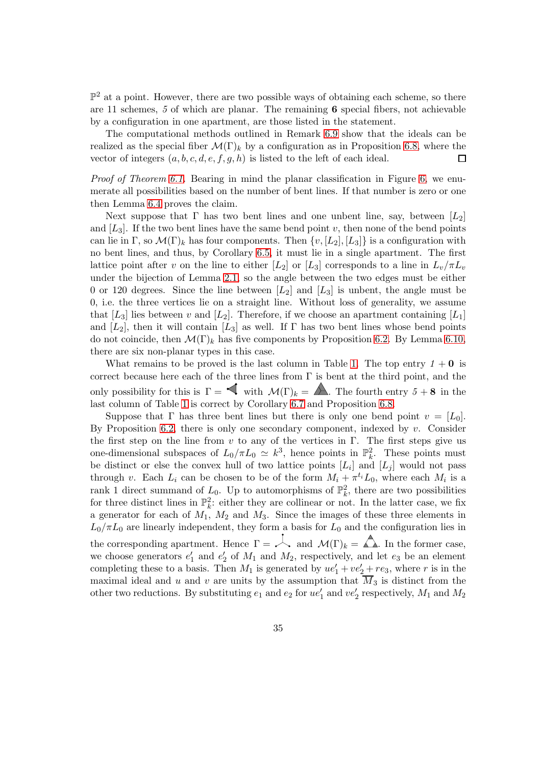$\mathbb{P}^2$ at a point. However, there are two possible ways of obtaining each scheme, so there are 11 schemes, *5* of which are planar. The remaining **6** special fibers, not achievable by a configuration in one apartment, are those listed in the statement.

The computational methods outlined in Remark 6.9 show that the ideals can be realized as the special fiber $\mathcal{M}(\Gamma)_k$ by a configuration as in Proposition 6.8, where the vector of integers $(a, b, c, d, e, f, g, h)$ is listed to the left of each ideal. ◻

*Proof of Theorem 6.1.* Bearing in mind the planar classification in Figure 6, we enumerate all possibilities based on the number of bent lines. If that number is zero or one then Lemma 6.4 proves the claim.

Next suppose that $\Gamma$ has two bent lines and one unbent line, say, between $[L_2]$ and $[L_3]$. If the two bent lines have the same bend point $v$, then none of the bend points can lie in $\Gamma$, so $\mathcal{M}(\Gamma)_k$ has four components. Then $\{v, [L_2], [L_3]\}$ is a configuration with no bent lines, and thus, by Corollary 6.5, it must lie in a single apartment. The first lattice point after $v$ on the line to either $[L_2]$ or $[L_3]$ corresponds to a line in $L_v/\pi L_v$ under the bijection of Lemma 2.1, so the angle between the two edges must be either 0 or 120 degrees. Since the line between $[L_2]$ and $[L_3]$ is unbent, the angle must be 0, i.e. the three vertices lie on a straight line. Without loss of generality, we assume that $[L_3]$ lies between $v$ and $[L_2]$. Therefore, if we choose an apartment containing $[L_1]$ and $[L_2]$, then it will contain $[L_3]$ as well. If $\Gamma$ has two bent lines whose bend points do not coincide, then $\mathcal{M}(\Gamma)_k$ has five components by Proposition 6.2. By Lemma 6.10, there are six non-planar types in this case.

What remains to be proved is the last column in Table 1. The top entry *1* + **0** is correct because here each of the three lines from $\Gamma$ is bent at the third point, and the only possibility for this is $\Gamma =$ [figure] with $\mathcal{M}(\Gamma)_k =$ [figure]. The fourth entry *5* + **8** in the last column of Table 1 is correct by Corollary 6.7 and Proposition 6.8.

Suppose that $\Gamma$ has three bent lines but there is only one bend point $v = [L_0]$. By Proposition 6.2, there is only one secondary component, indexed by $v$. Consider the first step on the line from $v$ to any of the vertices in $\Gamma$. The first steps give us one-dimensional subspaces of $L_0/\pi L_0 \simeq k^3$, hence points in $\mathbb{P}^2_k$. These points must be distinct or else the convex hull of two lattice points $[L_i]$ and $[L_j]$ would not pass through $v$. Each $L_i$ can be chosen to be of the form $M_i + \pi^{t_i} L_0$, where each $M_i$ is a rank 1 direct summand of $L_0$. Up to automorphisms of $\mathbb{P}^2_k$, there are two possibilities for three distinct lines in $\mathbb{P}^2_k$: either they are collinear or not. In the latter case, we fix a generator for each of $M_1$, $M_2$ and $M_3$. Since the images of these three elements in $L_0/\pi L_0$ are linearly independent, they form a basis for $L_0$ and the configuration lies in the corresponding apartment. Hence $\Gamma =$ [figure] and $\mathcal{M}(\Gamma)_k =$ [figure]. In the former case, we choose generators $e_1'$ and $e_2'$ of $M_1$ and $M_2$, respectively, and let $e_3$ be an element completing these to a basis. Then $M_1$ is generated by $ue_1' + ve_2' + re_3$, where $r$ is in the maximal ideal and $u$ and $v$ are units by the assumption that $\overline{M}_3$ is distinct from the other two reductions. By substituting $e_1$ and $e_2$ for $ue_1'$ and $ve_2'$ respectively, $M_1$ and $M_2$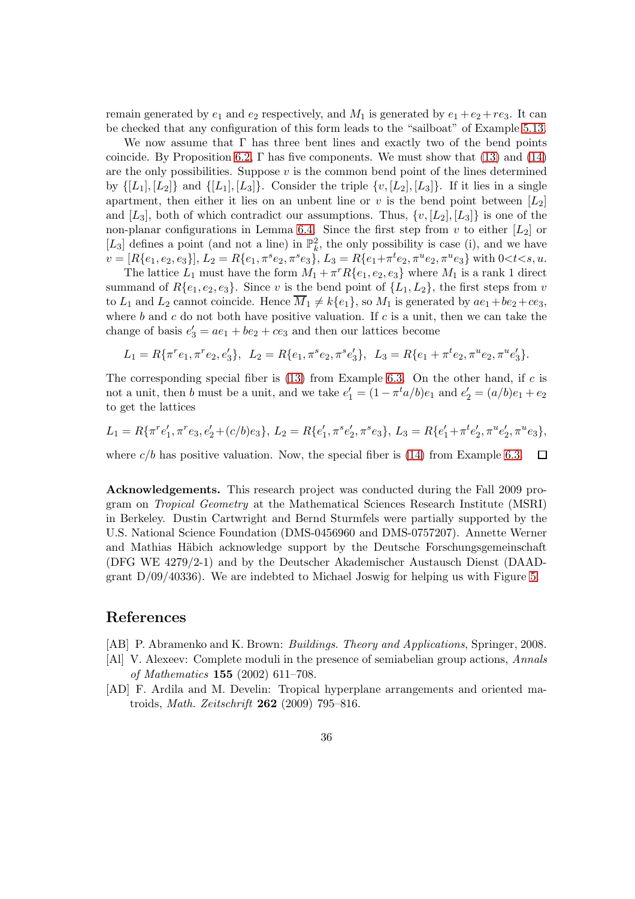remain generated by $e_1$ and $e_2$ respectively, and $M_1$ is generated by $e_1 + e_2 + re_3$. It can be checked that any configuration of this form leads to the "sailboat" of Example 5.13.

We now assume that $\Gamma$ has three bent lines and exactly two of the bend points coincide. By Proposition 6.2, $\Gamma$ has five components. We must show that (13) and (14) are the only possibilities. Suppose $v$ is the common bend point of the lines determined by $\{[L_1],[L_2]\}$ and $\{[L_1],[L_3]\}$. Consider the triple $\{v,[L_2],[L_3]\}$. If it lies in a single apartment, then either it lies on an unbent line or $v$ is the bend point between $[L_2]$ and $[L_3]$, both of which contradict our assumptions. Thus, $\{v,[L_2],[L_3]\}$ is one of the non-planar configurations in Lemma 6.4. Since the first step from $v$ to either $[L_2]$ or $[L_3]$ defines a point (and not a line) in $\mathbb{P}^2_k$, the only possibility is case (i), and we have $v = [R\{e_1,e_2,e_3\}]$, $L_2 = R\{e_1, \pi^s e_2, \pi^s e_3\}$, $L_3 = R\{e_1 + \pi^t e_2, \pi^u e_2, \pi^u e_3\}$ with $0<t<s,u$.

The lattice $L_1$ must have the form $M_1 + \pi^r R\{e_1,e_2,e_3\}$ where $M_1$ is a rank 1 direct summand of $R\{e_1,e_2,e_3\}$. Since $v$ is the bend point of $\{L_1,L_2\}$, the first steps from $v$ to $L_1$ and $L_2$ cannot coincide. Hence $\overline{M}_1 \neq k\{e_1\}$, so $M_1$ is generated by $ae_1 + be_2 + ce_3$, where $b$ and $c$ do not both have positive valuation. If $c$ is a unit, then we can take the change of basis $e_3' = ae_1 + be_2 + ce_3$ and then our lattices become

$$L_1 = R\{\pi^r e_1, \pi^r e_2, e_3'\}, \;\; L_2 = R\{e_1, \pi^s e_2, \pi^s e_3'\}, \;\; L_3 = R\{e_1 + \pi^t e_2, \pi^u e_2, \pi^u e_3'\}.$$

The corresponding special fiber is (13) from Example 6.3. On the other hand, if $c$ is not a unit, then $b$ must be a unit, and we take $e_1' = (1 - \pi^t a/b)e_1$ and $e_2' = (a/b)e_1 + e_2$ to get the lattices

$$L_1 = R\{\pi^r e_1', \pi^r e_3, e_2' + (c/b)e_3\},\; L_2 = R\{e_1', \pi^s e_2', \pi^s e_3\},\; L_3 = R\{e_1' + \pi^t e_2', \pi^u e_2', \pi^u e_3\},$$

where $c/b$ has positive valuation. Now, the special fiber is (14) from Example 6.3. $\square$

**Acknowledgements.** This research project was conducted during the Fall 2009 program on *Tropical Geometry* at the Mathematical Sciences Research Institute (MSRI) in Berkeley. Dustin Cartwright and Bernd Sturmfels were partially supported by the U.S. National Science Foundation (DMS-0456960 and DMS-0757207). Annette Werner and Mathias Häbich acknowledge support by the Deutsche Forschungsgemeinschaft (DFG WE 4279/2-1) and by the Deutscher Akademischer Austausch Dienst (DAAD-grant D/09/40336). We are indebted to Michael Joswig for helping us with Figure 5.

## References

[AB] P. Abramenko and K. Brown: *Buildings. Theory and Applications*, Springer, 2008.

[Al] V. Alexeev: Complete moduli in the presence of semiabelian group actions, *Annals of Mathematics* **155** (2002) 611–708.

[AD] F. Ardila and M. Develin: Tropical hyperplane arrangements and oriented matroids, *Math. Zeitschrift* **262** (2009) 795–816.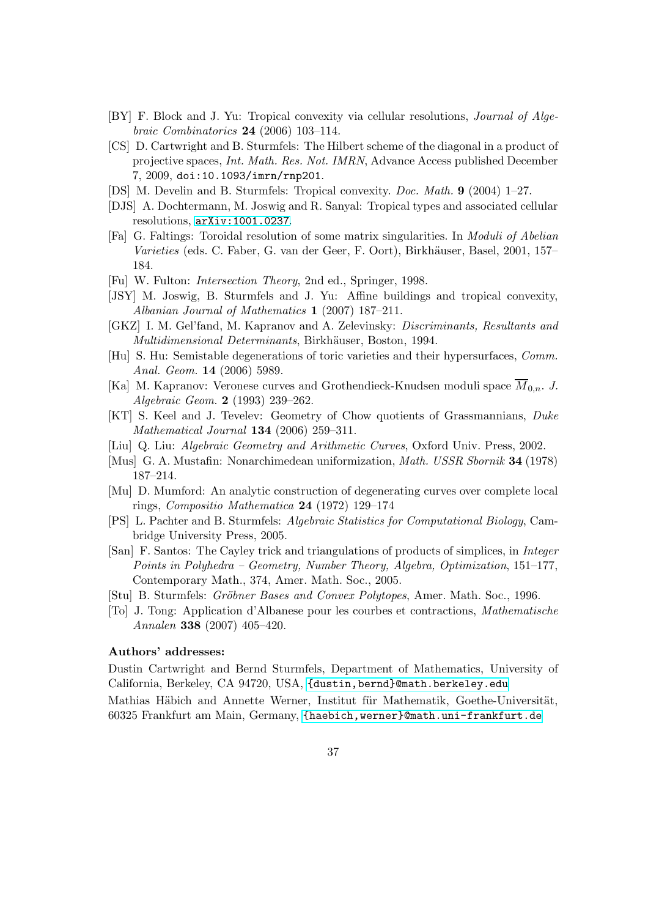[BY] F. Block and J. Yu: Tropical convexity via cellular resolutions, *Journal of Algebraic Combinatorics* **24** (2006) 103–114.

[CS] D. Cartwright and B. Sturmfels: The Hilbert scheme of the diagonal in a product of projective spaces, *Int. Math. Res. Not. IMRN*, Advance Access published December 7, 2009, `doi:10.1093/imrn/rnp201`.

[DS] M. Develin and B. Sturmfels: Tropical convexity. *Doc. Math.* **9** (2004) 1–27.

[DJS] A. Dochtermann, M. Joswig and R. Sanyal: Tropical types and associated cellular resolutions, `arXiv:1001.0237`.

[Fa] G. Faltings: Toroidal resolution of some matrix singularities. In *Moduli of Abelian Varieties* (eds. C. Faber, G. van der Geer, F. Oort), Birkhäuser, Basel, 2001, 157–184.

[Fu] W. Fulton: *Intersection Theory*, 2nd ed., Springer, 1998.

[JSY] M. Joswig, B. Sturmfels and J. Yu: Affine buildings and tropical convexity, *Albanian Journal of Mathematics* **1** (2007) 187–211.

[GKZ] I. M. Gel'fand, M. Kapranov and A. Zelevinsky: *Discriminants, Resultants and Multidimensional Determinants*, Birkhäuser, Boston, 1994.

[Hu] S. Hu: Semistable degenerations of toric varieties and their hypersurfaces, *Comm. Anal. Geom.* **14** (2006) 5989.

[Ka] M. Kapranov: Veronese curves and Grothendieck-Knudsen moduli space $\overline{M}_{0,n}$. *J. Algebraic Geom.* **2** (1993) 239–262.

[KT] S. Keel and J. Tevelev: Geometry of Chow quotients of Grassmannians, *Duke Mathematical Journal* **134** (2006) 259–311.

[Liu] Q. Liu: *Algebraic Geometry and Arithmetic Curves*, Oxford Univ. Press, 2002.

[Mus] G. A. Mustafin: Nonarchimedean uniformization, *Math. USSR Sbornik* **34** (1978) 187–214.

[Mu] D. Mumford: An analytic construction of degenerating curves over complete local rings, *Compositio Mathematica* **24** (1972) 129–174

[PS] L. Pachter and B. Sturmfels: *Algebraic Statistics for Computational Biology*, Cambridge University Press, 2005.

[San] F. Santos: The Cayley trick and triangulations of products of simplices, in *Integer Points in Polyhedra – Geometry, Number Theory, Algebra, Optimization*, 151–177, Contemporary Math., 374, Amer. Math. Soc., 2005.

[Stu] B. Sturmfels: *Gröbner Bases and Convex Polytopes*, Amer. Math. Soc., 1996.

[To] J. Tong: Application d'Albanese pour les courbes et contractions, *Mathematische Annalen* **338** (2007) 405–420.

**Authors' addresses:**

Dustin Cartwright and Bernd Sturmfels, Department of Mathematics, University of California, Berkeley, CA 94720, USA, `{dustin,bernd}@math.berkeley.edu`

Mathias Häbich and Annette Werner, Institut für Mathematik, Goethe-Universität, 60325 Frankfurt am Main, Germany, `{haebich,werner}@math.uni-frankfurt.de`